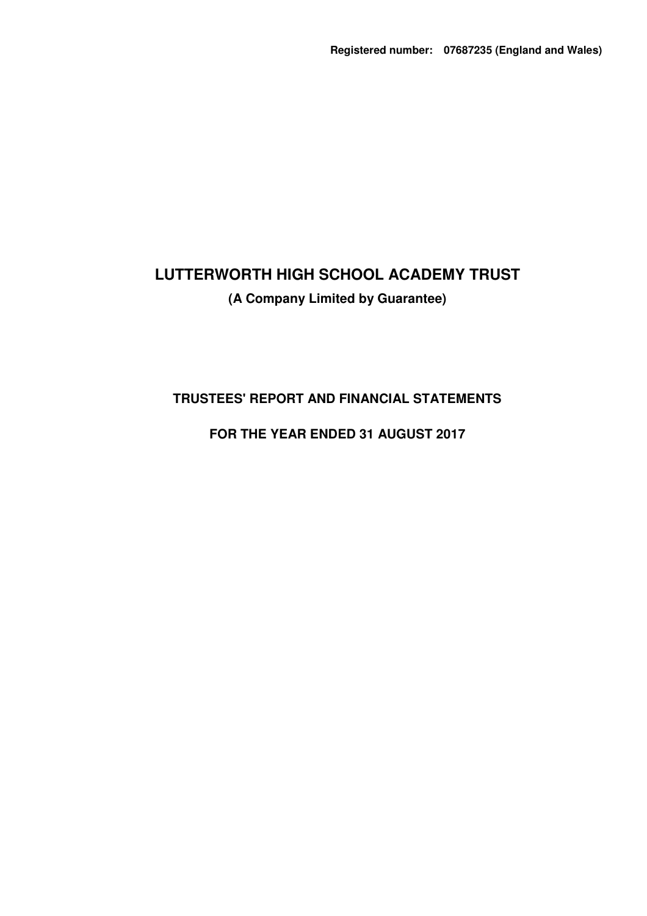**Registered number: 07687235 (England and Wales)**

# LUTTERWORTH HIGH SCHOOL ACADEMY TRUST

**(A Company Limited by Guarantee)**

## TRUSTEES' REPORT AND FINANCIAL STATEMENTS

## FOR THE YEAR ENDED 31 AUGUST 2017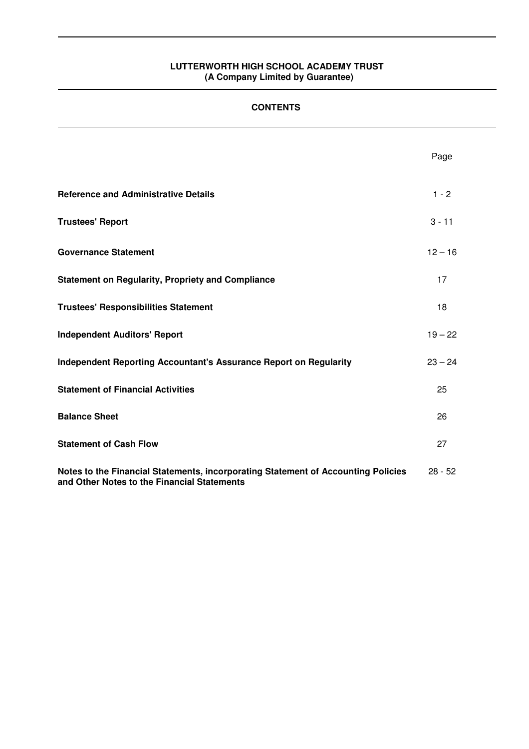**LUTTERWORTH HIGH SCHOOL ACADEMY TRUST**
**(A Company Limited by Guarantee)**

## CONTENTS

| | Page |
|---|---|
| **Reference and Administrative Details** | 1 - 2 |
| **Trustees' Report** | 3 - 11 |
| **Governance Statement** | 12 – 16 |
| **Statement on Regularity, Propriety and Compliance** | 17 |
| **Trustees' Responsibilities Statement** | 18 |
| **Independent Auditors' Report** | 19 – 22 |
| **Independent Reporting Accountant's Assurance Report on Regularity** | 23 – 24 |
| **Statement of Financial Activities** | 25 |
| **Balance Sheet** | 26 |
| **Statement of Cash Flow** | 27 |
| **Notes to the Financial Statements, incorporating Statement of Accounting Policies and Other Notes to the Financial Statements** | 28 - 52 |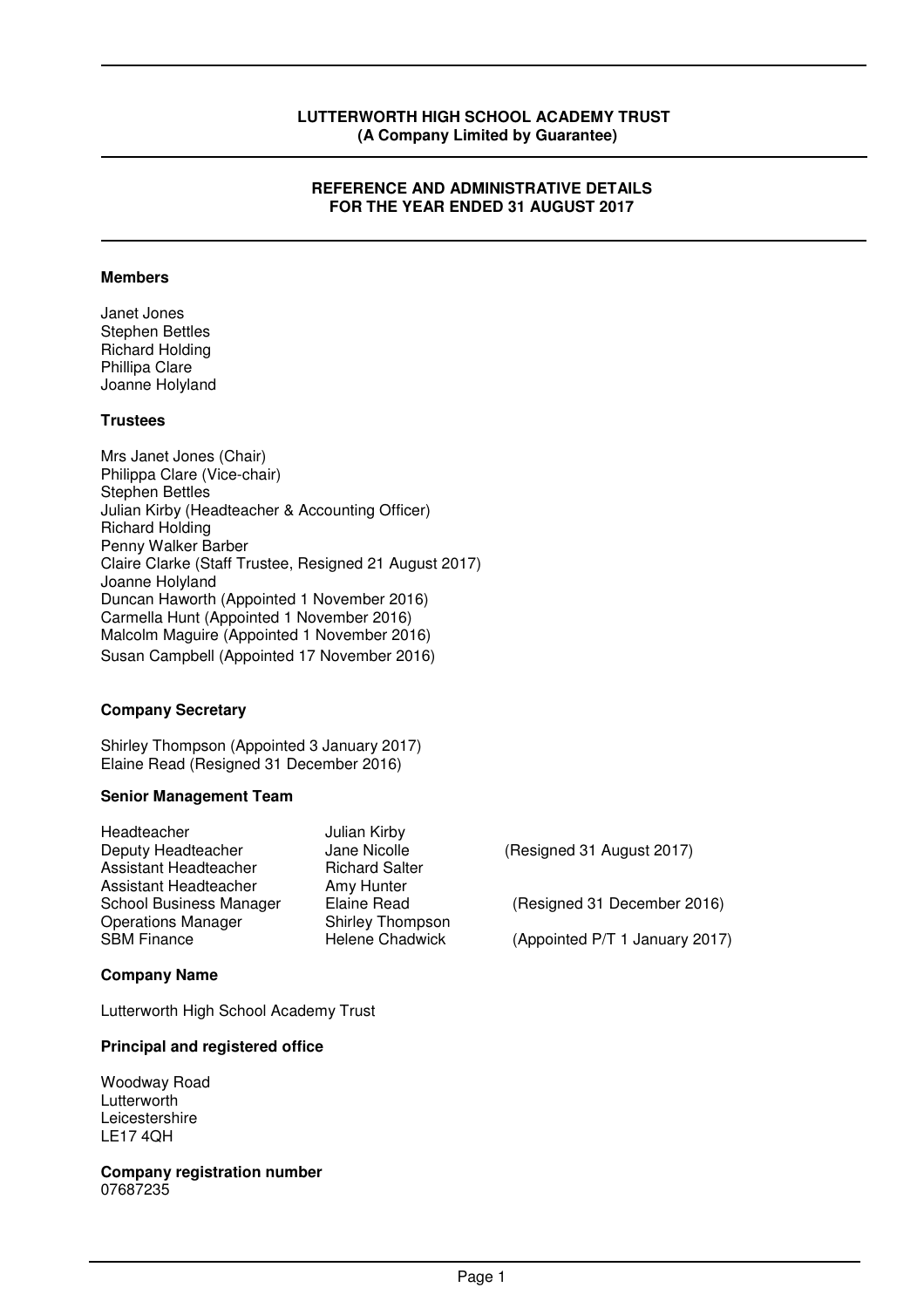**LUTTERWORTH HIGH SCHOOL ACADEMY TRUST**
**(A Company Limited by Guarantee)**

# REFERENCE AND ADMINISTRATIVE DETAILS FOR THE YEAR ENDED 31 AUGUST 2017

### Members

Janet Jones
Stephen Bettles
Richard Holding
Phillipa Clare
Joanne Holyland

### Trustees

Mrs Janet Jones (Chair)
Philippa Clare (Vice-chair)
Stephen Bettles
Julian Kirby (Headteacher & Accounting Officer)
Richard Holding
Penny Walker Barber
Claire Clarke (Staff Trustee, Resigned 21 August 2017)
Joanne Holyland
Duncan Haworth (Appointed 1 November 2016)
Carmella Hunt (Appointed 1 November 2016)
Malcolm Maguire (Appointed 1 November 2016)
Susan Campbell (Appointed 17 November 2016)

### Company Secretary

Shirley Thompson (Appointed 3 January 2017)
Elaine Read (Resigned 31 December 2016)

### Senior Management Team

| | | |
|---|---|---|
| Headteacher | Julian Kirby | |
| Deputy Headteacher | Jane Nicolle | (Resigned 31 August 2017) |
| Assistant Headteacher | Richard Salter | |
| Assistant Headteacher | Amy Hunter | |
| School Business Manager | Elaine Read | (Resigned 31 December 2016) |
| Operations Manager | Shirley Thompson | |
| SBM Finance | Helene Chadwick | (Appointed P/T 1 January 2017) |

### Company Name

Lutterworth High School Academy Trust

### Principal and registered office

Woodway Road
Lutterworth
Leicestershire
LE17 4QH

### Company registration number

07687235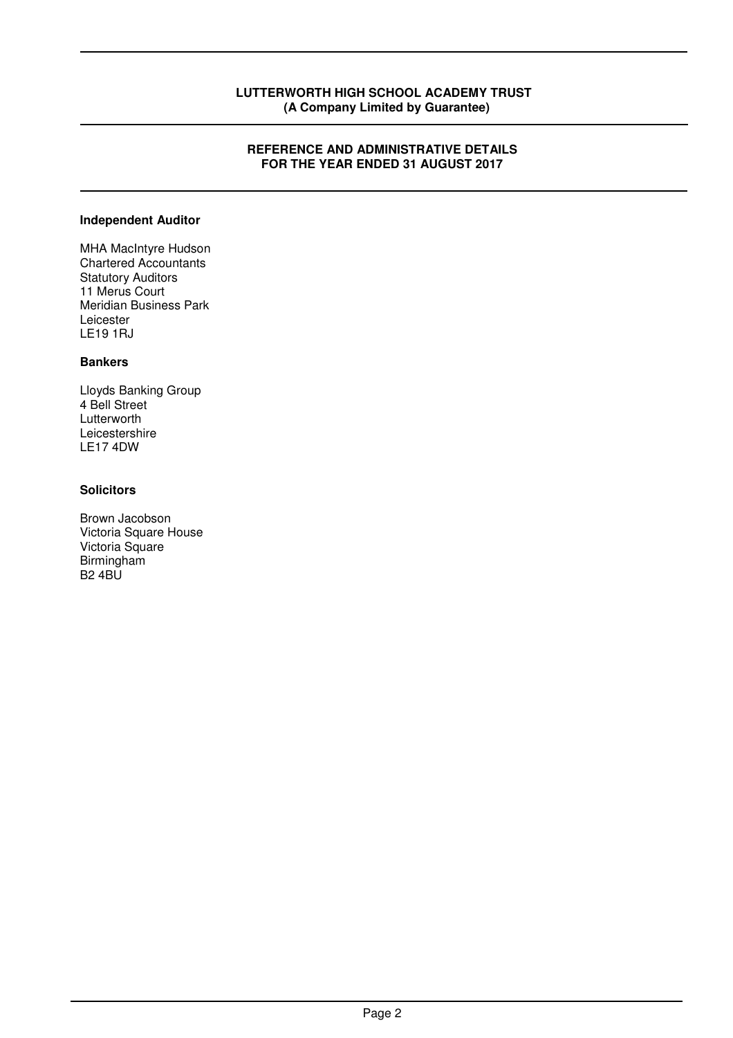# REFERENCE AND ADMINISTRATIVE DETAILS FOR THE YEAR ENDED 31 AUGUST 2017

**Independent Auditor**

MHA MacIntyre Hudson
Chartered Accountants
Statutory Auditors
11 Merus Court
Meridian Business Park
Leicester
LE19 1RJ

**Bankers**

Lloyds Banking Group
4 Bell Street
Lutterworth
Leicestershire
LE17 4DW

**Solicitors**

Brown Jacobson
Victoria Square House
Victoria Square
Birmingham
B2 4BU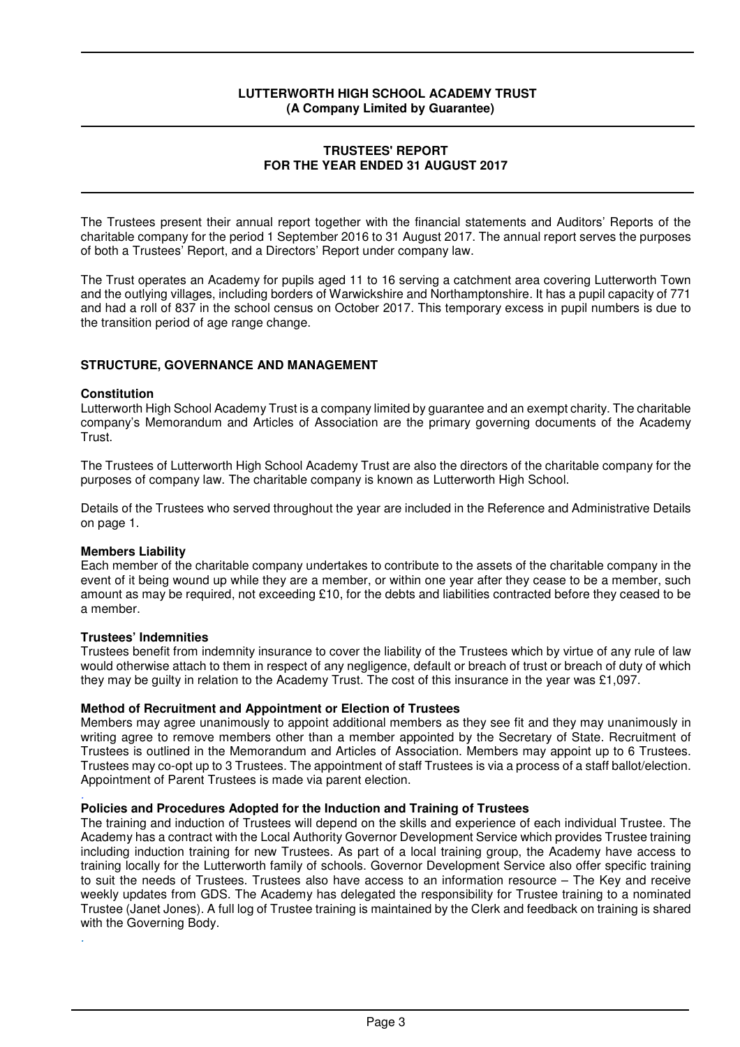**LUTTERWORTH HIGH SCHOOL ACADEMY TRUST**
**(A Company Limited by Guarantee)**

**TRUSTEES' REPORT**
**FOR THE YEAR ENDED 31 AUGUST 2017**

The Trustees present their annual report together with the financial statements and Auditors' Reports of the charitable company for the period 1 September 2016 to 31 August 2017. The annual report serves the purposes of both a Trustees' Report, and a Directors' Report under company law.

The Trust operates an Academy for pupils aged 11 to 16 serving a catchment area covering Lutterworth Town and the outlying villages, including borders of Warwickshire and Northamptonshire. It has a pupil capacity of 771 and had a roll of 837 in the school census on October 2017. This temporary excess in pupil numbers is due to the transition period of age range change.

## STRUCTURE, GOVERNANCE AND MANAGEMENT

### Constitution

Lutterworth High School Academy Trust is a company limited by guarantee and an exempt charity. The charitable company's Memorandum and Articles of Association are the primary governing documents of the Academy Trust.

The Trustees of Lutterworth High School Academy Trust are also the directors of the charitable company for the purposes of company law. The charitable company is known as Lutterworth High School.

Details of the Trustees who served throughout the year are included in the Reference and Administrative Details on page 1.

### Members Liability

Each member of the charitable company undertakes to contribute to the assets of the charitable company in the event of it being wound up while they are a member, or within one year after they cease to be a member, such amount as may be required, not exceeding £10, for the debts and liabilities contracted before they ceased to be a member.

### Trustees' Indemnities

Trustees benefit from indemnity insurance to cover the liability of the Trustees which by virtue of any rule of law would otherwise attach to them in respect of any negligence, default or breach of trust or breach of duty of which they may be guilty in relation to the Academy Trust. The cost of this insurance in the year was £1,097.

### Method of Recruitment and Appointment or Election of Trustees

Members may agree unanimously to appoint additional members as they see fit and they may unanimously in writing agree to remove members other than a member appointed by the Secretary of State. Recruitment of Trustees is outlined in the Memorandum and Articles of Association. Members may appoint up to 6 Trustees. Trustees may co-opt up to 3 Trustees. The appointment of staff Trustees is via a process of a staff ballot/election. Appointment of Parent Trustees is made via parent election.

### Policies and Procedures Adopted for the Induction and Training of Trustees

The training and induction of Trustees will depend on the skills and experience of each individual Trustee. The Academy has a contract with the Local Authority Governor Development Service which provides Trustee training including induction training for new Trustees. As part of a local training group, the Academy have access to training locally for the Lutterworth family of schools. Governor Development Service also offer specific training to suit the needs of Trustees. Trustees also have access to an information resource – The Key and receive weekly updates from GDS. The Academy has delegated the responsibility for Trustee training to a nominated Trustee (Janet Jones). A full log of Trustee training is maintained by the Clerk and feedback on training is shared with the Governing Body.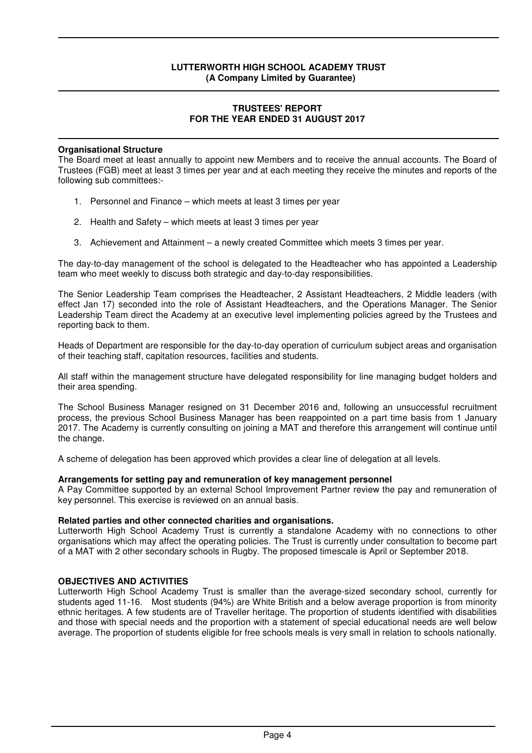**Organisational Structure**

The Board meet at least annually to appoint new Members and to receive the annual accounts. The Board of Trustees (FGB) meet at least 3 times per year and at each meeting they receive the minutes and reports of the following sub committees:-

1. Personnel and Finance – which meets at least 3 times per year
2. Health and Safety – which meets at least 3 times per year
3. Achievement and Attainment – a newly created Committee which meets 3 times per year.

The day-to-day management of the school is delegated to the Headteacher who has appointed a Leadership team who meet weekly to discuss both strategic and day-to-day responsibilities.

The Senior Leadership Team comprises the Headteacher, 2 Assistant Headteachers, 2 Middle leaders (with effect Jan 17) seconded into the role of Assistant Headteachers, and the Operations Manager. The Senior Leadership Team direct the Academy at an executive level implementing policies agreed by the Trustees and reporting back to them.

Heads of Department are responsible for the day-to-day operation of curriculum subject areas and organisation of their teaching staff, capitation resources, facilities and students.

All staff within the management structure have delegated responsibility for line managing budget holders and their area spending.

The School Business Manager resigned on 31 December 2016 and, following an unsuccessful recruitment process, the previous School Business Manager has been reappointed on a part time basis from 1 January 2017. The Academy is currently consulting on joining a MAT and therefore this arrangement will continue until the change.

A scheme of delegation has been approved which provides a clear line of delegation at all levels.

**Arrangements for setting pay and remuneration of key management personnel**

A Pay Committee supported by an external School Improvement Partner review the pay and remuneration of key personnel. This exercise is reviewed on an annual basis.

**Related parties and other connected charities and organisations.**

Lutterworth High School Academy Trust is currently a standalone Academy with no connections to other organisations which may affect the operating policies. The Trust is currently under consultation to become part of a MAT with 2 other secondary schools in Rugby. The proposed timescale is April or September 2018.

## OBJECTIVES AND ACTIVITIES

Lutterworth High School Academy Trust is smaller than the average-sized secondary school, currently for students aged 11-16. Most students (94%) are White British and a below average proportion is from minority ethnic heritages. A few students are of Traveller heritage. The proportion of students identified with disabilities and those with special needs and the proportion with a statement of special educational needs are well below average. The proportion of students eligible for free schools meals is very small in relation to schools nationally.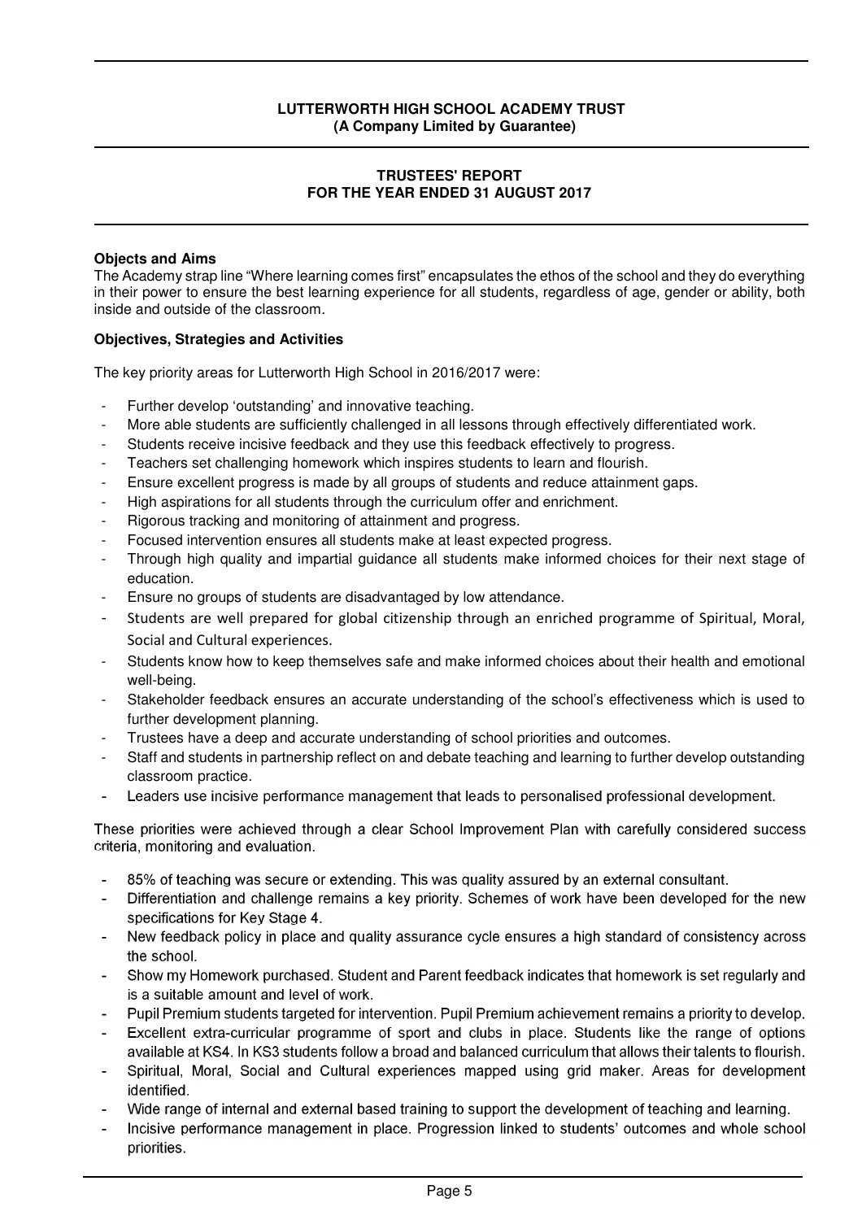**Objects and Aims**

The Academy strap line "Where learning comes first" encapsulates the ethos of the school and they do everything in their power to ensure the best learning experience for all students, regardless of age, gender or ability, both inside and outside of the classroom.

**Objectives, Strategies and Activities**

The key priority areas for Lutterworth High School in 2016/2017 were:

- Further develop 'outstanding' and innovative teaching.
- More able students are sufficiently challenged in all lessons through effectively differentiated work.
- Students receive incisive feedback and they use this feedback effectively to progress.
- Teachers set challenging homework which inspires students to learn and flourish.
- Ensure excellent progress is made by all groups of students and reduce attainment gaps.
- High aspirations for all students through the curriculum offer and enrichment.
- Rigorous tracking and monitoring of attainment and progress.
- Focused intervention ensures all students make at least expected progress.
- Through high quality and impartial guidance all students make informed choices for their next stage of education.
- Ensure no groups of students are disadvantaged by low attendance.
- Students are well prepared for global citizenship through an enriched programme of Spiritual, Moral, Social and Cultural experiences.
- Students know how to keep themselves safe and make informed choices about their health and emotional well-being.
- Stakeholder feedback ensures an accurate understanding of the school's effectiveness which is used to further development planning.
- Trustees have a deep and accurate understanding of school priorities and outcomes.
- Staff and students in partnership reflect on and debate teaching and learning to further develop outstanding classroom practice.
- Leaders use incisive performance management that leads to personalised professional development.

These priorities were achieved through a clear School Improvement Plan with carefully considered success criteria, monitoring and evaluation.

- 85% of teaching was secure or extending. This was quality assured by an external consultant.
- Differentiation and challenge remains a key priority. Schemes of work have been developed for the new specifications for Key Stage 4.
- New feedback policy in place and quality assurance cycle ensures a high standard of consistency across the school.
- Show my Homework purchased. Student and Parent feedback indicates that homework is set regularly and is a suitable amount and level of work.
- Pupil Premium students targeted for intervention. Pupil Premium achievement remains a priority to develop.
- Excellent extra-curricular programme of sport and clubs in place. Students like the range of options available at KS4. In KS3 students follow a broad and balanced curriculum that allows their talents to flourish.
- Spiritual, Moral, Social and Cultural experiences mapped using grid maker. Areas for development identified.
- Wide range of internal and external based training to support the development of teaching and learning.
- Incisive performance management in place. Progression linked to students' outcomes and whole school priorities.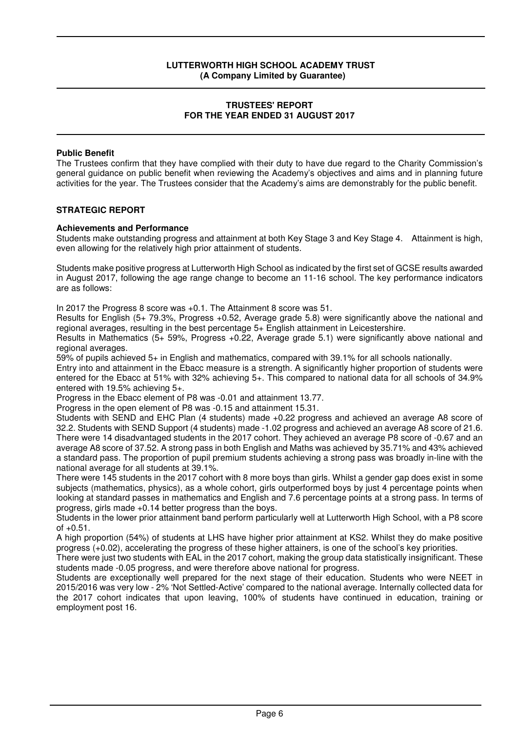**Public Benefit**

The Trustees confirm that they have complied with their duty to have due regard to the Charity Commission's general guidance on public benefit when reviewing the Academy's objectives and aims and in planning future activities for the year. The Trustees consider that the Academy's aims are demonstrably for the public benefit.

## STRATEGIC REPORT

**Achievements and Performance**

Students make outstanding progress and attainment at both Key Stage 3 and Key Stage 4. Attainment is high, even allowing for the relatively high prior attainment of students.

Students make positive progress at Lutterworth High School as indicated by the first set of GCSE results awarded in August 2017, following the age range change to become an 11-16 school. The key performance indicators are as follows:

In 2017 the Progress 8 score was +0.1. The Attainment 8 score was 51.

Results for English (5+ 79.3%, Progress +0.52, Average grade 5.8) were significantly above the national and regional averages, resulting in the best percentage 5+ English attainment in Leicestershire.

Results in Mathematics (5+ 59%, Progress +0.22, Average grade 5.1) were significantly above national and regional averages.

59% of pupils achieved 5+ in English and mathematics, compared with 39.1% for all schools nationally.

Entry into and attainment in the Ebacc measure is a strength. A significantly higher proportion of students were entered for the Ebacc at 51% with 32% achieving 5+. This compared to national data for all schools of 34.9% entered with 19.5% achieving 5+.

Progress in the Ebacc element of P8 was -0.01 and attainment 13.77.

Progress in the open element of P8 was -0.15 and attainment 15.31.

Students with SEND and EHC Plan (4 students) made +0.22 progress and achieved an average A8 score of 32.2. Students with SEND Support (4 students) made -1.02 progress and achieved an average A8 score of 21.6.

There were 14 disadvantaged students in the 2017 cohort. They achieved an average P8 score of -0.67 and an average A8 score of 37.52. A strong pass in both English and Maths was achieved by 35.71% and 43% achieved a standard pass. The proportion of pupil premium students achieving a strong pass was broadly in-line with the national average for all students at 39.1%.

There were 145 students in the 2017 cohort with 8 more boys than girls. Whilst a gender gap does exist in some subjects (mathematics, physics), as a whole cohort, girls outperformed boys by just 4 percentage points when looking at standard passes in mathematics and English and 7.6 percentage points at a strong pass. In terms of progress, girls made +0.14 better progress than the boys.

Students in the lower prior attainment band perform particularly well at Lutterworth High School, with a P8 score of +0.51.

A high proportion (54%) of students at LHS have higher prior attainment at KS2. Whilst they do make positive progress (+0.02), accelerating the progress of these higher attainers, is one of the school's key priorities.

There were just two students with EAL in the 2017 cohort, making the group data statistically insignificant. These students made -0.05 progress, and were therefore above national for progress.

Students are exceptionally well prepared for the next stage of their education. Students who were NEET in 2015/2016 was very low - 2% 'Not Settled-Active' compared to the national average. Internally collected data for the 2017 cohort indicates that upon leaving, 100% of students have continued in education, training or employment post 16.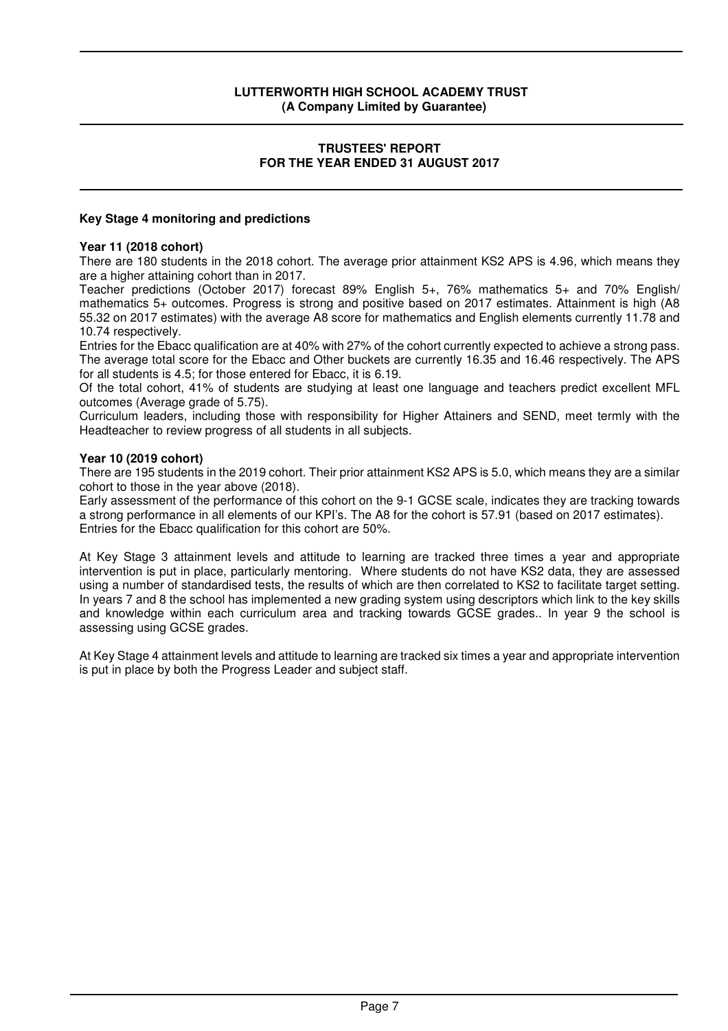## Key Stage 4 monitoring and predictions

### Year 11 (2018 cohort)

There are 180 students in the 2018 cohort. The average prior attainment KS2 APS is 4.96, which means they are a higher attaining cohort than in 2017.

Teacher predictions (October 2017) forecast 89% English 5+, 76% mathematics 5+ and 70% English/ mathematics 5+ outcomes. Progress is strong and positive based on 2017 estimates. Attainment is high (A8 55.32 on 2017 estimates) with the average A8 score for mathematics and English elements currently 11.78 and 10.74 respectively.

Entries for the Ebacc qualification are at 40% with 27% of the cohort currently expected to achieve a strong pass. The average total score for the Ebacc and Other buckets are currently 16.35 and 16.46 respectively. The APS for all students is 4.5; for those entered for Ebacc, it is 6.19.

Of the total cohort, 41% of students are studying at least one language and teachers predict excellent MFL outcomes (Average grade of 5.75).

Curriculum leaders, including those with responsibility for Higher Attainers and SEND, meet termly with the Headteacher to review progress of all students in all subjects.

### Year 10 (2019 cohort)

There are 195 students in the 2019 cohort. Their prior attainment KS2 APS is 5.0, which means they are a similar cohort to those in the year above (2018).

Early assessment of the performance of this cohort on the 9-1 GCSE scale, indicates they are tracking towards a strong performance in all elements of our KPI's. The A8 for the cohort is 57.91 (based on 2017 estimates).

Entries for the Ebacc qualification for this cohort are 50%.

At Key Stage 3 attainment levels and attitude to learning are tracked three times a year and appropriate intervention is put in place, particularly mentoring. Where students do not have KS2 data, they are assessed using a number of standardised tests, the results of which are then correlated to KS2 to facilitate target setting. In years 7 and 8 the school has implemented a new grading system using descriptors which link to the key skills and knowledge within each curriculum area and tracking towards GCSE grades.. In year 9 the school is assessing using GCSE grades.

At Key Stage 4 attainment levels and attitude to learning are tracked six times a year and appropriate intervention is put in place by both the Progress Leader and subject staff.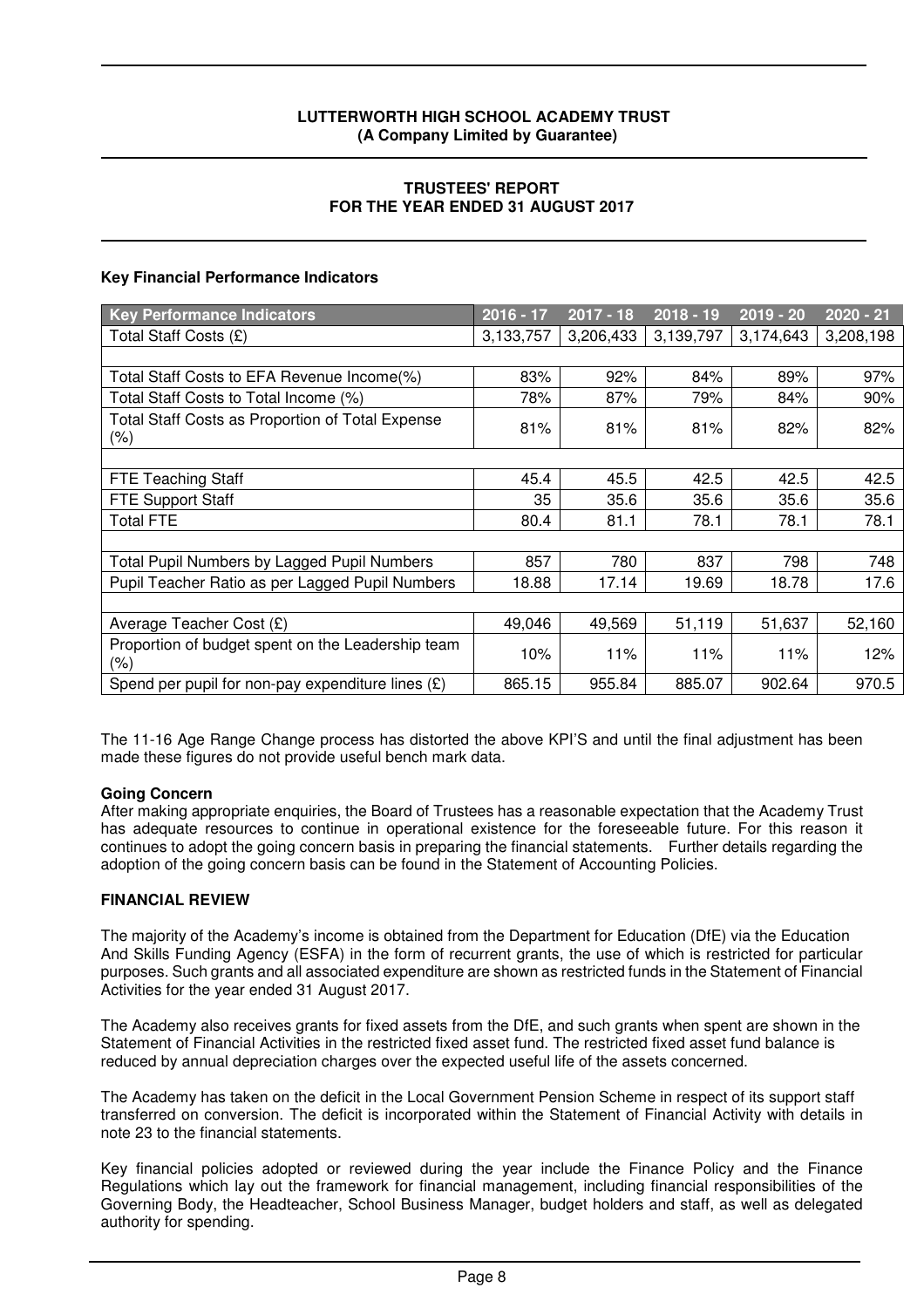**LUTTERWORTH HIGH SCHOOL ACADEMY TRUST**
**(A Company Limited by Guarantee)**

**TRUSTEES' REPORT**
**FOR THE YEAR ENDED 31 AUGUST 2017**

**Key Financial Performance Indicators**

| Key Performance Indicators | 2016 - 17 | 2017 - 18 | 2018 - 19 | 2019 - 20 | 2020 - 21 |
|---|---|---|---|---|---|
| Total Staff Costs (£) | 3,133,757 | 3,206,433 | 3,139,797 | 3,174,643 | 3,208,198 |
| | | | | | |
| Total Staff Costs to EFA Revenue Income(%) | 83% | 92% | 84% | 89% | 97% |
| Total Staff Costs to Total Income (%) | 78% | 87% | 79% | 84% | 90% |
| Total Staff Costs as Proportion of Total Expense (%) | 81% | 81% | 81% | 82% | 82% |
| | | | | | |
| FTE Teaching Staff | 45.4 | 45.5 | 42.5 | 42.5 | 42.5 |
| FTE Support Staff | 35 | 35.6 | 35.6 | 35.6 | 35.6 |
| Total FTE | 80.4 | 81.1 | 78.1 | 78.1 | 78.1 |
| | | | | | |
| Total Pupil Numbers by Lagged Pupil Numbers | 857 | 780 | 837 | 798 | 748 |
| Pupil Teacher Ratio as per Lagged Pupil Numbers | 18.88 | 17.14 | 19.69 | 18.78 | 17.6 |
| | | | | | |
| Average Teacher Cost (£) | 49,046 | 49,569 | 51,119 | 51,637 | 52,160 |
| Proportion of budget spent on the Leadership team (%) | 10% | 11% | 11% | 11% | 12% |
| Spend per pupil for non-pay expenditure lines (£) | 865.15 | 955.84 | 885.07 | 902.64 | 970.5 |

The 11-16 Age Range Change process has distorted the above KPI'S and until the final adjustment has been made these figures do not provide useful bench mark data.

**Going Concern**

After making appropriate enquiries, the Board of Trustees has a reasonable expectation that the Academy Trust has adequate resources to continue in operational existence for the foreseeable future. For this reason it continues to adopt the going concern basis in preparing the financial statements. Further details regarding the adoption of the going concern basis can be found in the Statement of Accounting Policies.

**FINANCIAL REVIEW**

The majority of the Academy's income is obtained from the Department for Education (DfE) via the Education And Skills Funding Agency (ESFA) in the form of recurrent grants, the use of which is restricted for particular purposes. Such grants and all associated expenditure are shown as restricted funds in the Statement of Financial Activities for the year ended 31 August 2017.

The Academy also receives grants for fixed assets from the DfE, and such grants when spent are shown in the Statement of Financial Activities in the restricted fixed asset fund. The restricted fixed asset fund balance is reduced by annual depreciation charges over the expected useful life of the assets concerned.

The Academy has taken on the deficit in the Local Government Pension Scheme in respect of its support staff transferred on conversion. The deficit is incorporated within the Statement of Financial Activity with details in note 23 to the financial statements.

Key financial policies adopted or reviewed during the year include the Finance Policy and the Finance Regulations which lay out the framework for financial management, including financial responsibilities of the Governing Body, the Headteacher, School Business Manager, budget holders and staff, as well as delegated authority for spending.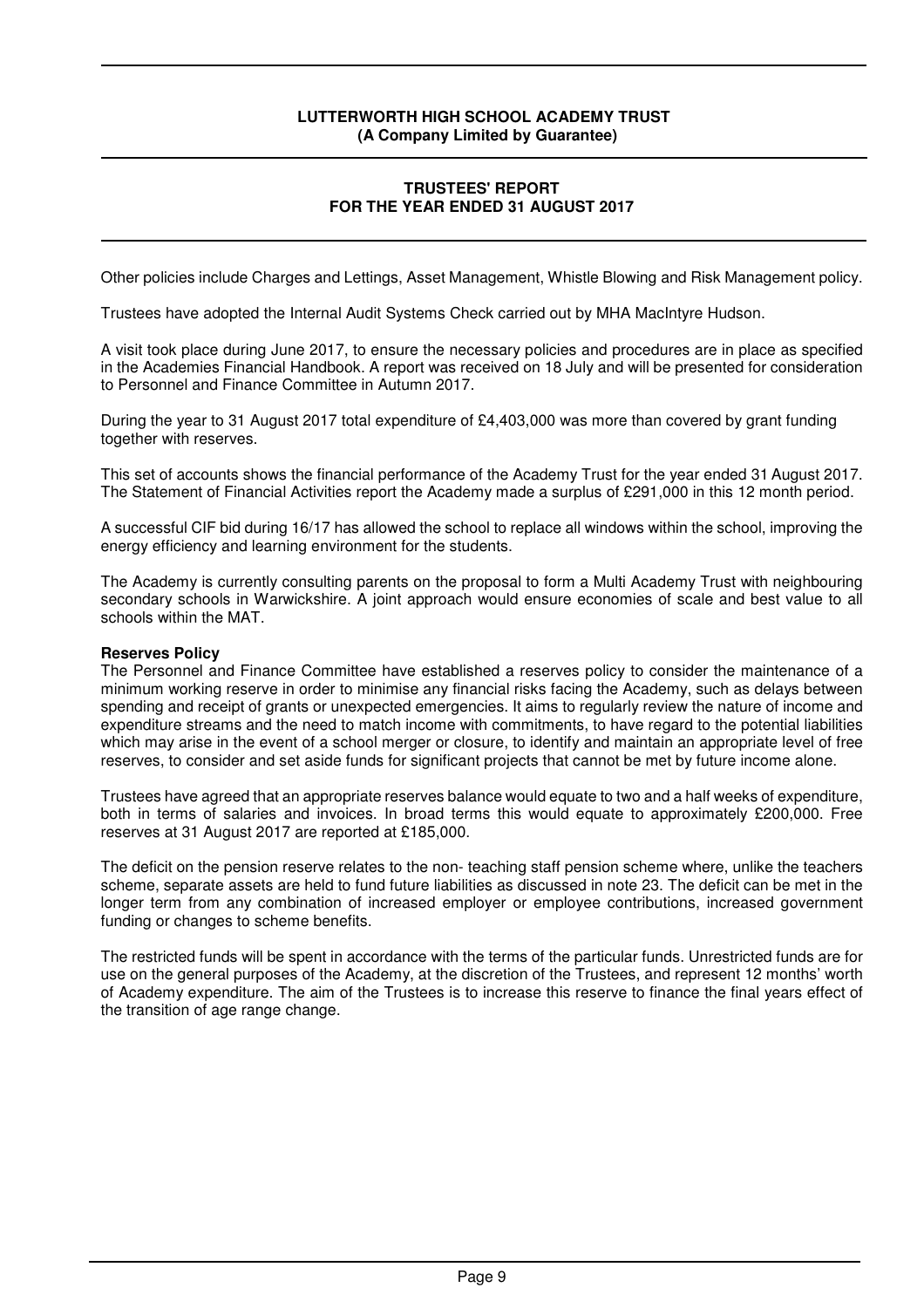Other policies include Charges and Lettings, Asset Management, Whistle Blowing and Risk Management policy.

Trustees have adopted the Internal Audit Systems Check carried out by MHA MacIntyre Hudson.

A visit took place during June 2017, to ensure the necessary policies and procedures are in place as specified in the Academies Financial Handbook. A report was received on 18 July and will be presented for consideration to Personnel and Finance Committee in Autumn 2017.

During the year to 31 August 2017 total expenditure of £4,403,000 was more than covered by grant funding together with reserves.

This set of accounts shows the financial performance of the Academy Trust for the year ended 31 August 2017. The Statement of Financial Activities report the Academy made a surplus of £291,000 in this 12 month period.

A successful CIF bid during 16/17 has allowed the school to replace all windows within the school, improving the energy efficiency and learning environment for the students.

The Academy is currently consulting parents on the proposal to form a Multi Academy Trust with neighbouring secondary schools in Warwickshire. A joint approach would ensure economies of scale and best value to all schools within the MAT.

**Reserves Policy**

The Personnel and Finance Committee have established a reserves policy to consider the maintenance of a minimum working reserve in order to minimise any financial risks facing the Academy, such as delays between spending and receipt of grants or unexpected emergencies. It aims to regularly review the nature of income and expenditure streams and the need to match income with commitments, to have regard to the potential liabilities which may arise in the event of a school merger or closure, to identify and maintain an appropriate level of free reserves, to consider and set aside funds for significant projects that cannot be met by future income alone.

Trustees have agreed that an appropriate reserves balance would equate to two and a half weeks of expenditure, both in terms of salaries and invoices. In broad terms this would equate to approximately £200,000. Free reserves at 31 August 2017 are reported at £185,000.

The deficit on the pension reserve relates to the non- teaching staff pension scheme where, unlike the teachers scheme, separate assets are held to fund future liabilities as discussed in note 23. The deficit can be met in the longer term from any combination of increased employer or employee contributions, increased government funding or changes to scheme benefits.

The restricted funds will be spent in accordance with the terms of the particular funds. Unrestricted funds are for use on the general purposes of the Academy, at the discretion of the Trustees, and represent 12 months' worth of Academy expenditure. The aim of the Trustees is to increase this reserve to finance the final years effect of the transition of age range change.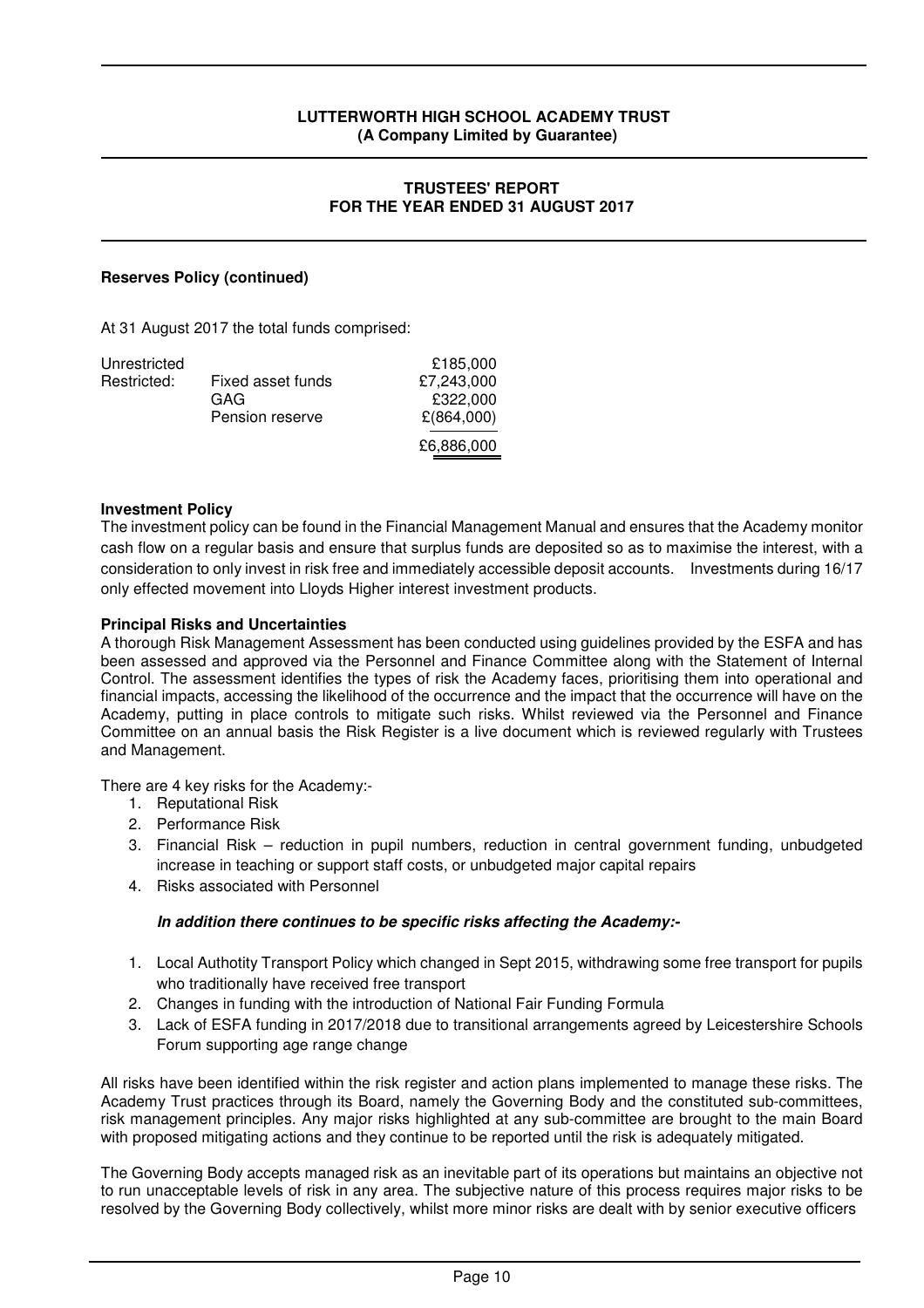**Reserves Policy (continued)**

At 31 August 2017 the total funds comprised:

| | | |
|---|---|---|
| Unrestricted | | £185,000 |
| Restricted: | Fixed asset funds | £7,243,000 |
| | GAG | £322,000 |
| | Pension reserve | £(864,000) |
| | | £6,886,000 |

**Investment Policy**

The investment policy can be found in the Financial Management Manual and ensures that the Academy monitor cash flow on a regular basis and ensure that surplus funds are deposited so as to maximise the interest, with a consideration to only invest in risk free and immediately accessible deposit accounts. Investments during 16/17 only effected movement into Lloyds Higher interest investment products.

**Principal Risks and Uncertainties**

A thorough Risk Management Assessment has been conducted using guidelines provided by the ESFA and has been assessed and approved via the Personnel and Finance Committee along with the Statement of Internal Control. The assessment identifies the types of risk the Academy faces, prioritising them into operational and financial impacts, accessing the likelihood of the occurrence and the impact that the occurrence will have on the Academy, putting in place controls to mitigate such risks. Whilst reviewed via the Personnel and Finance Committee on an annual basis the Risk Register is a live document which is reviewed regularly with Trustees and Management.

There are 4 key risks for the Academy:-

1. Reputational Risk
2. Performance Risk
3. Financial Risk – reduction in pupil numbers, reduction in central government funding, unbudgeted increase in teaching or support staff costs, or unbudgeted major capital repairs
4. Risks associated with Personnel

***In addition there continues to be specific risks affecting the Academy:-***

1. Local Authotity Transport Policy which changed in Sept 2015, withdrawing some free transport for pupils who traditionally have received free transport
2. Changes in funding with the introduction of National Fair Funding Formula
3. Lack of ESFA funding in 2017/2018 due to transitional arrangements agreed by Leicestershire Schools Forum supporting age range change

All risks have been identified within the risk register and action plans implemented to manage these risks. The Academy Trust practices through its Board, namely the Governing Body and the constituted sub-committees, risk management principles. Any major risks highlighted at any sub-committee are brought to the main Board with proposed mitigating actions and they continue to be reported until the risk is adequately mitigated.

The Governing Body accepts managed risk as an inevitable part of its operations but maintains an objective not to run unacceptable levels of risk in any area. The subjective nature of this process requires major risks to be resolved by the Governing Body collectively, whilst more minor risks are dealt with by senior executive officers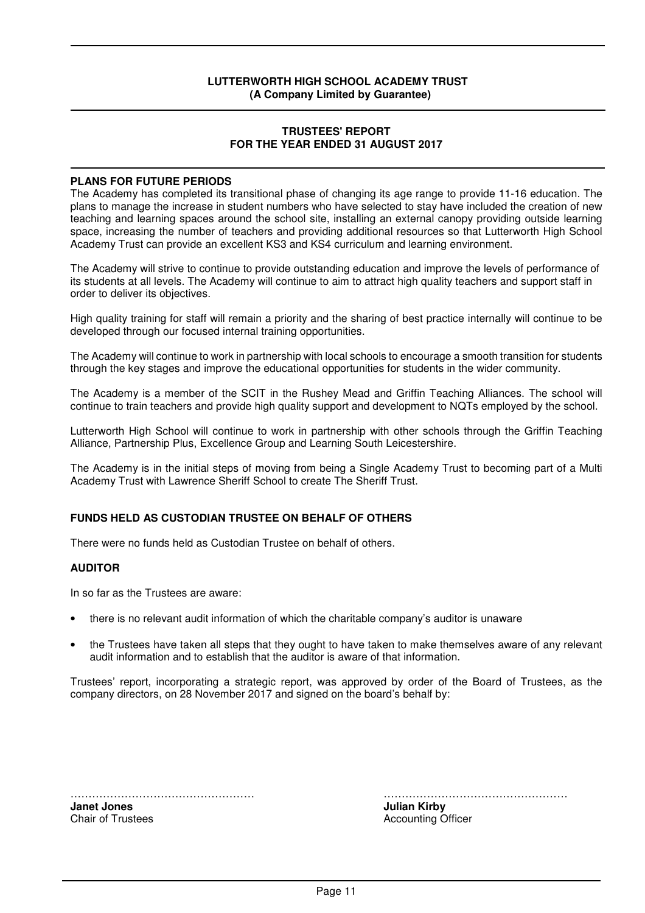## PLANS FOR FUTURE PERIODS

The Academy has completed its transitional phase of changing its age range to provide 11-16 education. The plans to manage the increase in student numbers who have selected to stay have included the creation of new teaching and learning spaces around the school site, installing an external canopy providing outside learning space, increasing the number of teachers and providing additional resources so that Lutterworth High School Academy Trust can provide an excellent KS3 and KS4 curriculum and learning environment.

The Academy will strive to continue to provide outstanding education and improve the levels of performance of its students at all levels. The Academy will continue to aim to attract high quality teachers and support staff in order to deliver its objectives.

High quality training for staff will remain a priority and the sharing of best practice internally will continue to be developed through our focused internal training opportunities.

The Academy will continue to work in partnership with local schools to encourage a smooth transition for students through the key stages and improve the educational opportunities for students in the wider community.

The Academy is a member of the SCIT in the Rushey Mead and Griffin Teaching Alliances. The school will continue to train teachers and provide high quality support and development to NQTs employed by the school.

Lutterworth High School will continue to work in partnership with other schools through the Griffin Teaching Alliance, Partnership Plus, Excellence Group and Learning South Leicestershire.

The Academy is in the initial steps of moving from being a Single Academy Trust to becoming part of a Multi Academy Trust with Lawrence Sheriff School to create The Sheriff Trust.

## FUNDS HELD AS CUSTODIAN TRUSTEE ON BEHALF OF OTHERS

There were no funds held as Custodian Trustee on behalf of others.

## AUDITOR

In so far as the Trustees are aware:

- there is no relevant audit information of which the charitable company's auditor is unaware
- the Trustees have taken all steps that they ought to have taken to make themselves aware of any relevant audit information and to establish that the auditor is aware of that information.

Trustees' report, incorporating a strategic report, was approved by order of the Board of Trustees, as the company directors, on 28 November 2017 and signed on the board's behalf by:

………………………………………… ………………………………………… 

**Janet Jones**
Chair of Trustees

**Julian Kirby**
Accounting Officer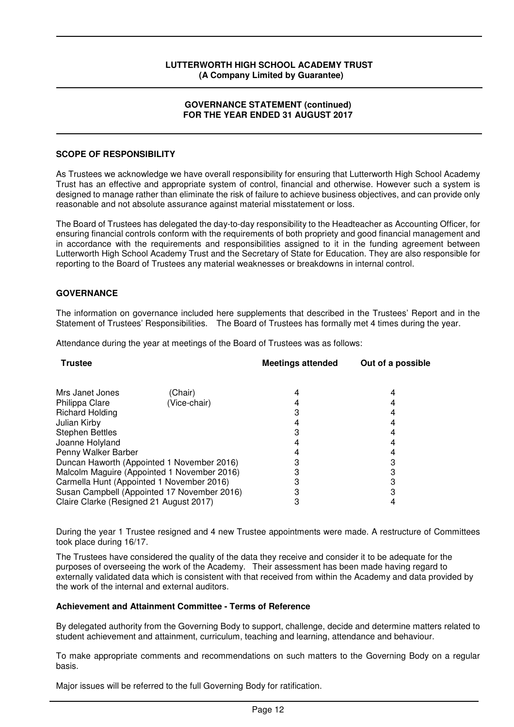# LUTTERWORTH HIGH SCHOOL ACADEMY TRUST
**(A Company Limited by Guarantee)**

## GOVERNANCE STATEMENT (continued)
## FOR THE YEAR ENDED 31 AUGUST 2017

### SCOPE OF RESPONSIBILITY

As Trustees we acknowledge we have overall responsibility for ensuring that Lutterworth High School Academy Trust has an effective and appropriate system of control, financial and otherwise. However such a system is designed to manage rather than eliminate the risk of failure to achieve business objectives, and can provide only reasonable and not absolute assurance against material misstatement or loss.

The Board of Trustees has delegated the day-to-day responsibility to the Headteacher as Accounting Officer, for ensuring financial controls conform with the requirements of both propriety and good financial management and in accordance with the requirements and responsibilities assigned to it in the funding agreement between Lutterworth High School Academy Trust and the Secretary of State for Education. They are also responsible for reporting to the Board of Trustees any material weaknesses or breakdowns in internal control.

### GOVERNANCE

The information on governance included here supplements that described in the Trustees' Report and in the Statement of Trustees' Responsibilities. The Board of Trustees has formally met 4 times during the year.

Attendance during the year at meetings of the Board of Trustees was as follows:

| Trustee | Meetings attended | Out of a possible |
|---|---|---|
| Mrs Janet Jones (Chair) | 4 | 4 |
| Philippa Clare (Vice-chair) | 4 | 4 |
| Richard Holding | 3 | 4 |
| Julian Kirby | 4 | 4 |
| Stephen Bettles | 3 | 4 |
| Joanne Holyland | 4 | 4 |
| Penny Walker Barber | 4 | 4 |
| Duncan Haworth (Appointed 1 November 2016) | 3 | 3 |
| Malcolm Maguire (Appointed 1 November 2016) | 3 | 3 |
| Carmella Hunt (Appointed 1 November 2016) | 3 | 3 |
| Susan Campbell (Appointed 17 November 2016) | 3 | 3 |
| Claire Clarke (Resigned 21 August 2017) | 3 | 4 |

During the year 1 Trustee resigned and 4 new Trustee appointments were made. A restructure of Committees took place during 16/17.

The Trustees have considered the quality of the data they receive and consider it to be adequate for the purposes of overseeing the work of the Academy. Their assessment has been made having regard to externally validated data which is consistent with that received from within the Academy and data provided by the work of the internal and external auditors.

**Achievement and Attainment Committee - Terms of Reference**

By delegated authority from the Governing Body to support, challenge, decide and determine matters related to student achievement and attainment, curriculum, teaching and learning, attendance and behaviour.

To make appropriate comments and recommendations on such matters to the Governing Body on a regular basis.

Major issues will be referred to the full Governing Body for ratification.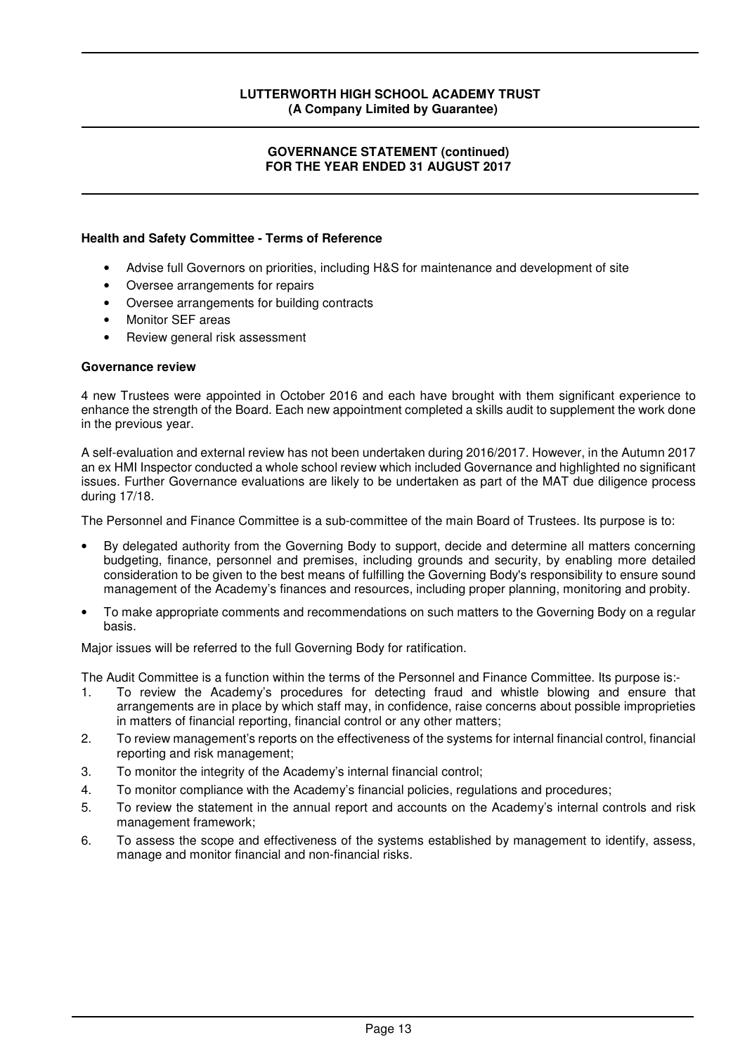#### Health and Safety Committee - Terms of Reference

- Advise full Governors on priorities, including H&S for maintenance and development of site
- Oversee arrangements for repairs
- Oversee arrangements for building contracts
- Monitor SEF areas
- Review general risk assessment

#### Governance review

4 new Trustees were appointed in October 2016 and each have brought with them significant experience to enhance the strength of the Board. Each new appointment completed a skills audit to supplement the work done in the previous year.

A self-evaluation and external review has not been undertaken during 2016/2017. However, in the Autumn 2017 an ex HMI Inspector conducted a whole school review which included Governance and highlighted no significant issues. Further Governance evaluations are likely to be undertaken as part of the MAT due diligence process during 17/18.

The Personnel and Finance Committee is a sub-committee of the main Board of Trustees. Its purpose is to:

- By delegated authority from the Governing Body to support, decide and determine all matters concerning budgeting, finance, personnel and premises, including grounds and security, by enabling more detailed consideration to be given to the best means of fulfilling the Governing Body's responsibility to ensure sound management of the Academy's finances and resources, including proper planning, monitoring and probity.
- To make appropriate comments and recommendations on such matters to the Governing Body on a regular basis.

Major issues will be referred to the full Governing Body for ratification.

The Audit Committee is a function within the terms of the Personnel and Finance Committee. Its purpose is:-

1. To review the Academy's procedures for detecting fraud and whistle blowing and ensure that arrangements are in place by which staff may, in confidence, raise concerns about possible improprieties in matters of financial reporting, financial control or any other matters;
2. To review management's reports on the effectiveness of the systems for internal financial control, financial reporting and risk management;
3. To monitor the integrity of the Academy's internal financial control;
4. To monitor compliance with the Academy's financial policies, regulations and procedures;
5. To review the statement in the annual report and accounts on the Academy's internal controls and risk management framework;
6. To assess the scope and effectiveness of the systems established by management to identify, assess, manage and monitor financial and non-financial risks.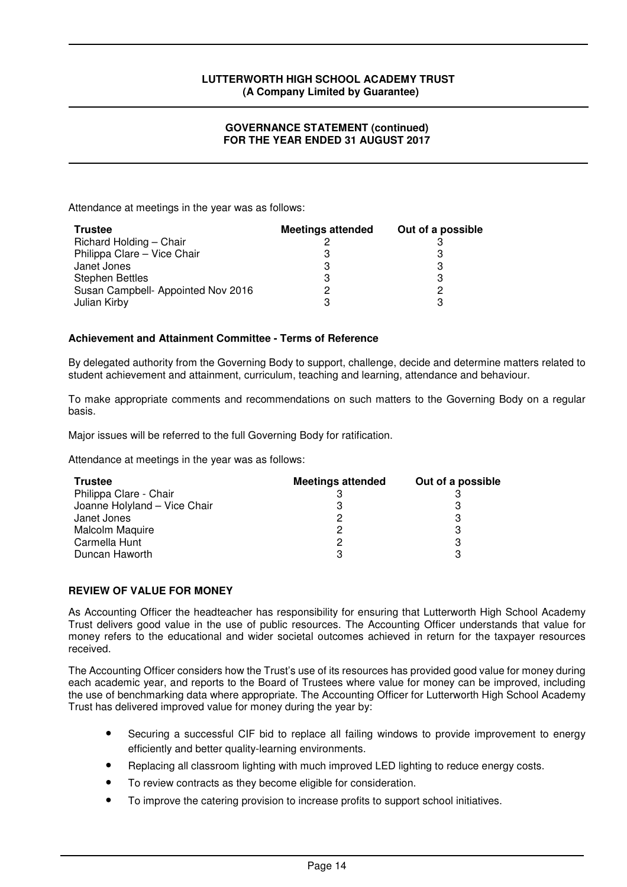Attendance at meetings in the year was as follows:

| Trustee | Meetings attended | Out of a possible |
|---|---|---|
| Richard Holding – Chair | 2 | 3 |
| Philippa Clare – Vice Chair | 3 | 3 |
| Janet Jones | 3 | 3 |
| Stephen Bettles | 3 | 3 |
| Susan Campbell- Appointed Nov 2016 | 2 | 2 |
| Julian Kirby | 3 | 3 |

**Achievement and Attainment Committee - Terms of Reference**

By delegated authority from the Governing Body to support, challenge, decide and determine matters related to student achievement and attainment, curriculum, teaching and learning, attendance and behaviour.

To make appropriate comments and recommendations on such matters to the Governing Body on a regular basis.

Major issues will be referred to the full Governing Body for ratification.

Attendance at meetings in the year was as follows:

| Trustee | Meetings attended | Out of a possible |
|---|---|---|
| Philippa Clare - Chair | 3 | 3 |
| Joanne Holyland – Vice Chair | 3 | 3 |
| Janet Jones | 2 | 3 |
| Malcolm Maquire | 2 | 3 |
| Carmella Hunt | 2 | 3 |
| Duncan Haworth | 3 | 3 |

**REVIEW OF VALUE FOR MONEY**

As Accounting Officer the headteacher has responsibility for ensuring that Lutterworth High School Academy Trust delivers good value in the use of public resources. The Accounting Officer understands that value for money refers to the educational and wider societal outcomes achieved in return for the taxpayer resources received.

The Accounting Officer considers how the Trust's use of its resources has provided good value for money during each academic year, and reports to the Board of Trustees where value for money can be improved, including the use of benchmarking data where appropriate. The Accounting Officer for Lutterworth High School Academy Trust has delivered improved value for money during the year by:

- Securing a successful CIF bid to replace all failing windows to provide improvement to energy efficiently and better quality-learning environments.
- Replacing all classroom lighting with much improved LED lighting to reduce energy costs.
- To review contracts as they become eligible for consideration.
- To improve the catering provision to increase profits to support school initiatives.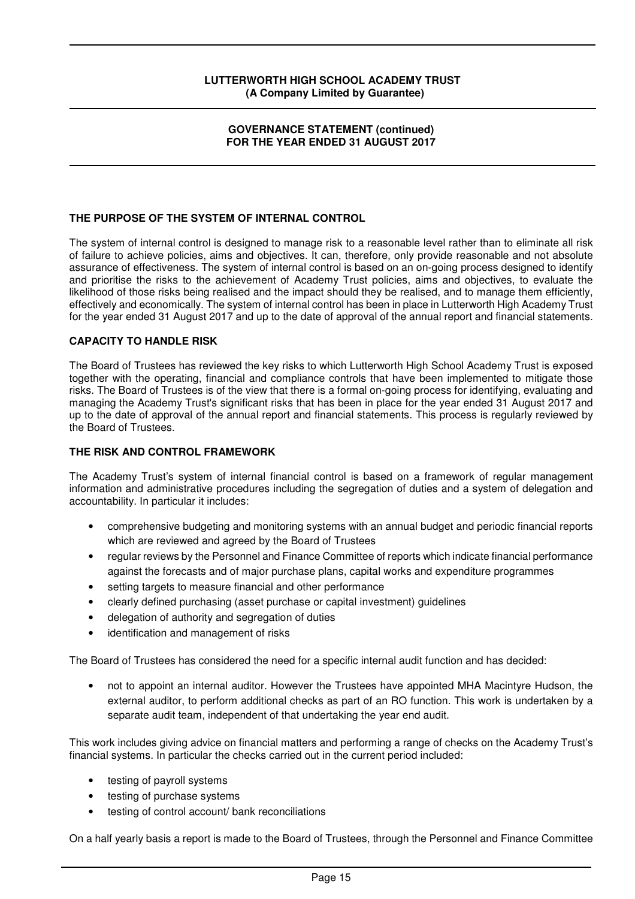## THE PURPOSE OF THE SYSTEM OF INTERNAL CONTROL

The system of internal control is designed to manage risk to a reasonable level rather than to eliminate all risk of failure to achieve policies, aims and objectives. It can, therefore, only provide reasonable and not absolute assurance of effectiveness. The system of internal control is based on an on-going process designed to identify and prioritise the risks to the achievement of Academy Trust policies, aims and objectives, to evaluate the likelihood of those risks being realised and the impact should they be realised, and to manage them efficiently, effectively and economically. The system of internal control has been in place in Lutterworth High Academy Trust for the year ended 31 August 2017 and up to the date of approval of the annual report and financial statements.

## CAPACITY TO HANDLE RISK

The Board of Trustees has reviewed the key risks to which Lutterworth High School Academy Trust is exposed together with the operating, financial and compliance controls that have been implemented to mitigate those risks. The Board of Trustees is of the view that there is a formal on-going process for identifying, evaluating and managing the Academy Trust's significant risks that has been in place for the year ended 31 August 2017 and up to the date of approval of the annual report and financial statements. This process is regularly reviewed by the Board of Trustees.

## THE RISK AND CONTROL FRAMEWORK

The Academy Trust's system of internal financial control is based on a framework of regular management information and administrative procedures including the segregation of duties and a system of delegation and accountability. In particular it includes:

- comprehensive budgeting and monitoring systems with an annual budget and periodic financial reports which are reviewed and agreed by the Board of Trustees
- regular reviews by the Personnel and Finance Committee of reports which indicate financial performance against the forecasts and of major purchase plans, capital works and expenditure programmes
- setting targets to measure financial and other performance
- clearly defined purchasing (asset purchase or capital investment) guidelines
- delegation of authority and segregation of duties
- identification and management of risks

The Board of Trustees has considered the need for a specific internal audit function and has decided:

- not to appoint an internal auditor. However the Trustees have appointed MHA Macintyre Hudson, the external auditor, to perform additional checks as part of an RO function. This work is undertaken by a separate audit team, independent of that undertaking the year end audit.

This work includes giving advice on financial matters and performing a range of checks on the Academy Trust's financial systems. In particular the checks carried out in the current period included:

- testing of payroll systems
- testing of purchase systems
- testing of control account/ bank reconciliations

On a half yearly basis a report is made to the Board of Trustees, through the Personnel and Finance Committee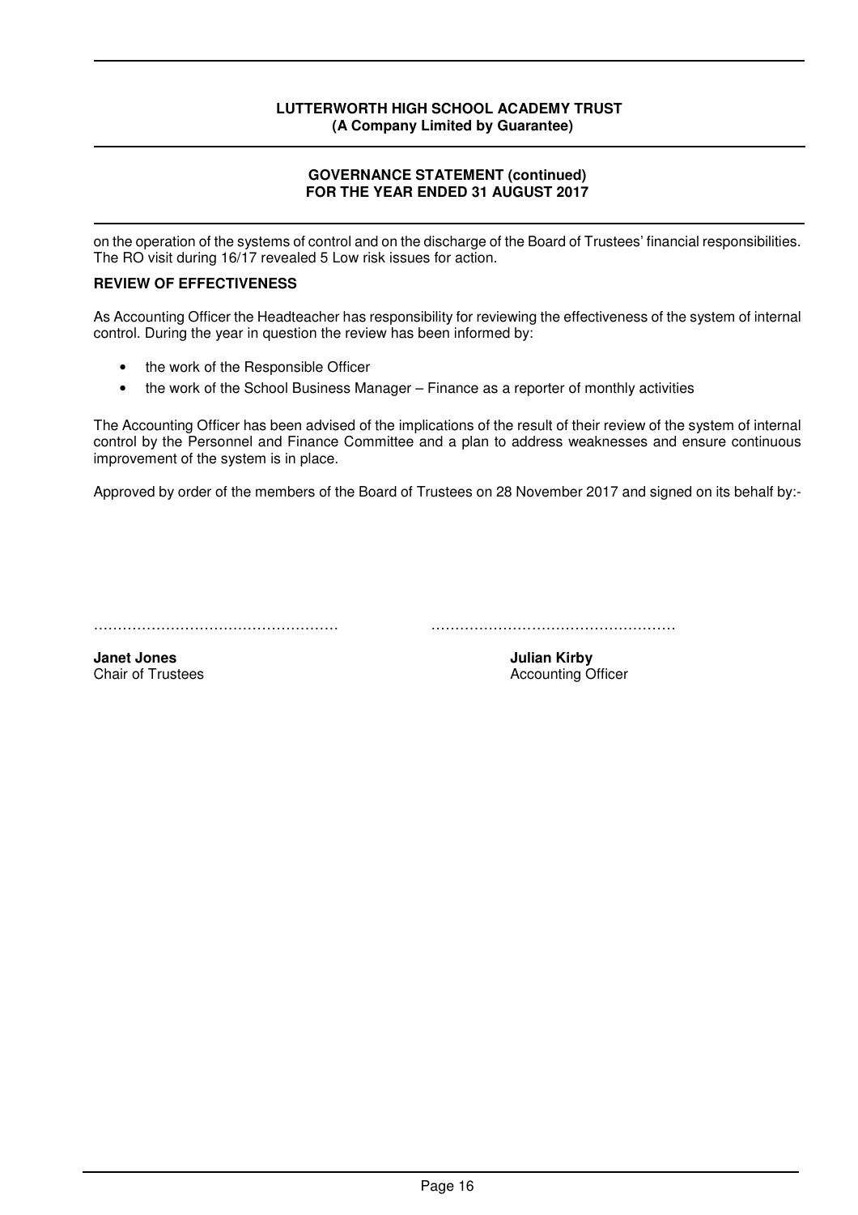on the operation of the systems of control and on the discharge of the Board of Trustees' financial responsibilities. The RO visit during 16/17 revealed 5 Low risk issues for action.

**REVIEW OF EFFECTIVENESS**

As Accounting Officer the Headteacher has responsibility for reviewing the effectiveness of the system of internal control. During the year in question the review has been informed by:

- the work of the Responsible Officer
- the work of the School Business Manager – Finance as a reporter of monthly activities

The Accounting Officer has been advised of the implications of the result of their review of the system of internal control by the Personnel and Finance Committee and a plan to address weaknesses and ensure continuous improvement of the system is in place.

Approved by order of the members of the Board of Trustees on 28 November 2017 and signed on its behalf by:-

……………………………………………

**Janet Jones**
Chair of Trustees

……………………………………………

**Julian Kirby**
Accounting Officer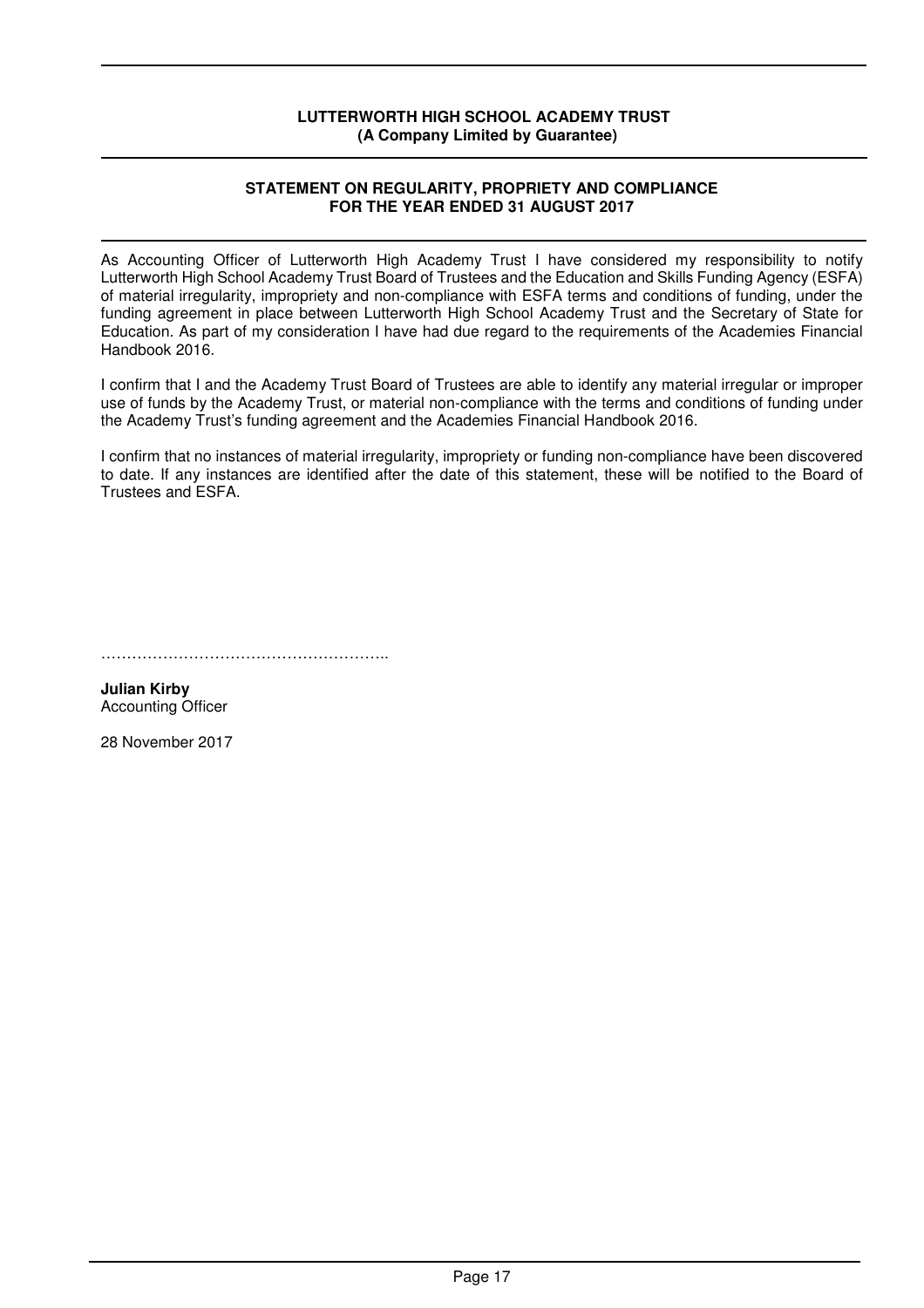**LUTTERWORTH HIGH SCHOOL ACADEMY TRUST**
**(A Company Limited by Guarantee)**

## STATEMENT ON REGULARITY, PROPRIETY AND COMPLIANCE FOR THE YEAR ENDED 31 AUGUST 2017

As Accounting Officer of Lutterworth High Academy Trust I have considered my responsibility to notify Lutterworth High School Academy Trust Board of Trustees and the Education and Skills Funding Agency (ESFA) of material irregularity, impropriety and non-compliance with ESFA terms and conditions of funding, under the funding agreement in place between Lutterworth High School Academy Trust and the Secretary of State for Education. As part of my consideration I have had due regard to the requirements of the Academies Financial Handbook 2016.

I confirm that I and the Academy Trust Board of Trustees are able to identify any material irregular or improper use of funds by the Academy Trust, or material non-compliance with the terms and conditions of funding under the Academy Trust's funding agreement and the Academies Financial Handbook 2016.

I confirm that no instances of material irregularity, impropriety or funding non-compliance have been discovered to date. If any instances are identified after the date of this statement, these will be notified to the Board of Trustees and ESFA.

………………………………………………..

**Julian Kirby**
Accounting Officer

28 November 2017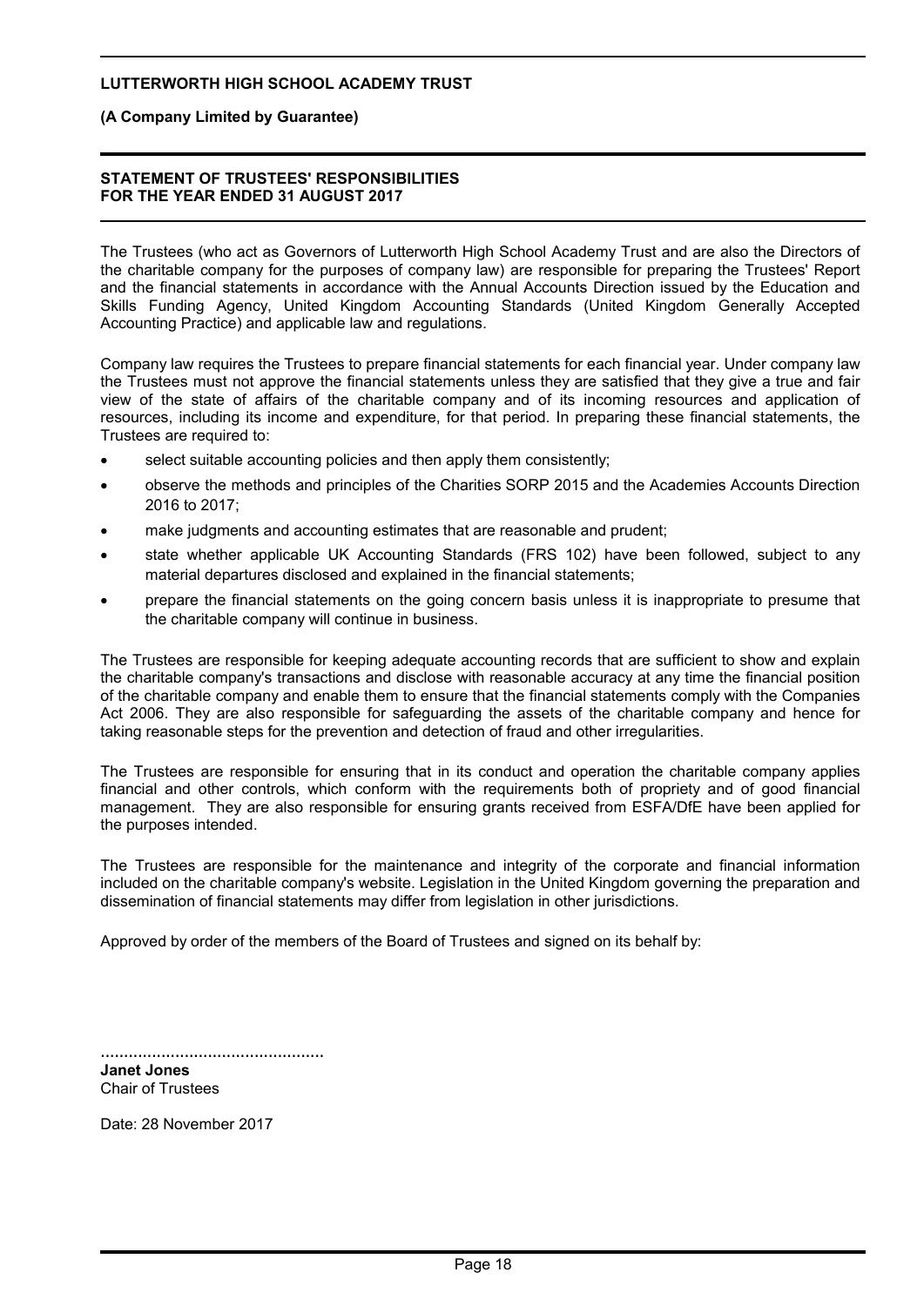**LUTTERWORTH HIGH SCHOOL ACADEMY TRUST**

**(A Company Limited by Guarantee)**

## STATEMENT OF TRUSTEES' RESPONSIBILITIES
## FOR THE YEAR ENDED 31 AUGUST 2017

The Trustees (who act as Governors of Lutterworth High School Academy Trust and are also the Directors of the charitable company for the purposes of company law) are responsible for preparing the Trustees' Report and the financial statements in accordance with the Annual Accounts Direction issued by the Education and Skills Funding Agency, United Kingdom Accounting Standards (United Kingdom Generally Accepted Accounting Practice) and applicable law and regulations.

Company law requires the Trustees to prepare financial statements for each financial year. Under company law the Trustees must not approve the financial statements unless they are satisfied that they give a true and fair view of the state of affairs of the charitable company and of its incoming resources and application of resources, including its income and expenditure, for that period. In preparing these financial statements, the Trustees are required to:

- select suitable accounting policies and then apply them consistently;
- observe the methods and principles of the Charities SORP 2015 and the Academies Accounts Direction 2016 to 2017;
- make judgments and accounting estimates that are reasonable and prudent;
- state whether applicable UK Accounting Standards (FRS 102) have been followed, subject to any material departures disclosed and explained in the financial statements;
- prepare the financial statements on the going concern basis unless it is inappropriate to presume that the charitable company will continue in business.

The Trustees are responsible for keeping adequate accounting records that are sufficient to show and explain the charitable company's transactions and disclose with reasonable accuracy at any time the financial position of the charitable company and enable them to ensure that the financial statements comply with the Companies Act 2006. They are also responsible for safeguarding the assets of the charitable company and hence for taking reasonable steps for the prevention and detection of fraud and other irregularities.

The Trustees are responsible for ensuring that in its conduct and operation the charitable company applies financial and other controls, which conform with the requirements both of propriety and of good financial management. They are also responsible for ensuring grants received from ESFA/DfE have been applied for the purposes intended.

The Trustees are responsible for the maintenance and integrity of the corporate and financial information included on the charitable company's website. Legislation in the United Kingdom governing the preparation and dissemination of financial statements may differ from legislation in other jurisdictions.

Approved by order of the members of the Board of Trustees and signed on its behalf by:

................................................
**Janet Jones**
Chair of Trustees

Date: 28 November 2017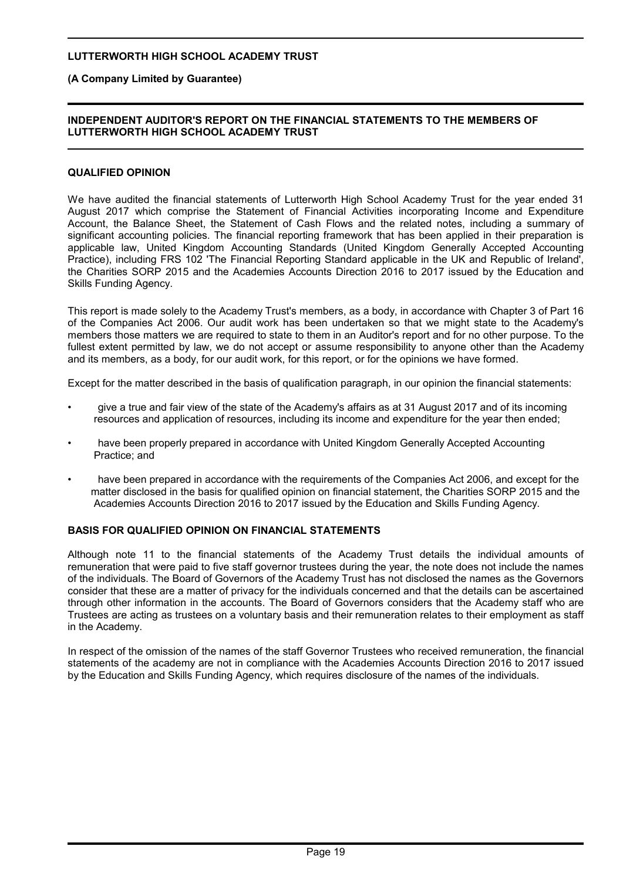**LUTTERWORTH HIGH SCHOOL ACADEMY TRUST**

**(A Company Limited by Guarantee)**

## INDEPENDENT AUDITOR'S REPORT ON THE FINANCIAL STATEMENTS TO THE MEMBERS OF LUTTERWORTH HIGH SCHOOL ACADEMY TRUST

### QUALIFIED OPINION

We have audited the financial statements of Lutterworth High School Academy Trust for the year ended 31 August 2017 which comprise the Statement of Financial Activities incorporating Income and Expenditure Account, the Balance Sheet, the Statement of Cash Flows and the related notes, including a summary of significant accounting policies. The financial reporting framework that has been applied in their preparation is applicable law, United Kingdom Accounting Standards (United Kingdom Generally Accepted Accounting Practice), including FRS 102 'The Financial Reporting Standard applicable in the UK and Republic of Ireland', the Charities SORP 2015 and the Academies Accounts Direction 2016 to 2017 issued by the Education and Skills Funding Agency.

This report is made solely to the Academy Trust's members, as a body, in accordance with Chapter 3 of Part 16 of the Companies Act 2006. Our audit work has been undertaken so that we might state to the Academy's members those matters we are required to state to them in an Auditor's report and for no other purpose. To the fullest extent permitted by law, we do not accept or assume responsibility to anyone other than the Academy and its members, as a body, for our audit work, for this report, or for the opinions we have formed.

Except for the matter described in the basis of qualification paragraph, in our opinion the financial statements:

- give a true and fair view of the state of the Academy's affairs as at 31 August 2017 and of its incoming resources and application of resources, including its income and expenditure for the year then ended;
- have been properly prepared in accordance with United Kingdom Generally Accepted Accounting Practice; and
- have been prepared in accordance with the requirements of the Companies Act 2006, and except for the matter disclosed in the basis for qualified opinion on financial statement, the Charities SORP 2015 and the Academies Accounts Direction 2016 to 2017 issued by the Education and Skills Funding Agency.

### BASIS FOR QUALIFIED OPINION ON FINANCIAL STATEMENTS

Although note 11 to the financial statements of the Academy Trust details the individual amounts of remuneration that were paid to five staff governor trustees during the year, the note does not include the names of the individuals. The Board of Governors of the Academy Trust has not disclosed the names as the Governors consider that these are a matter of privacy for the individuals concerned and that the details can be ascertained through other information in the accounts. The Board of Governors considers that the Academy staff who are Trustees are acting as trustees on a voluntary basis and their remuneration relates to their employment as staff in the Academy.

In respect of the omission of the names of the staff Governor Trustees who received remuneration, the financial statements of the academy are not in compliance with the Academies Accounts Direction 2016 to 2017 issued by the Education and Skills Funding Agency, which requires disclosure of the names of the individuals.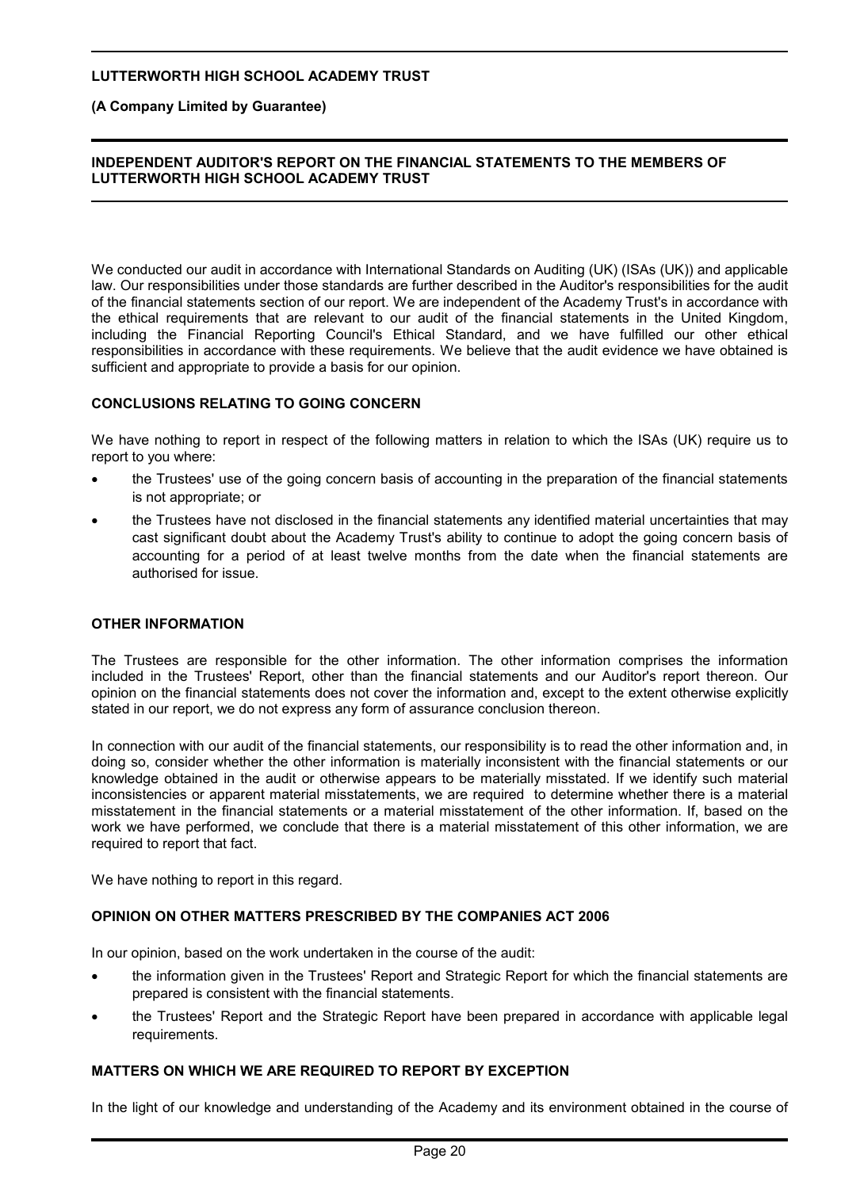## INDEPENDENT AUDITOR'S REPORT ON THE FINANCIAL STATEMENTS TO THE MEMBERS OF LUTTERWORTH HIGH SCHOOL ACADEMY TRUST

We conducted our audit in accordance with International Standards on Auditing (UK) (ISAs (UK)) and applicable law. Our responsibilities under those standards are further described in the Auditor's responsibilities for the audit of the financial statements section of our report. We are independent of the Academy Trust's in accordance with the ethical requirements that are relevant to our audit of the financial statements in the United Kingdom, including the Financial Reporting Council's Ethical Standard, and we have fulfilled our other ethical responsibilities in accordance with these requirements. We believe that the audit evidence we have obtained is sufficient and appropriate to provide a basis for our opinion.

### CONCLUSIONS RELATING TO GOING CONCERN

We have nothing to report in respect of the following matters in relation to which the ISAs (UK) require us to report to you where:

- the Trustees' use of the going concern basis of accounting in the preparation of the financial statements is not appropriate; or
- the Trustees have not disclosed in the financial statements any identified material uncertainties that may cast significant doubt about the Academy Trust's ability to continue to adopt the going concern basis of accounting for a period of at least twelve months from the date when the financial statements are authorised for issue.

### OTHER INFORMATION

The Trustees are responsible for the other information. The other information comprises the information included in the Trustees' Report, other than the financial statements and our Auditor's report thereon. Our opinion on the financial statements does not cover the information and, except to the extent otherwise explicitly stated in our report, we do not express any form of assurance conclusion thereon.

In connection with our audit of the financial statements, our responsibility is to read the other information and, in doing so, consider whether the other information is materially inconsistent with the financial statements or our knowledge obtained in the audit or otherwise appears to be materially misstated. If we identify such material inconsistencies or apparent material misstatements, we are required to determine whether there is a material misstatement in the financial statements or a material misstatement of the other information. If, based on the work we have performed, we conclude that there is a material misstatement of this other information, we are required to report that fact.

We have nothing to report in this regard.

### OPINION ON OTHER MATTERS PRESCRIBED BY THE COMPANIES ACT 2006

In our opinion, based on the work undertaken in the course of the audit:

- the information given in the Trustees' Report and Strategic Report for which the financial statements are prepared is consistent with the financial statements.
- the Trustees' Report and the Strategic Report have been prepared in accordance with applicable legal requirements.

### MATTERS ON WHICH WE ARE REQUIRED TO REPORT BY EXCEPTION

In the light of our knowledge and understanding of the Academy and its environment obtained in the course of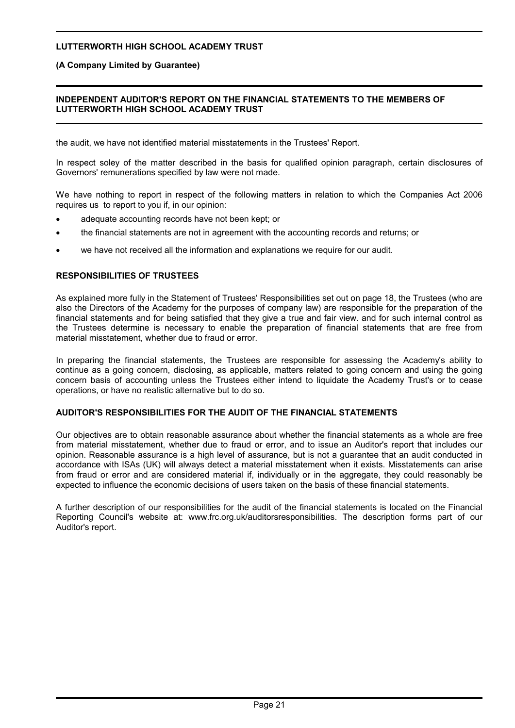the audit, we have not identified material misstatements in the Trustees' Report.

In respect soley of the matter described in the basis for qualified opinion paragraph, certain disclosures of Governors' remunerations specified by law were not made.

We have nothing to report in respect of the following matters in relation to which the Companies Act 2006 requires us to report to you if, in our opinion:

- adequate accounting records have not been kept; or
- the financial statements are not in agreement with the accounting records and returns; or
- we have not received all the information and explanations we require for our audit.

## RESPONSIBILITIES OF TRUSTEES

As explained more fully in the Statement of Trustees' Responsibilities set out on page 18, the Trustees (who are also the Directors of the Academy for the purposes of company law) are responsible for the preparation of the financial statements and for being satisfied that they give a true and fair view. and for such internal control as the Trustees determine is necessary to enable the preparation of financial statements that are free from material misstatement, whether due to fraud or error.

In preparing the financial statements, the Trustees are responsible for assessing the Academy's ability to continue as a going concern, disclosing, as applicable, matters related to going concern and using the going concern basis of accounting unless the Trustees either intend to liquidate the Academy Trust's or to cease operations, or have no realistic alternative but to do so.

## AUDITOR'S RESPONSIBILITIES FOR THE AUDIT OF THE FINANCIAL STATEMENTS

Our objectives are to obtain reasonable assurance about whether the financial statements as a whole are free from material misstatement, whether due to fraud or error, and to issue an Auditor's report that includes our opinion. Reasonable assurance is a high level of assurance, but is not a guarantee that an audit conducted in accordance with ISAs (UK) will always detect a material misstatement when it exists. Misstatements can arise from fraud or error and are considered material if, individually or in the aggregate, they could reasonably be expected to influence the economic decisions of users taken on the basis of these financial statements.

A further description of our responsibilities for the audit of the financial statements is located on the Financial Reporting Council's website at: www.frc.org.uk/auditorsresponsibilities. The description forms part of our Auditor's report.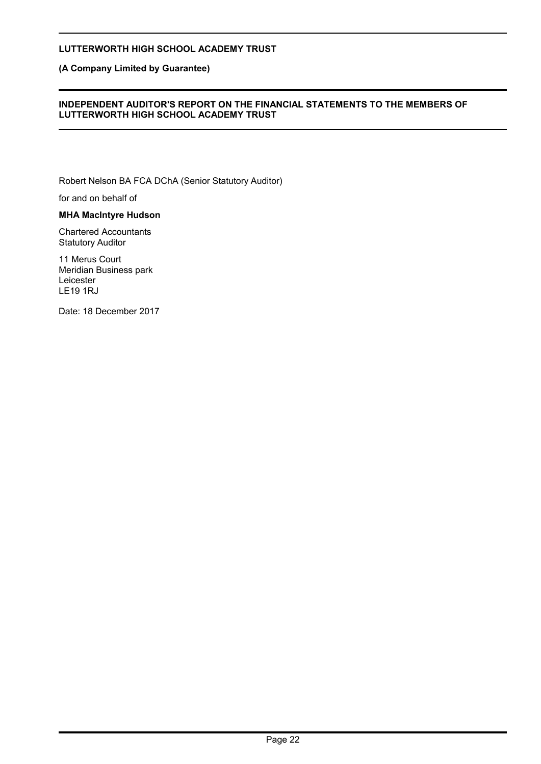Robert Nelson BA FCA DChA (Senior Statutory Auditor)

for and on behalf of

**MHA MacIntyre Hudson**

Chartered Accountants
Statutory Auditor

11 Merus Court
Meridian Business park
Leicester
LE19 1RJ

Date: 18 December 2017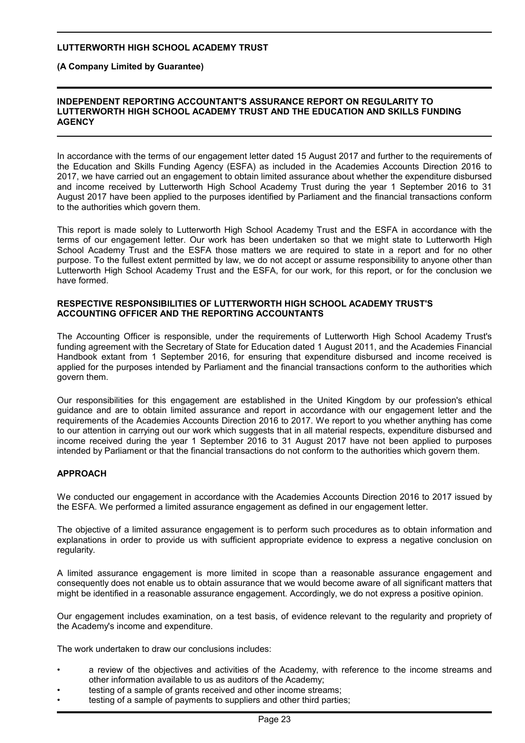## INDEPENDENT REPORTING ACCOUNTANT'S ASSURANCE REPORT ON REGULARITY TO LUTTERWORTH HIGH SCHOOL ACADEMY TRUST AND THE EDUCATION AND SKILLS FUNDING AGENCY

In accordance with the terms of our engagement letter dated 15 August 2017 and further to the requirements of the Education and Skills Funding Agency (ESFA) as included in the Academies Accounts Direction 2016 to 2017, we have carried out an engagement to obtain limited assurance about whether the expenditure disbursed and income received by Lutterworth High School Academy Trust during the year 1 September 2016 to 31 August 2017 have been applied to the purposes identified by Parliament and the financial transactions conform to the authorities which govern them.

This report is made solely to Lutterworth High School Academy Trust and the ESFA in accordance with the terms of our engagement letter. Our work has been undertaken so that we might state to Lutterworth High School Academy Trust and the ESFA those matters we are required to state in a report and for no other purpose. To the fullest extent permitted by law, we do not accept or assume responsibility to anyone other than Lutterworth High School Academy Trust and the ESFA, for our work, for this report, or for the conclusion we have formed.

### RESPECTIVE RESPONSIBILITIES OF LUTTERWORTH HIGH SCHOOL ACADEMY TRUST'S ACCOUNTING OFFICER AND THE REPORTING ACCOUNTANTS

The Accounting Officer is responsible, under the requirements of Lutterworth High School Academy Trust's funding agreement with the Secretary of State for Education dated 1 August 2011, and the Academies Financial Handbook extant from 1 September 2016, for ensuring that expenditure disbursed and income received is applied for the purposes intended by Parliament and the financial transactions conform to the authorities which govern them.

Our responsibilities for this engagement are established in the United Kingdom by our profession's ethical guidance and are to obtain limited assurance and report in accordance with our engagement letter and the requirements of the Academies Accounts Direction 2016 to 2017. We report to you whether anything has come to our attention in carrying out our work which suggests that in all material respects, expenditure disbursed and income received during the year 1 September 2016 to 31 August 2017 have not been applied to purposes intended by Parliament or that the financial transactions do not conform to the authorities which govern them.

### APPROACH

We conducted our engagement in accordance with the Academies Accounts Direction 2016 to 2017 issued by the ESFA. We performed a limited assurance engagement as defined in our engagement letter.

The objective of a limited assurance engagement is to perform such procedures as to obtain information and explanations in order to provide us with sufficient appropriate evidence to express a negative conclusion on regularity.

A limited assurance engagement is more limited in scope than a reasonable assurance engagement and consequently does not enable us to obtain assurance that we would become aware of all significant matters that might be identified in a reasonable assurance engagement. Accordingly, we do not express a positive opinion.

Our engagement includes examination, on a test basis, of evidence relevant to the regularity and propriety of the Academy's income and expenditure.

The work undertaken to draw our conclusions includes:

- a review of the objectives and activities of the Academy, with reference to the income streams and other information available to us as auditors of the Academy;
- testing of a sample of grants received and other income streams;
- testing of a sample of payments to suppliers and other third parties;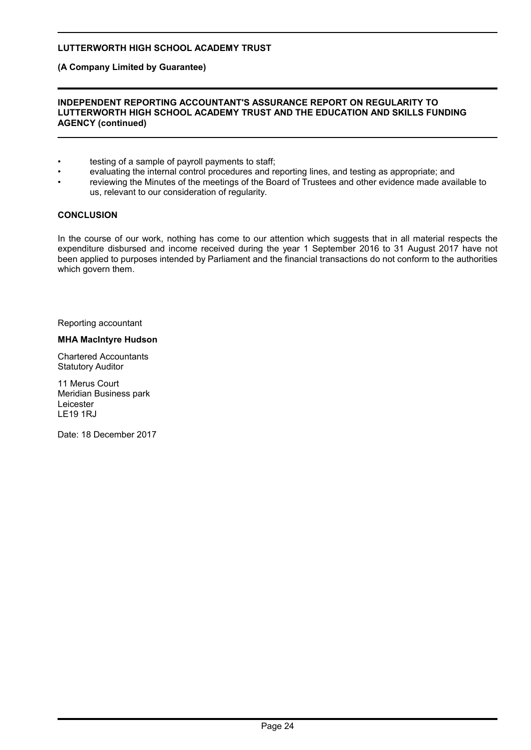**LUTTERWORTH HIGH SCHOOL ACADEMY TRUST**

**(A Company Limited by Guarantee)**

**INDEPENDENT REPORTING ACCOUNTANT'S ASSURANCE REPORT ON REGULARITY TO LUTTERWORTH HIGH SCHOOL ACADEMY TRUST AND THE EDUCATION AND SKILLS FUNDING AGENCY (continued)**

- testing of a sample of payroll payments to staff;
- evaluating the internal control procedures and reporting lines, and testing as appropriate; and
- reviewing the Minutes of the meetings of the Board of Trustees and other evidence made available to us, relevant to our consideration of regularity.

**CONCLUSION**

In the course of our work, nothing has come to our attention which suggests that in all material respects the expenditure disbursed and income received during the year 1 September 2016 to 31 August 2017 have not been applied to purposes intended by Parliament and the financial transactions do not conform to the authorities which govern them.

Reporting accountant

**MHA MacIntyre Hudson**

Chartered Accountants
Statutory Auditor

11 Merus Court
Meridian Business park
Leicester
LE19 1RJ

Date: 18 December 2017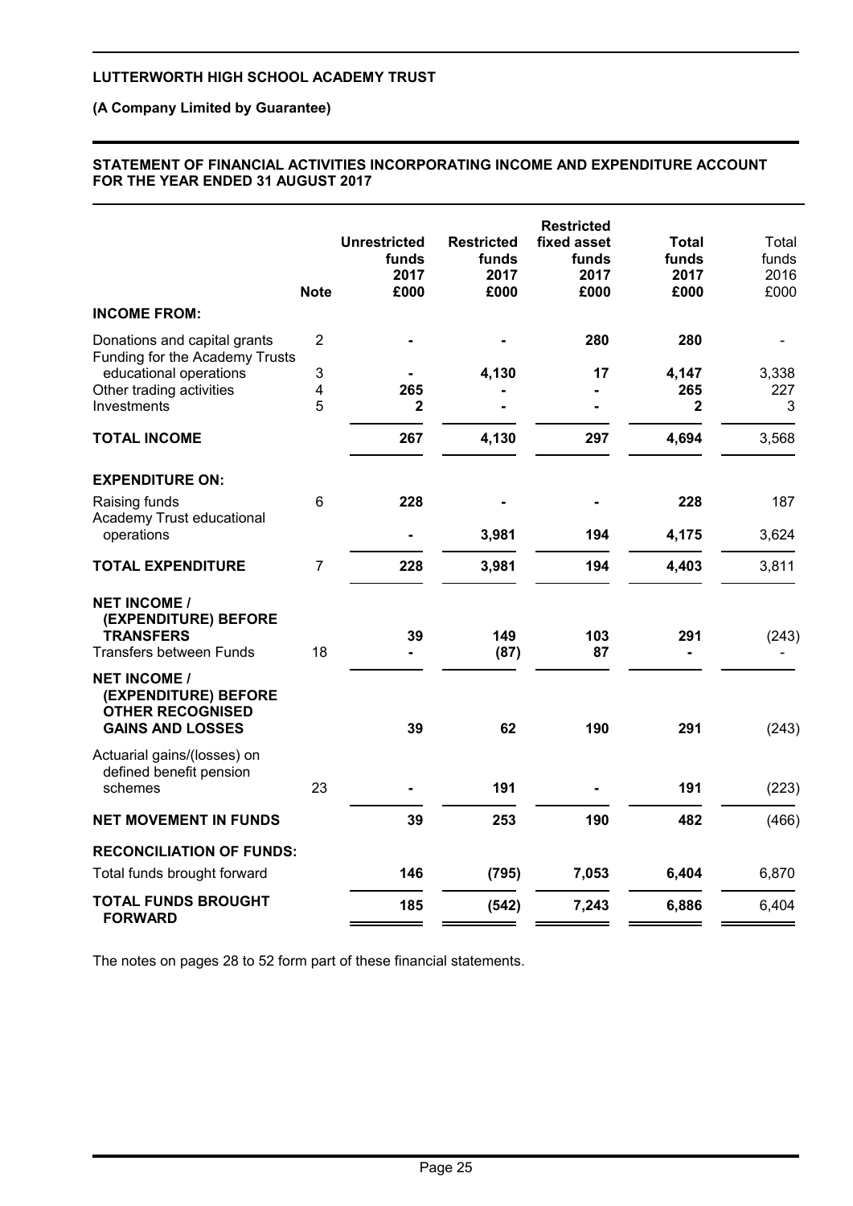**LUTTERWORTH HIGH SCHOOL ACADEMY TRUST**

**(A Company Limited by Guarantee)**

**STATEMENT OF FINANCIAL ACTIVITIES INCORPORATING INCOME AND EXPENDITURE ACCOUNT FOR THE YEAR ENDED 31 AUGUST 2017**

| | Note | Unrestricted funds 2017 £000 | Restricted funds 2017 £000 | Restricted fixed asset funds 2017 £000 | Total funds 2017 £000 | Total funds 2016 £000 |
|---|---|---|---|---|---|---|
| **INCOME FROM:** | | | | | | |
| Donations and capital grants | 2 | - | - | 280 | 280 | - |
| Funding for the Academy Trusts educational operations | 3 | - | 4,130 | 17 | 4,147 | 3,338 |
| Other trading activities | 4 | 265 | - | - | 265 | 227 |
| Investments | 5 | 2 | - | - | 2 | 3 |
| **TOTAL INCOME** | | 267 | 4,130 | 297 | 4,694 | 3,568 |
| **EXPENDITURE ON:** | | | | | | |
| Raising funds | 6 | 228 | - | - | 228 | 187 |
| Academy Trust educational operations | | - | 3,981 | 194 | 4,175 | 3,624 |
| **TOTAL EXPENDITURE** | 7 | 228 | 3,981 | 194 | 4,403 | 3,811 |
| **NET INCOME / (EXPENDITURE) BEFORE TRANSFERS** | | 39 | 149 | 103 | 291 | (243) |
| Transfers between Funds | 18 | - | (87) | 87 | - | - |
| **NET INCOME / (EXPENDITURE) BEFORE OTHER RECOGNISED GAINS AND LOSSES** | | 39 | 62 | 190 | 291 | (243) |
| Actuarial gains/(losses) on defined benefit pension schemes | 23 | - | 191 | - | 191 | (223) |
| **NET MOVEMENT IN FUNDS** | | 39 | 253 | 190 | 482 | (466) |
| **RECONCILIATION OF FUNDS:** | | | | | | |
| Total funds brought forward | | 146 | (795) | 7,053 | 6,404 | 6,870 |
| **TOTAL FUNDS BROUGHT FORWARD** | | 185 | (542) | 7,243 | 6,886 | 6,404 |

The notes on pages 28 to 52 form part of these financial statements.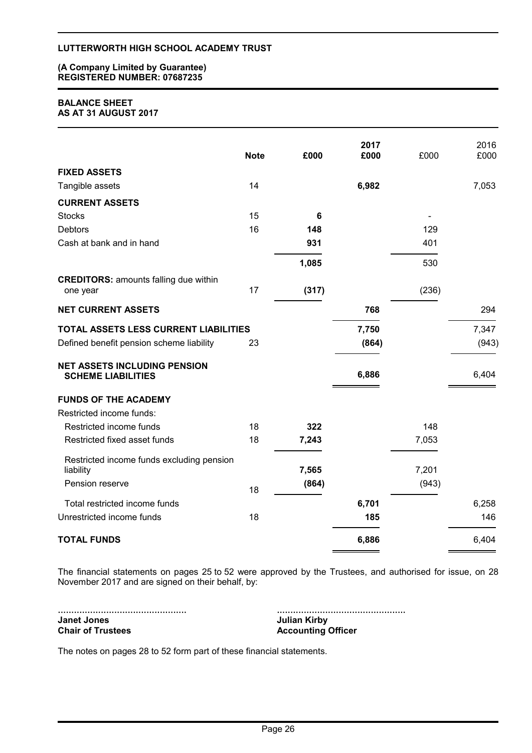**LUTTERWORTH HIGH SCHOOL ACADEMY TRUST**

**(A Company Limited by Guarantee)**
**REGISTERED NUMBER: 07687235**

**BALANCE SHEET**
**AS AT 31 AUGUST 2017**

| | Note | £000 | 2017 £000 | £000 | 2016 £000 |
|---|---|---|---|---|---|
| **FIXED ASSETS** | | | | | |
| Tangible assets | 14 | | **6,982** | | 7,053 |
| **CURRENT ASSETS** | | | | | |
| Stocks | 15 | **6** | | - | |
| Debtors | 16 | **148** | | 129 | |
| Cash at bank and in hand | | **931** | | 401 | |
| | | **1,085** | | 530 | |
| **CREDITORS:** amounts falling due within one year | 17 | **(317)** | | (236) | |
| **NET CURRENT ASSETS** | | | **768** | | 294 |
| **TOTAL ASSETS LESS CURRENT LIABILITIES** | | | **7,750** | | 7,347 |
| Defined benefit pension scheme liability | 23 | | **(864)** | | (943) |
| **NET ASSETS INCLUDING PENSION SCHEME LIABILITIES** | | | **6,886** | | 6,404 |
| **FUNDS OF THE ACADEMY** | | | | | |
| Restricted income funds: | | | | | |
| Restricted income funds | 18 | **322** | | 148 | |
| Restricted fixed asset funds | 18 | **7,243** | | 7,053 | |
| Restricted income funds excluding pension liability | | **7,565** | | 7,201 | |
| Pension reserve | 18 | **(864)** | | (943) | |
| Total restricted income funds | | | **6,701** | | 6,258 |
| Unrestricted income funds | 18 | | **185** | | 146 |
| **TOTAL FUNDS** | | | **6,886** | | 6,404 |

The financial statements on pages 25 to 52 were approved by the Trustees, and authorised for issue, on 28 November 2017 and are signed on their behalf, by:

................................................
**Janet Jones**
**Chair of Trustees**

................................................
**Julian Kirby**
**Accounting Officer**

The notes on pages 28 to 52 form part of these financial statements.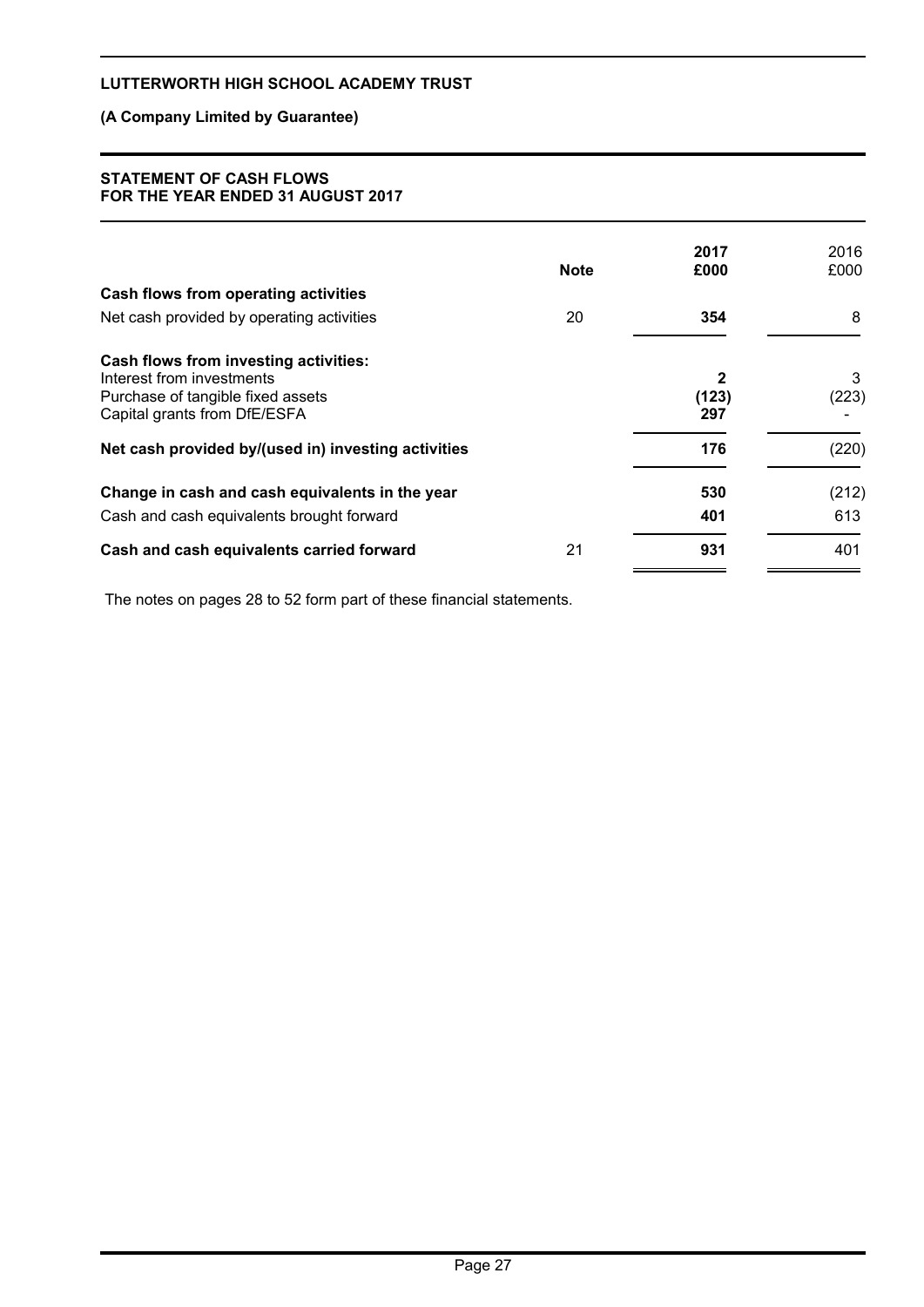**LUTTERWORTH HIGH SCHOOL ACADEMY TRUST**

**(A Company Limited by Guarantee)**

## STATEMENT OF CASH FLOWS
## FOR THE YEAR ENDED 31 AUGUST 2017

| | Note | 2017 £000 | 2016 £000 |
|---|---|---|---|
| **Cash flows from operating activities** | | | |
| Net cash provided by operating activities | 20 | **354** | 8 |
| **Cash flows from investing activities:** | | | |
| Interest from investments | | **2** | 3 |
| Purchase of tangible fixed assets | | **(123)** | (223) |
| Capital grants from DfE/ESFA | | **297** | - |
| **Net cash provided by/(used in) investing activities** | | **176** | (220) |
| **Change in cash and cash equivalents in the year** | | **530** | (212) |
| Cash and cash equivalents brought forward | | **401** | 613 |
| **Cash and cash equivalents carried forward** | 21 | **931** | 401 |

The notes on pages 28 to 52 form part of these financial statements.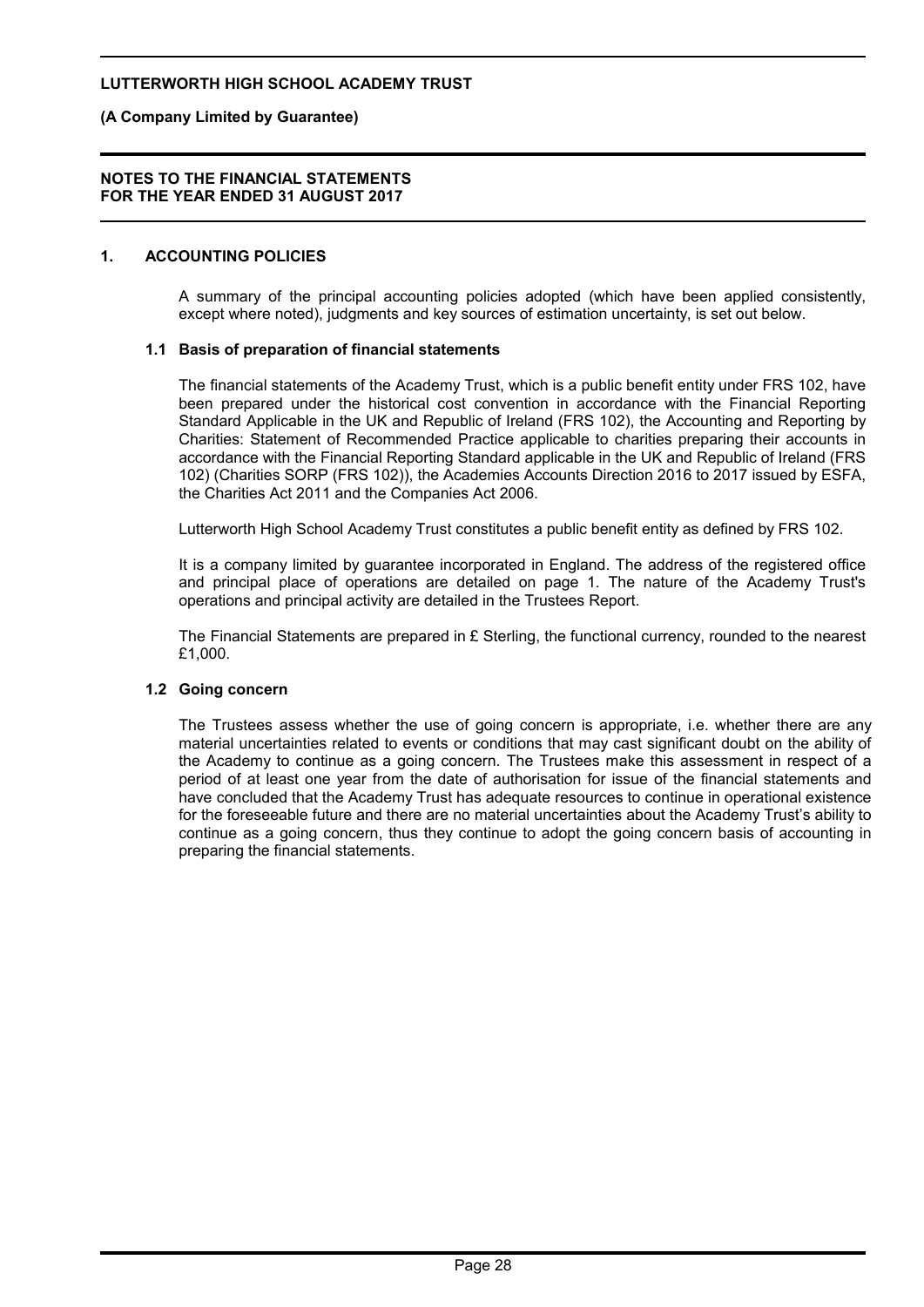# LUTTERWORTH HIGH SCHOOL ACADEMY TRUST

**(A Company Limited by Guarantee)**

**NOTES TO THE FINANCIAL STATEMENTS FOR THE YEAR ENDED 31 AUGUST 2017**

## 1. ACCOUNTING POLICIES

A summary of the principal accounting policies adopted (which have been applied consistently, except where noted), judgments and key sources of estimation uncertainty, is set out below.

### 1.1 Basis of preparation of financial statements

The financial statements of the Academy Trust, which is a public benefit entity under FRS 102, have been prepared under the historical cost convention in accordance with the Financial Reporting Standard Applicable in the UK and Republic of Ireland (FRS 102), the Accounting and Reporting by Charities: Statement of Recommended Practice applicable to charities preparing their accounts in accordance with the Financial Reporting Standard applicable in the UK and Republic of Ireland (FRS 102) (Charities SORP (FRS 102)), the Academies Accounts Direction 2016 to 2017 issued by ESFA, the Charities Act 2011 and the Companies Act 2006.

Lutterworth High School Academy Trust constitutes a public benefit entity as defined by FRS 102.

It is a company limited by guarantee incorporated in England. The address of the registered office and principal place of operations are detailed on page 1. The nature of the Academy Trust's operations and principal activity are detailed in the Trustees Report.

The Financial Statements are prepared in £ Sterling, the functional currency, rounded to the nearest £1,000.

### 1.2 Going concern

The Trustees assess whether the use of going concern is appropriate, i.e. whether there are any material uncertainties related to events or conditions that may cast significant doubt on the ability of the Academy to continue as a going concern. The Trustees make this assessment in respect of a period of at least one year from the date of authorisation for issue of the financial statements and have concluded that the Academy Trust has adequate resources to continue in operational existence for the foreseeable future and there are no material uncertainties about the Academy Trust's ability to continue as a going concern, thus they continue to adopt the going concern basis of accounting in preparing the financial statements.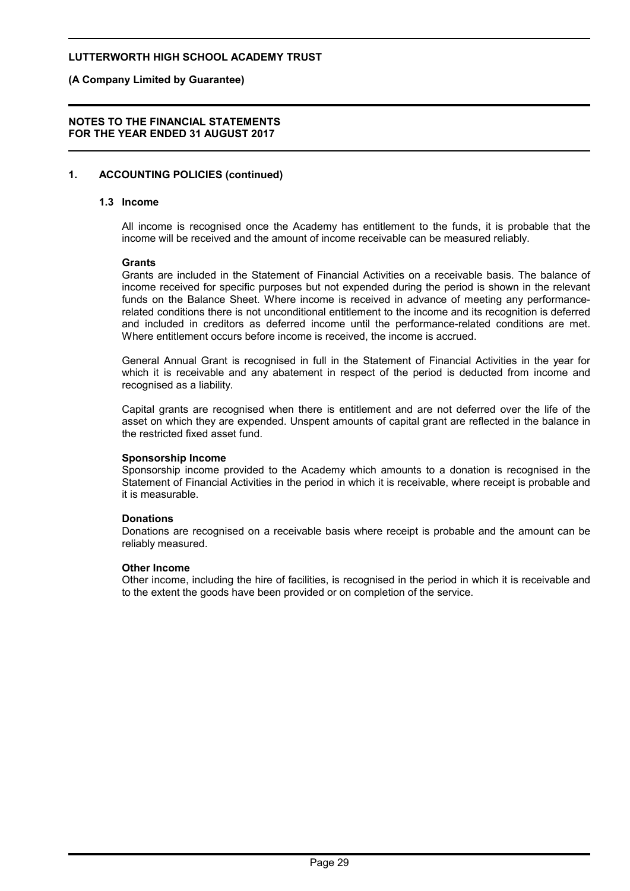## 1. ACCOUNTING POLICIES (continued)

### 1.3 Income

All income is recognised once the Academy has entitlement to the funds, it is probable that the income will be received and the amount of income receivable can be measured reliably.

**Grants**

Grants are included in the Statement of Financial Activities on a receivable basis. The balance of income received for specific purposes but not expended during the period is shown in the relevant funds on the Balance Sheet. Where income is received in advance of meeting any performance-related conditions there is not unconditional entitlement to the income and its recognition is deferred and included in creditors as deferred income until the performance-related conditions are met. Where entitlement occurs before income is received, the income is accrued.

General Annual Grant is recognised in full in the Statement of Financial Activities in the year for which it is receivable and any abatement in respect of the period is deducted from income and recognised as a liability.

Capital grants are recognised when there is entitlement and are not deferred over the life of the asset on which they are expended. Unspent amounts of capital grant are reflected in the balance in the restricted fixed asset fund.

**Sponsorship Income**

Sponsorship income provided to the Academy which amounts to a donation is recognised in the Statement of Financial Activities in the period in which it is receivable, where receipt is probable and it is measurable.

**Donations**

Donations are recognised on a receivable basis where receipt is probable and the amount can be reliably measured.

**Other Income**

Other income, including the hire of facilities, is recognised in the period in which it is receivable and to the extent the goods have been provided or on completion of the service.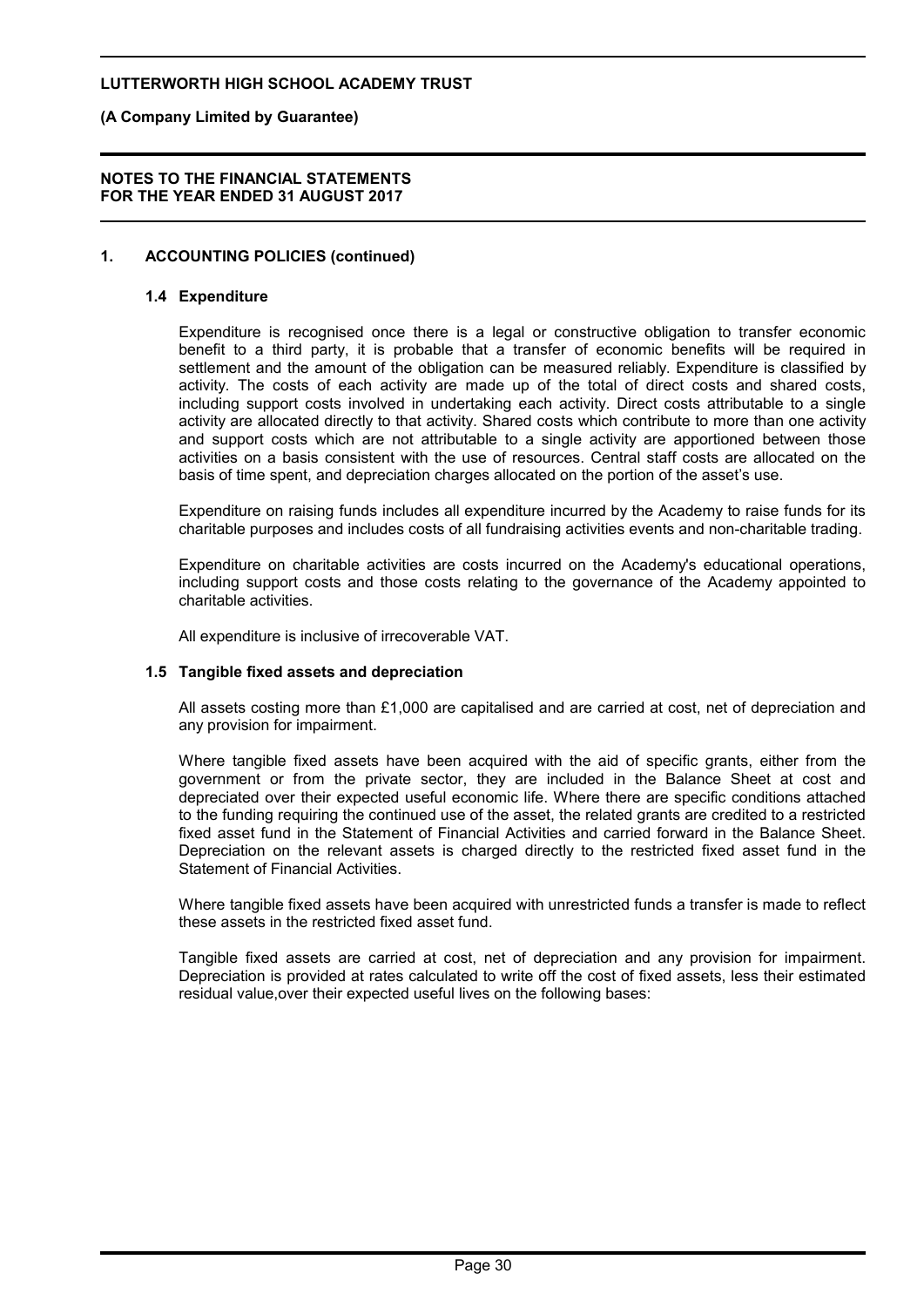## 1. ACCOUNTING POLICIES (continued)

### 1.4 Expenditure

Expenditure is recognised once there is a legal or constructive obligation to transfer economic benefit to a third party, it is probable that a transfer of economic benefits will be required in settlement and the amount of the obligation can be measured reliably. Expenditure is classified by activity. The costs of each activity are made up of the total of direct costs and shared costs, including support costs involved in undertaking each activity. Direct costs attributable to a single activity are allocated directly to that activity. Shared costs which contribute to more than one activity and support costs which are not attributable to a single activity are apportioned between those activities on a basis consistent with the use of resources. Central staff costs are allocated on the basis of time spent, and depreciation charges allocated on the portion of the asset's use.

Expenditure on raising funds includes all expenditure incurred by the Academy to raise funds for its charitable purposes and includes costs of all fundraising activities events and non-charitable trading.

Expenditure on charitable activities are costs incurred on the Academy's educational operations, including support costs and those costs relating to the governance of the Academy appointed to charitable activities.

All expenditure is inclusive of irrecoverable VAT.

### 1.5 Tangible fixed assets and depreciation

All assets costing more than £1,000 are capitalised and are carried at cost, net of depreciation and any provision for impairment.

Where tangible fixed assets have been acquired with the aid of specific grants, either from the government or from the private sector, they are included in the Balance Sheet at cost and depreciated over their expected useful economic life. Where there are specific conditions attached to the funding requiring the continued use of the asset, the related grants are credited to a restricted fixed asset fund in the Statement of Financial Activities and carried forward in the Balance Sheet. Depreciation on the relevant assets is charged directly to the restricted fixed asset fund in the Statement of Financial Activities.

Where tangible fixed assets have been acquired with unrestricted funds a transfer is made to reflect these assets in the restricted fixed asset fund.

Tangible fixed assets are carried at cost, net of depreciation and any provision for impairment. Depreciation is provided at rates calculated to write off the cost of fixed assets, less their estimated residual value,over their expected useful lives on the following bases: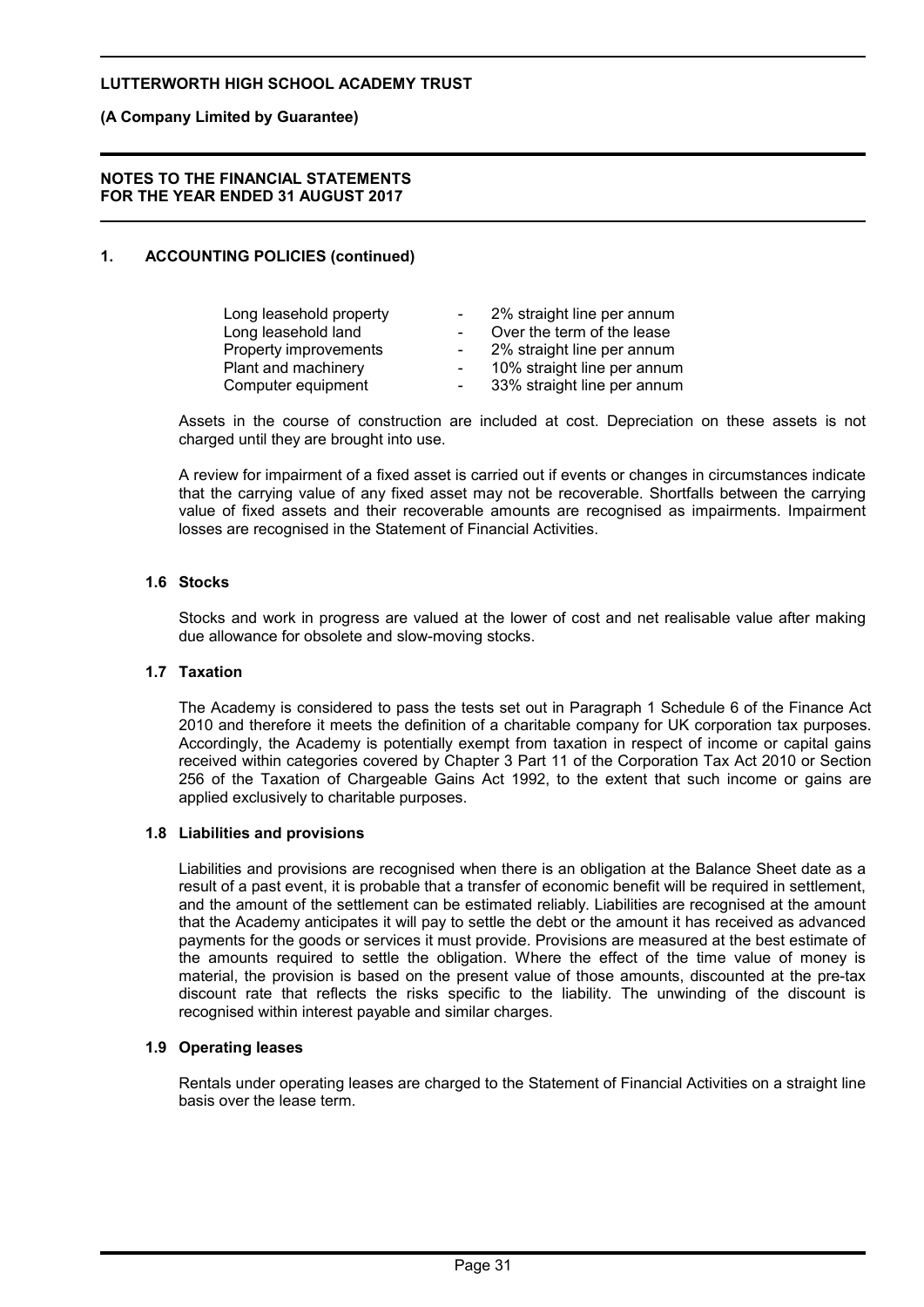## 1. ACCOUNTING POLICIES (continued)

| | | |
|---|---|---|
| Long leasehold property | - | 2% straight line per annum |
| Long leasehold land | - | Over the term of the lease |
| Property improvements | - | 2% straight line per annum |
| Plant and machinery | - | 10% straight line per annum |
| Computer equipment | - | 33% straight line per annum |

Assets in the course of construction are included at cost. Depreciation on these assets is not charged until they are brought into use.

A review for impairment of a fixed asset is carried out if events or changes in circumstances indicate that the carrying value of any fixed asset may not be recoverable. Shortfalls between the carrying value of fixed assets and their recoverable amounts are recognised as impairments. Impairment losses are recognised in the Statement of Financial Activities.

### 1.6 Stocks

Stocks and work in progress are valued at the lower of cost and net realisable value after making due allowance for obsolete and slow-moving stocks.

### 1.7 Taxation

The Academy is considered to pass the tests set out in Paragraph 1 Schedule 6 of the Finance Act 2010 and therefore it meets the definition of a charitable company for UK corporation tax purposes. Accordingly, the Academy is potentially exempt from taxation in respect of income or capital gains received within categories covered by Chapter 3 Part 11 of the Corporation Tax Act 2010 or Section 256 of the Taxation of Chargeable Gains Act 1992, to the extent that such income or gains are applied exclusively to charitable purposes.

### 1.8 Liabilities and provisions

Liabilities and provisions are recognised when there is an obligation at the Balance Sheet date as a result of a past event, it is probable that a transfer of economic benefit will be required in settlement, and the amount of the settlement can be estimated reliably. Liabilities are recognised at the amount that the Academy anticipates it will pay to settle the debt or the amount it has received as advanced payments for the goods or services it must provide. Provisions are measured at the best estimate of the amounts required to settle the obligation. Where the effect of the time value of money is material, the provision is based on the present value of those amounts, discounted at the pre-tax discount rate that reflects the risks specific to the liability. The unwinding of the discount is recognised within interest payable and similar charges.

### 1.9 Operating leases

Rentals under operating leases are charged to the Statement of Financial Activities on a straight line basis over the lease term.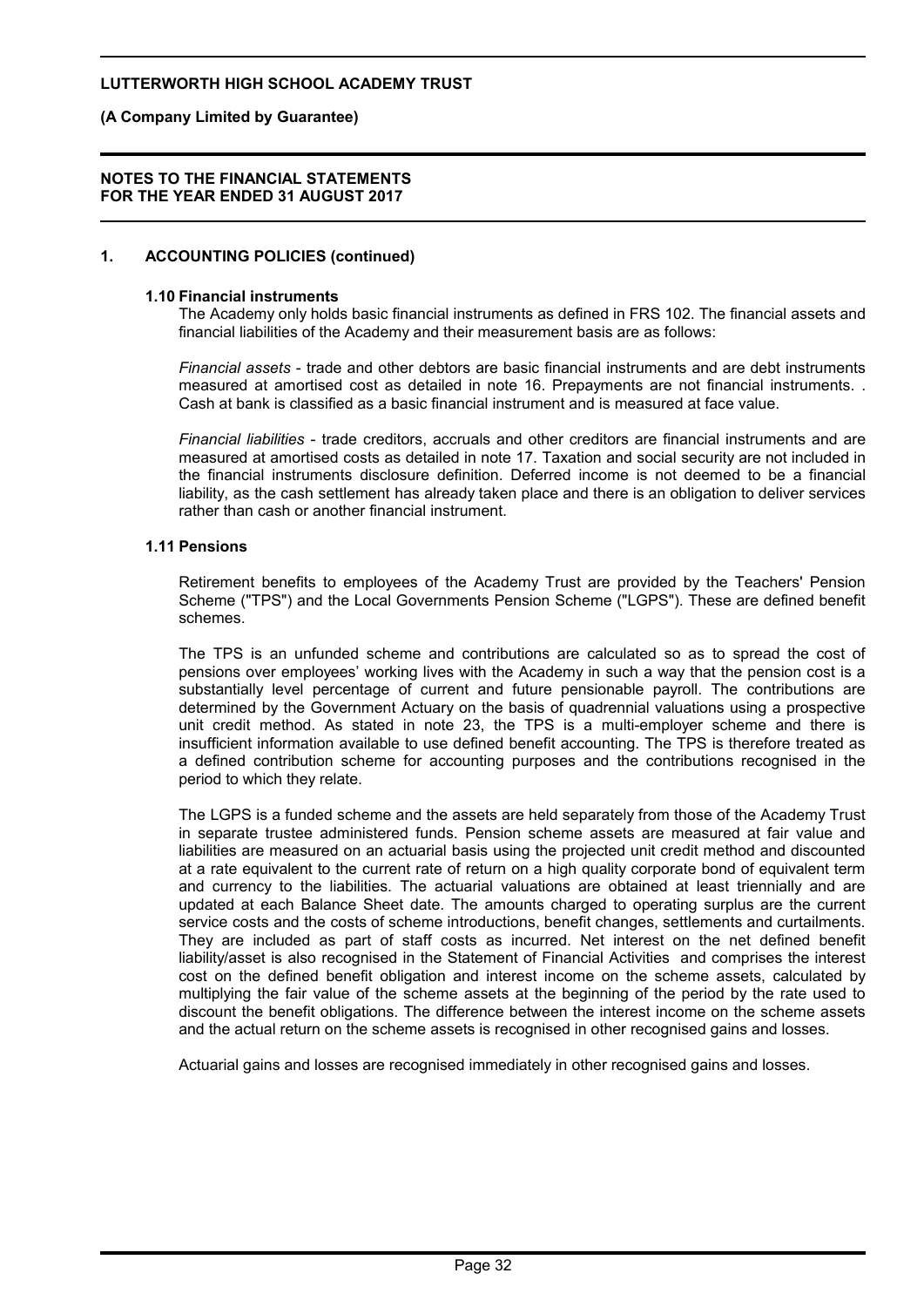## 1. ACCOUNTING POLICIES (continued)

### 1.10 Financial instruments

The Academy only holds basic financial instruments as defined in FRS 102. The financial assets and financial liabilities of the Academy and their measurement basis are as follows:

*Financial assets* - trade and other debtors are basic financial instruments and are debt instruments measured at amortised cost as detailed in note 16. Prepayments are not financial instruments. . Cash at bank is classified as a basic financial instrument and is measured at face value.

*Financial liabilities* - trade creditors, accruals and other creditors are financial instruments and are measured at amortised costs as detailed in note 17. Taxation and social security are not included in the financial instruments disclosure definition. Deferred income is not deemed to be a financial liability, as the cash settlement has already taken place and there is an obligation to deliver services rather than cash or another financial instrument.

### 1.11 Pensions

Retirement benefits to employees of the Academy Trust are provided by the Teachers' Pension Scheme ("TPS") and the Local Governments Pension Scheme ("LGPS"). These are defined benefit schemes.

The TPS is an unfunded scheme and contributions are calculated so as to spread the cost of pensions over employees' working lives with the Academy in such a way that the pension cost is a substantially level percentage of current and future pensionable payroll. The contributions are determined by the Government Actuary on the basis of quadrennial valuations using a prospective unit credit method. As stated in note 23, the TPS is a multi-employer scheme and there is insufficient information available to use defined benefit accounting. The TPS is therefore treated as a defined contribution scheme for accounting purposes and the contributions recognised in the period to which they relate.

The LGPS is a funded scheme and the assets are held separately from those of the Academy Trust in separate trustee administered funds. Pension scheme assets are measured at fair value and liabilities are measured on an actuarial basis using the projected unit credit method and discounted at a rate equivalent to the current rate of return on a high quality corporate bond of equivalent term and currency to the liabilities. The actuarial valuations are obtained at least triennially and are updated at each Balance Sheet date. The amounts charged to operating surplus are the current service costs and the costs of scheme introductions, benefit changes, settlements and curtailments. They are included as part of staff costs as incurred. Net interest on the net defined benefit liability/asset is also recognised in the Statement of Financial Activities and comprises the interest cost on the defined benefit obligation and interest income on the scheme assets, calculated by multiplying the fair value of the scheme assets at the beginning of the period by the rate used to discount the benefit obligations. The difference between the interest income on the scheme assets and the actual return on the scheme assets is recognised in other recognised gains and losses.

Actuarial gains and losses are recognised immediately in other recognised gains and losses.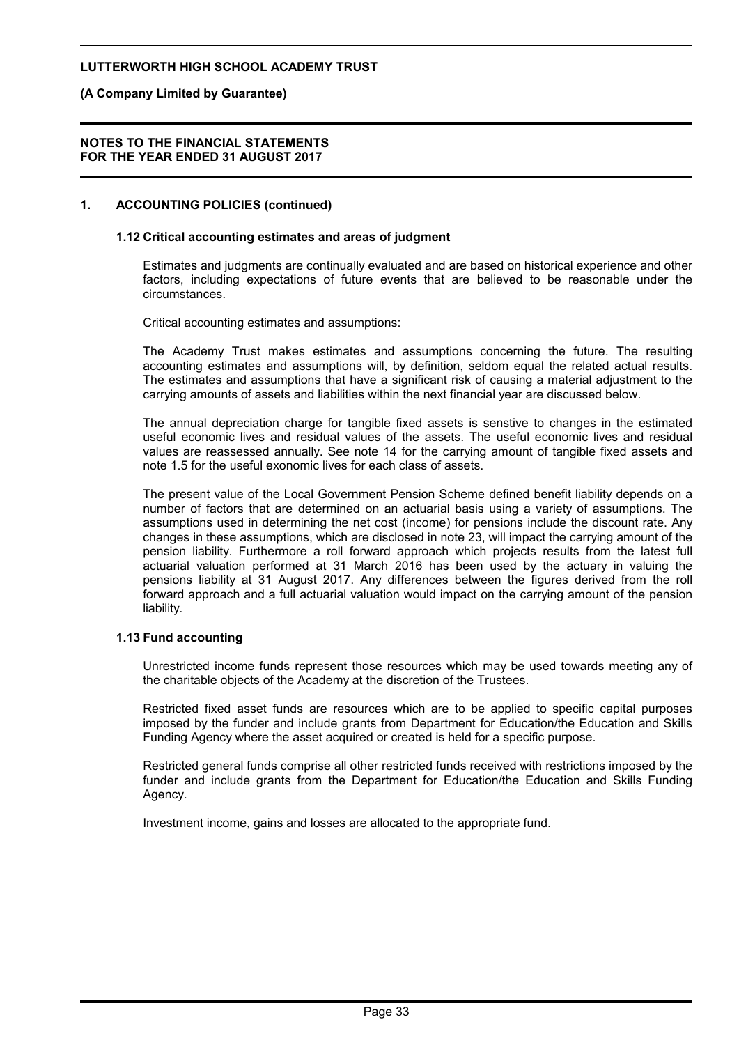## 1. ACCOUNTING POLICIES (continued)

### 1.12 Critical accounting estimates and areas of judgment

Estimates and judgments are continually evaluated and are based on historical experience and other factors, including expectations of future events that are believed to be reasonable under the circumstances.

Critical accounting estimates and assumptions:

The Academy Trust makes estimates and assumptions concerning the future. The resulting accounting estimates and assumptions will, by definition, seldom equal the related actual results. The estimates and assumptions that have a significant risk of causing a material adjustment to the carrying amounts of assets and liabilities within the next financial year are discussed below.

The annual depreciation charge for tangible fixed assets is senstive to changes in the estimated useful economic lives and residual values of the assets. The useful economic lives and residual values are reassessed annually. See note 14 for the carrying amount of tangible fixed assets and note 1.5 for the useful exonomic lives for each class of assets.

The present value of the Local Government Pension Scheme defined benefit liability depends on a number of factors that are determined on an actuarial basis using a variety of assumptions. The assumptions used in determining the net cost (income) for pensions include the discount rate. Any changes in these assumptions, which are disclosed in note 23, will impact the carrying amount of the pension liability. Furthermore a roll forward approach which projects results from the latest full actuarial valuation performed at 31 March 2016 has been used by the actuary in valuing the pensions liability at 31 August 2017. Any differences between the figures derived from the roll forward approach and a full actuarial valuation would impact on the carrying amount of the pension liability.

### 1.13 Fund accounting

Unrestricted income funds represent those resources which may be used towards meeting any of the charitable objects of the Academy at the discretion of the Trustees.

Restricted fixed asset funds are resources which are to be applied to specific capital purposes imposed by the funder and include grants from Department for Education/the Education and Skills Funding Agency where the asset acquired or created is held for a specific purpose.

Restricted general funds comprise all other restricted funds received with restrictions imposed by the funder and include grants from the Department for Education/the Education and Skills Funding Agency.

Investment income, gains and losses are allocated to the appropriate fund.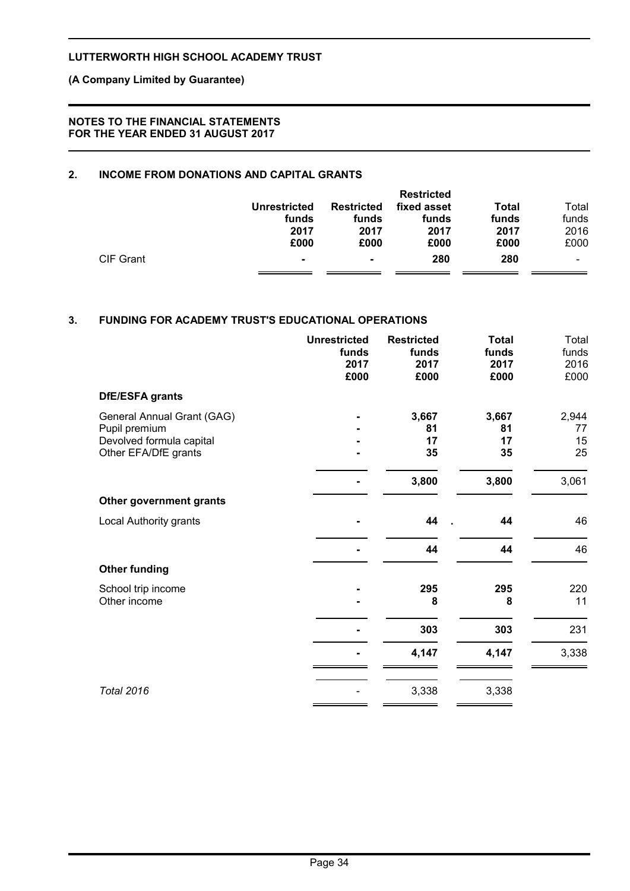**NOTES TO THE FINANCIAL STATEMENTS FOR THE YEAR ENDED 31 AUGUST 2017**

## 2. INCOME FROM DONATIONS AND CAPITAL GRANTS

| | Unrestricted funds 2017 £000 | Restricted funds 2017 £000 | Restricted fixed asset funds 2017 £000 | Total funds 2017 £000 | Total funds 2016 £000 |
|---|---|---|---|---|---|
| CIF Grant | - | - | 280 | 280 | - |

## 3. FUNDING FOR ACADEMY TRUST'S EDUCATIONAL OPERATIONS

| | Unrestricted funds 2017 £000 | Restricted funds 2017 £000 | Total funds 2017 £000 | Total funds 2016 £000 |
|---|---|---|---|---|
| **DfE/ESFA grants** | | | | |
| General Annual Grant (GAG) | - | 3,667 | 3,667 | 2,944 |
| Pupil premium | - | 81 | 81 | 77 |
| Devolved formula capital | - | 17 | 17 | 15 |
| Other EFA/DfE grants | - | 35 | 35 | 25 |
| | - | 3,800 | 3,800 | 3,061 |
| **Other government grants** | | | | |
| Local Authority grants | - | 44 | 44 | 46 |
| | - | 44 | 44 | 46 |
| **Other funding** | | | | |
| School trip income | - | 295 | 295 | 220 |
| Other income | - | 8 | 8 | 11 |
| | - | 303 | 303 | 231 |
| | - | 4,147 | 4,147 | 3,338 |
| *Total 2016* | - | 3,338 | 3,338 | |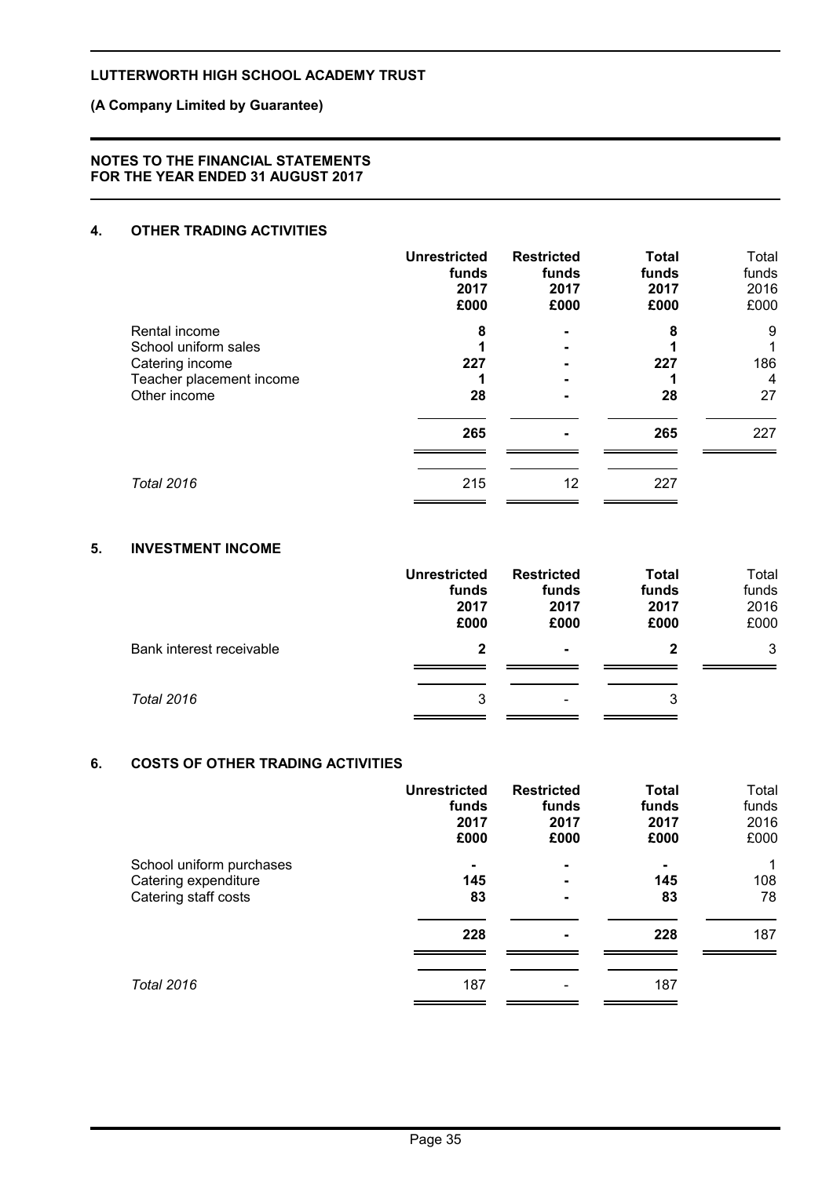**LUTTERWORTH HIGH SCHOOL ACADEMY TRUST**

**(A Company Limited by Guarantee)**

**NOTES TO THE FINANCIAL STATEMENTS**
**FOR THE YEAR ENDED 31 AUGUST 2017**

## 4. OTHER TRADING ACTIVITIES

| | Unrestricted funds 2017 £000 | Restricted funds 2017 £000 | Total funds 2017 £000 | Total funds 2016 £000 |
|---|---|---|---|---|
| Rental income | 8 | - | 8 | 9 |
| School uniform sales | 1 | - | 1 | 1 |
| Catering income | 227 | - | 227 | 186 |
| Teacher placement income | 1 | - | 1 | 4 |
| Other income | 28 | - | 28 | 27 |
| | **265** | **-** | **265** | 227 |
| *Total 2016* | 215 | 12 | 227 | |

## 5. INVESTMENT INCOME

| | Unrestricted funds 2017 £000 | Restricted funds 2017 £000 | Total funds 2017 £000 | Total funds 2016 £000 |
|---|---|---|---|---|
| Bank interest receivable | **2** | **-** | **2** | 3 |
| *Total 2016* | 3 | - | 3 | |

## 6. COSTS OF OTHER TRADING ACTIVITIES

| | Unrestricted funds 2017 £000 | Restricted funds 2017 £000 | Total funds 2017 £000 | Total funds 2016 £000 |
|---|---|---|---|---|
| School uniform purchases | - | - | - | 1 |
| Catering expenditure | 145 | - | 145 | 108 |
| Catering staff costs | 83 | - | 83 | 78 |
| | **228** | **-** | **228** | 187 |
| *Total 2016* | 187 | - | 187 | |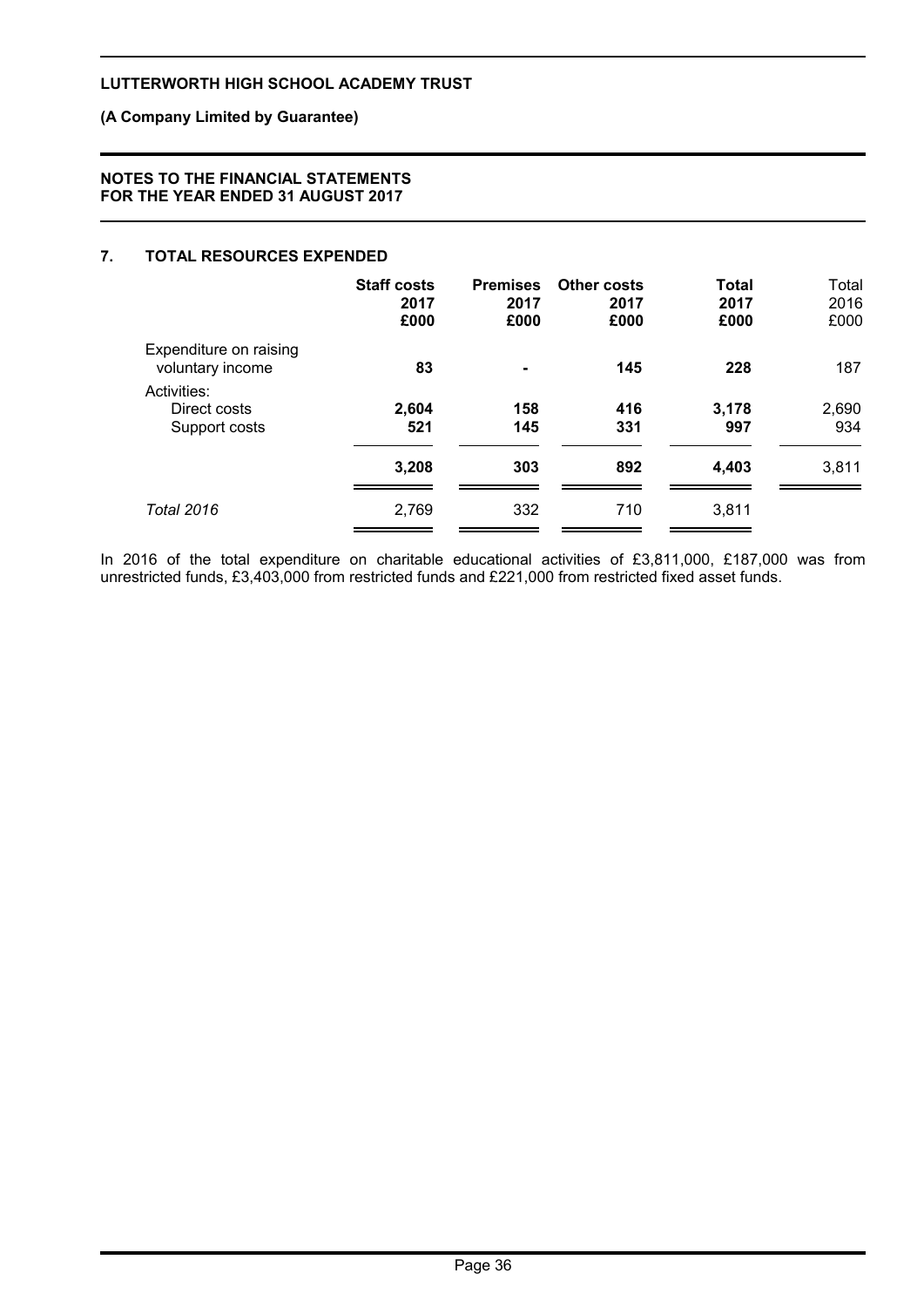## 7. TOTAL RESOURCES EXPENDED

| | Staff costs 2017 £000 | Premises 2017 £000 | Other costs 2017 £000 | Total 2017 £000 | Total 2016 £000 |
|---|---|---|---|---|---|
| Expenditure on raising voluntary income | **83** | **-** | **145** | **228** | 187 |
| Activities: | | | | | |
| Direct costs | **2,604** | **158** | **416** | **3,178** | 2,690 |
| Support costs | **521** | **145** | **331** | **997** | 934 |
| | **3,208** | **303** | **892** | **4,403** | 3,811 |
| *Total 2016* | 2,769 | 332 | 710 | 3,811 | |

In 2016 of the total expenditure on charitable educational activities of £3,811,000, £187,000 was from unrestricted funds, £3,403,000 from restricted funds and £221,000 from restricted fixed asset funds.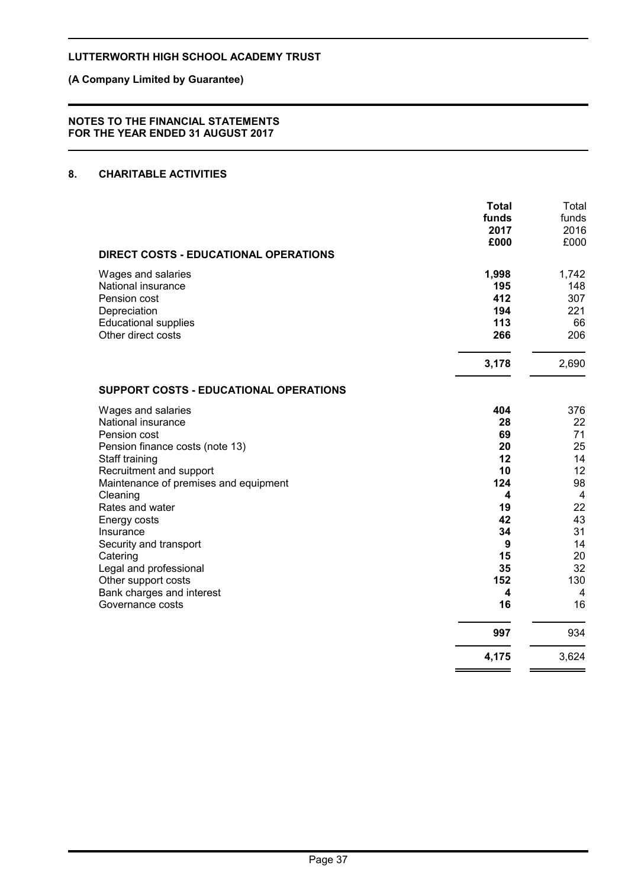## 8. CHARITABLE ACTIVITIES

| | **Total funds 2017 £000** | Total funds 2016 £000 |
|---|---|---|
| **DIRECT COSTS - EDUCATIONAL OPERATIONS** | | |
| Wages and salaries | **1,998** | 1,742 |
| National insurance | **195** | 148 |
| Pension cost | **412** | 307 |
| Depreciation | **194** | 221 |
| Educational supplies | **113** | 66 |
| Other direct costs | **266** | 206 |
| | **3,178** | 2,690 |
| **SUPPORT COSTS - EDUCATIONAL OPERATIONS** | | |
| Wages and salaries | **404** | 376 |
| National insurance | **28** | 22 |
| Pension cost | **69** | 71 |
| Pension finance costs (note 13) | **20** | 25 |
| Staff training | **12** | 14 |
| Recruitment and support | **10** | 12 |
| Maintenance of premises and equipment | **124** | 98 |
| Cleaning | **4** | 4 |
| Rates and water | **19** | 22 |
| Energy costs | **42** | 43 |
| Insurance | **34** | 31 |
| Security and transport | **9** | 14 |
| Catering | **15** | 20 |
| Legal and professional | **35** | 32 |
| Other support costs | **152** | 130 |
| Bank charges and interest | **4** | 4 |
| Governance costs | **16** | 16 |
| | **997** | 934 |
| | **4,175** | 3,624 |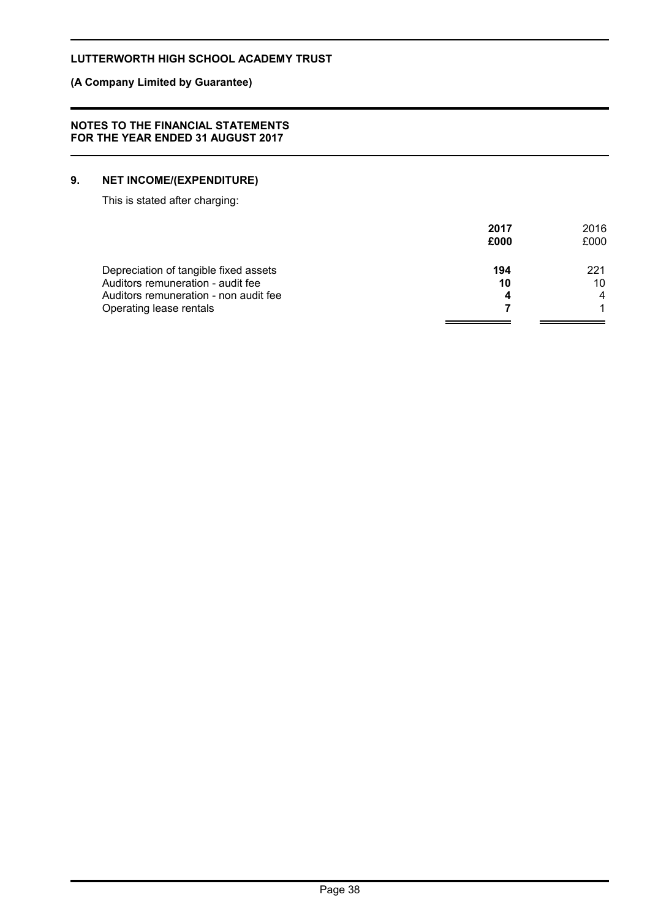## 9. NET INCOME/(EXPENDITURE)

This is stated after charging:

| | **2017** | 2016 |
|---|---|---|
| | **£000** | £000 |
| Depreciation of tangible fixed assets | **194** | 221 |
| Auditors remuneration - audit fee | **10** | 10 |
| Auditors remuneration - non audit fee | **4** | 4 |
| Operating lease rentals | **7** | 1 |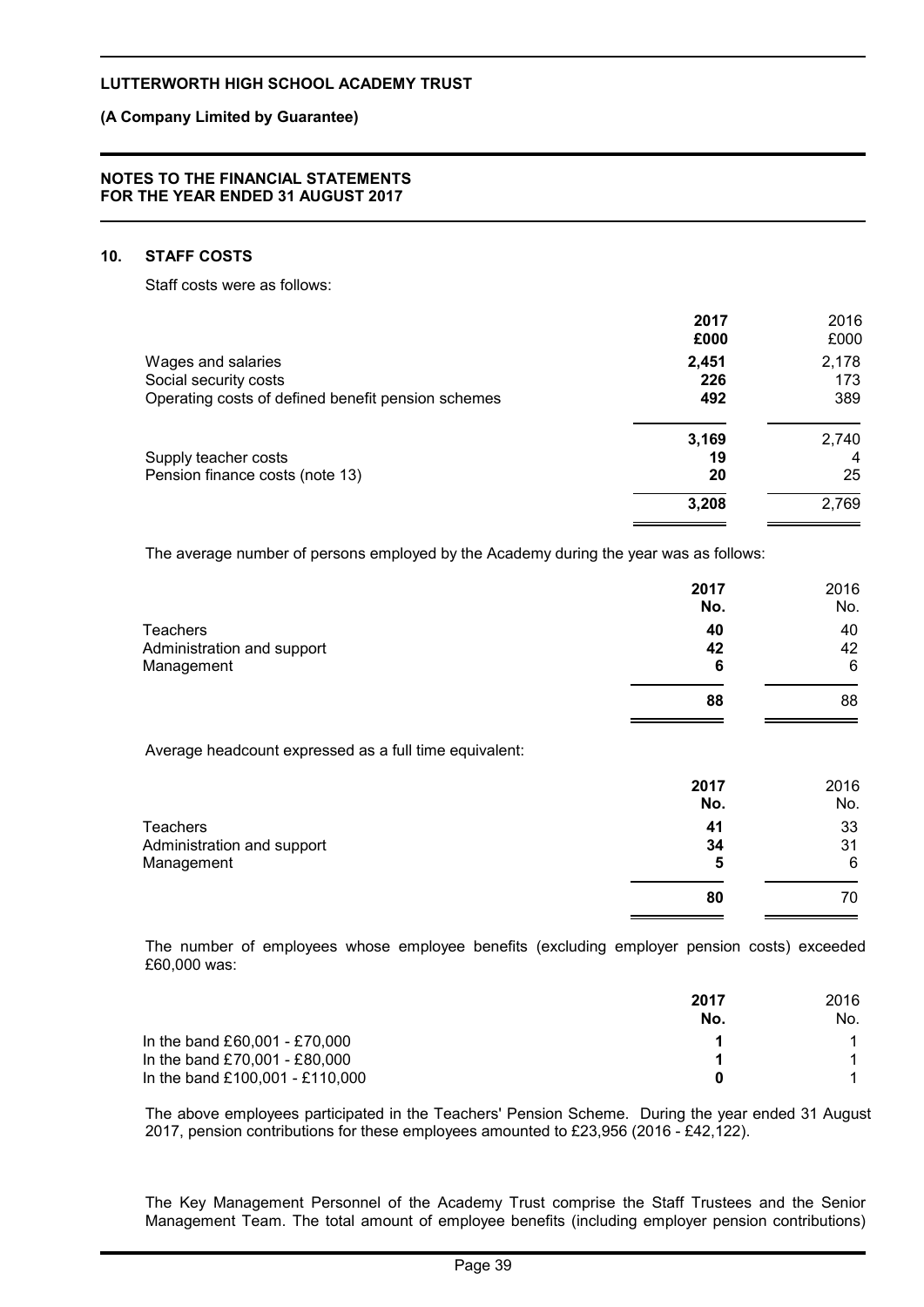## 10. STAFF COSTS

Staff costs were as follows:

| | 2017 £000 | 2016 £000 |
|---|---|---|
| Wages and salaries | **2,451** | 2,178 |
| Social security costs | **226** | 173 |
| Operating costs of defined benefit pension schemes | **492** | 389 |
| | **3,169** | 2,740 |
| Supply teacher costs | **19** | 4 |
| Pension finance costs (note 13) | **20** | 25 |
| | **3,208** | 2,769 |

The average number of persons employed by the Academy during the year was as follows:

| | 2017 No. | 2016 No. |
|---|---|---|
| Teachers | **40** | 40 |
| Administration and support | **42** | 42 |
| Management | **6** | 6 |
| | **88** | 88 |

Average headcount expressed as a full time equivalent:

| | 2017 No. | 2016 No. |
|---|---|---|
| Teachers | **41** | 33 |
| Administration and support | **34** | 31 |
| Management | **5** | 6 |
| | **80** | 70 |

The number of employees whose employee benefits (excluding employer pension costs) exceeded £60,000 was:

| | 2017 No. | 2016 No. |
|---|---|---|
| In the band £60,001 - £70,000 | **1** | 1 |
| In the band £70,001 - £80,000 | **1** | 1 |
| In the band £100,001 - £110,000 | **0** | 1 |

The above employees participated in the Teachers' Pension Scheme. During the year ended 31 August 2017, pension contributions for these employees amounted to £23,956 (2016 - £42,122).

The Key Management Personnel of the Academy Trust comprise the Staff Trustees and the Senior Management Team. The total amount of employee benefits (including employer pension contributions)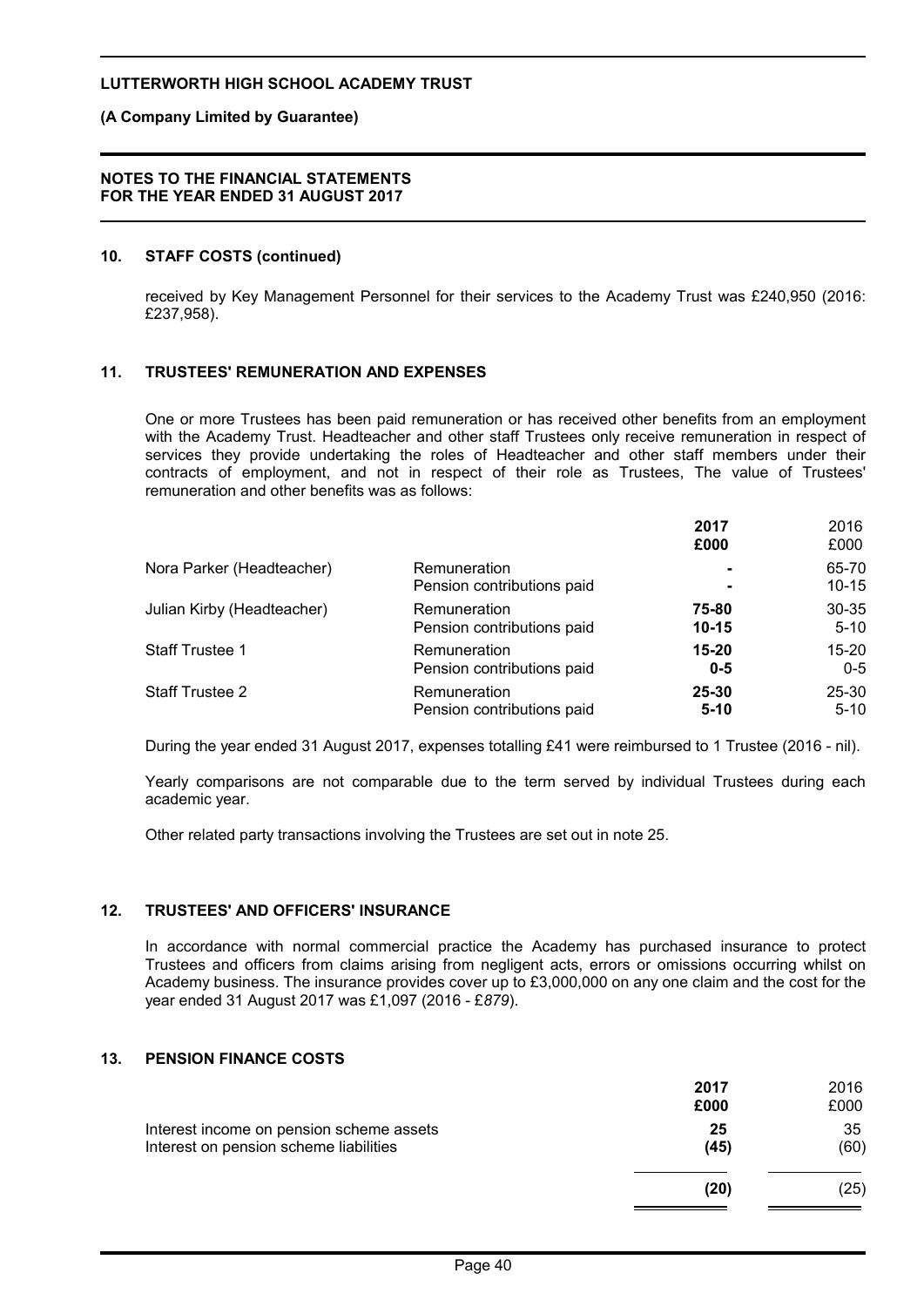**10. STAFF COSTS (continued)**

received by Key Management Personnel for their services to the Academy Trust was £240,950 (2016: £237,958).

**11. TRUSTEES' REMUNERATION AND EXPENSES**

One or more Trustees has been paid remuneration or has received other benefits from an employment with the Academy Trust. Headteacher and other staff Trustees only receive remuneration in respect of services they provide undertaking the roles of Headteacher and other staff members under their contracts of employment, and not in respect of their role as Trustees, The value of Trustees' remuneration and other benefits was as follows:

| | | **2017** **£000** | 2016 £000 |
|---|---|---|---|
| Nora Parker (Headteacher) | Remuneration | **-** | 65-70 |
| | Pension contributions paid | **-** | 10-15 |
| Julian Kirby (Headteacher) | Remuneration | **75-80** | 30-35 |
| | Pension contributions paid | **10-15** | 5-10 |
| Staff Trustee 1 | Remuneration | **15-20** | 15-20 |
| | Pension contributions paid | **0-5** | 0-5 |
| Staff Trustee 2 | Remuneration | **25-30** | 25-30 |
| | Pension contributions paid | **5-10** | 5-10 |

During the year ended 31 August 2017, expenses totalling £41 were reimbursed to 1 Trustee (2016 - nil).

Yearly comparisons are not comparable due to the term served by individual Trustees during each academic year.

Other related party transactions involving the Trustees are set out in note 25.

**12. TRUSTEES' AND OFFICERS' INSURANCE**

In accordance with normal commercial practice the Academy has purchased insurance to protect Trustees and officers from claims arising from negligent acts, errors or omissions occurring whilst on Academy business. The insurance provides cover up to £3,000,000 on any one claim and the cost for the year ended 31 August 2017 was £1,097 (2016 - £*879*).

**13. PENSION FINANCE COSTS**

| | **2017** **£000** | 2016 £000 |
|---|---|---|
| Interest income on pension scheme assets | **25** | 35 |
| Interest on pension scheme liabilities | **(45)** | (60) |
| | **(20)** | (25) |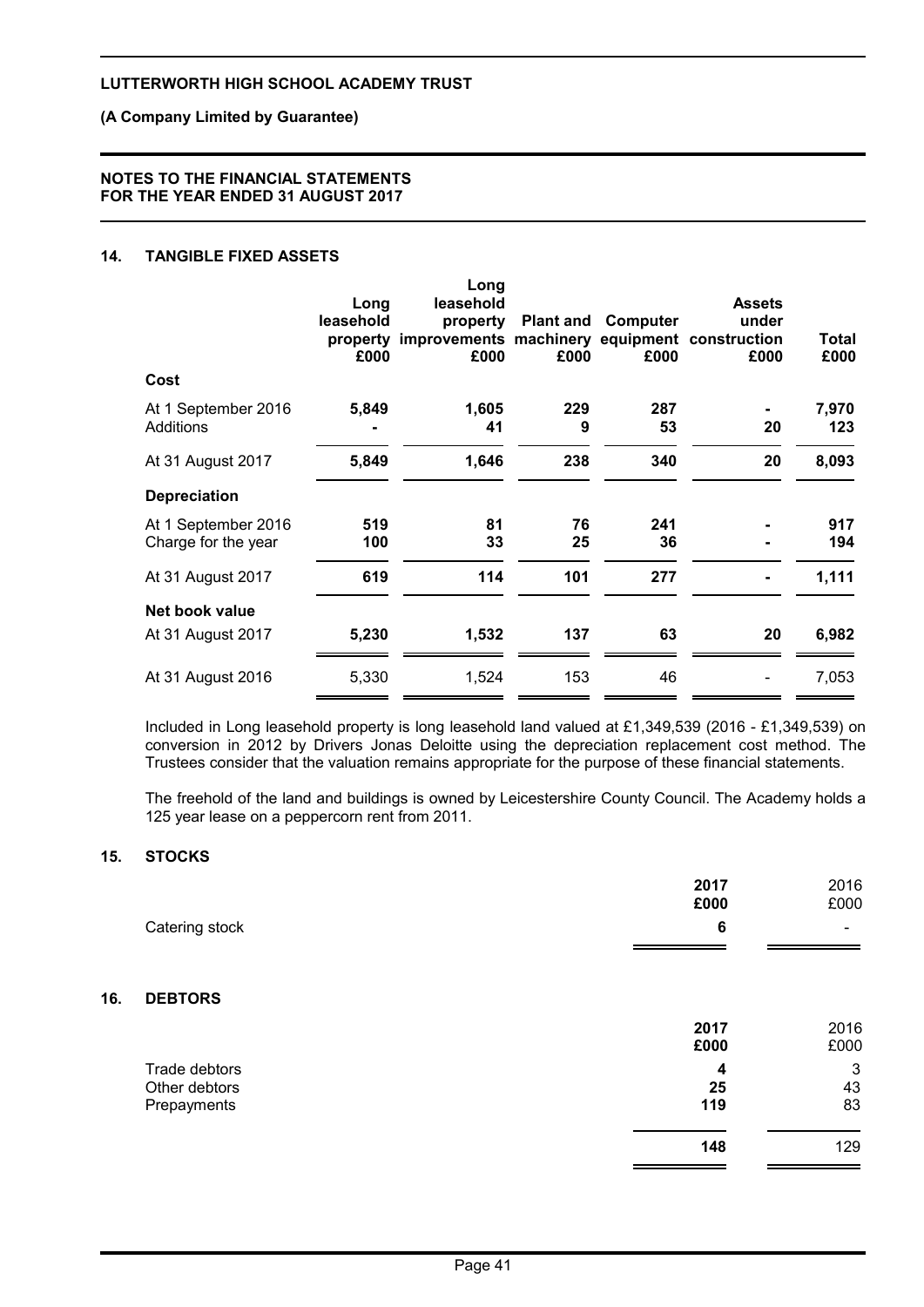## 14. TANGIBLE FIXED ASSETS

| | Long leasehold property £000 | Long leasehold property improvements £000 | Plant and machinery £000 | Computer equipment £000 | Assets under construction £000 | Total £000 |
|---|---|---|---|---|---|---|
| **Cost** | | | | | | |
| At 1 September 2016 | **5,849** | **1,605** | **229** | **287** | **-** | **7,970** |
| Additions | **-** | **41** | **9** | **53** | **20** | **123** |
| At 31 August 2017 | **5,849** | **1,646** | **238** | **340** | **20** | **8,093** |
| **Depreciation** | | | | | | |
| At 1 September 2016 | **519** | **81** | **76** | **241** | **-** | **917** |
| Charge for the year | **100** | **33** | **25** | **36** | **-** | **194** |
| At 31 August 2017 | **619** | **114** | **101** | **277** | **-** | **1,111** |
| **Net book value** | | | | | | |
| At 31 August 2017 | **5,230** | **1,532** | **137** | **63** | **20** | **6,982** |
| At 31 August 2016 | 5,330 | 1,524 | 153 | 46 | - | 7,053 |

Included in Long leasehold property is long leasehold land valued at £1,349,539 (2016 - £1,349,539) on conversion in 2012 by Drivers Jonas Deloitte using the depreciation replacement cost method. The Trustees consider that the valuation remains appropriate for the purpose of these financial statements.

The freehold of the land and buildings is owned by Leicestershire County Council. The Academy holds a 125 year lease on a peppercorn rent from 2011.

## 15. STOCKS

| | 2017 £000 | 2016 £000 |
|---|---|---|
| Catering stock | **6** | - |

## 16. DEBTORS

| | 2017 £000 | 2016 £000 |
|---|---|---|
| Trade debtors | **4** | 3 |
| Other debtors | **25** | 43 |
| Prepayments | **119** | 83 |
| | **148** | 129 |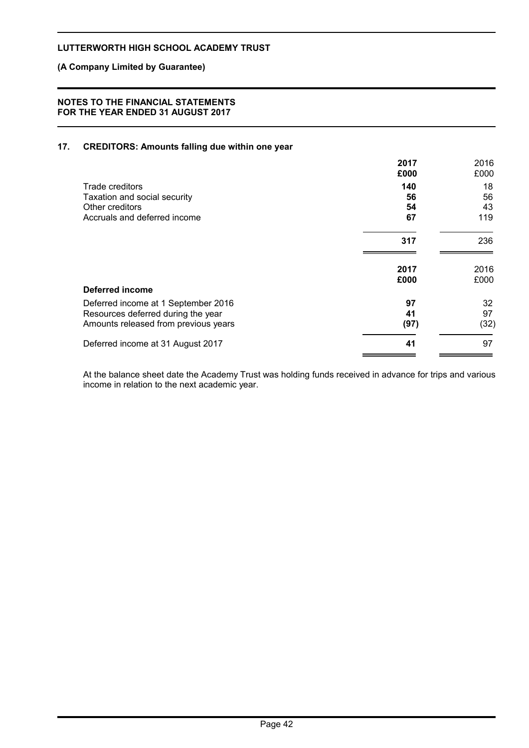## 17. CREDITORS: Amounts falling due within one year

| | 2017 £000 | 2016 £000 |
|---|---|---|
| Trade creditors | **140** | 18 |
| Taxation and social security | **56** | 56 |
| Other creditors | **54** | 43 |
| Accruals and deferred income | **67** | 119 |
| | **317** | 236 |

| Deferred income | 2017 £000 | 2016 £000 |
|---|---|---|
| Deferred income at 1 September 2016 | **97** | 32 |
| Resources deferred during the year | **41** | 97 |
| Amounts released from previous years | **(97)** | (32) |
| Deferred income at 31 August 2017 | **41** | 97 |

At the balance sheet date the Academy Trust was holding funds received in advance for trips and various income in relation to the next academic year.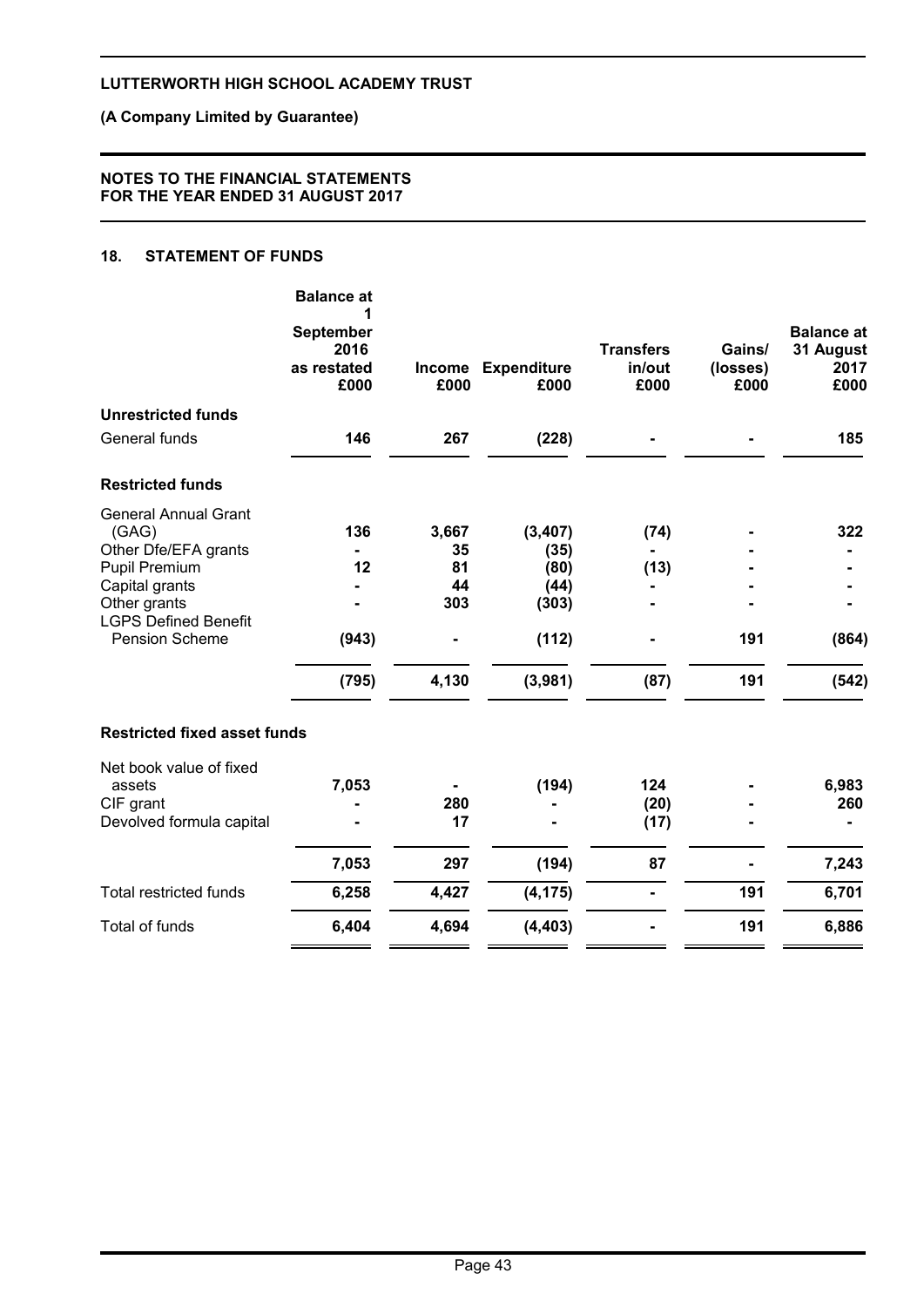# LUTTERWORTH HIGH SCHOOL ACADEMY TRUST

**(A Company Limited by Guarantee)**

**NOTES TO THE FINANCIAL STATEMENTS FOR THE YEAR ENDED 31 AUGUST 2017**

## 18. STATEMENT OF FUNDS

| | Balance at 1 September 2016 as restated £000 | Income £000 | Expenditure £000 | Transfers in/out £000 | Gains/ (losses) £000 | Balance at 31 August 2017 £000 |
|---|---|---|---|---|---|---|
| **Unrestricted funds** | | | | | | |
| General funds | **146** | **267** | **(228)** | **-** | **-** | **185** |
| **Restricted funds** | | | | | | |
| General Annual Grant (GAG) | 136 | 3,667 | (3,407) | (74) | - | 322 |
| Other Dfe/EFA grants | - | 35 | (35) | - | - | - |
| Pupil Premium | 12 | 81 | (80) | (13) | - | - |
| Capital grants | - | 44 | (44) | - | - | - |
| Other grants | - | 303 | (303) | - | - | - |
| LGPS Defined Benefit Pension Scheme | (943) | - | (112) | - | 191 | (864) |
| | **(795)** | **4,130** | **(3,981)** | **(87)** | **191** | **(542)** |
| **Restricted fixed asset funds** | | | | | | |
| Net book value of fixed assets | 7,053 | - | (194) | 124 | - | 6,983 |
| CIF grant | - | 280 | - | (20) | - | 260 |
| Devolved formula capital | - | 17 | - | (17) | - | - |
| | **7,053** | **297** | **(194)** | **87** | **-** | **7,243** |
| Total restricted funds | **6,258** | **4,427** | **(4,175)** | **-** | **191** | **6,701** |
| Total of funds | **6,404** | **4,694** | **(4,403)** | **-** | **191** | **6,886** |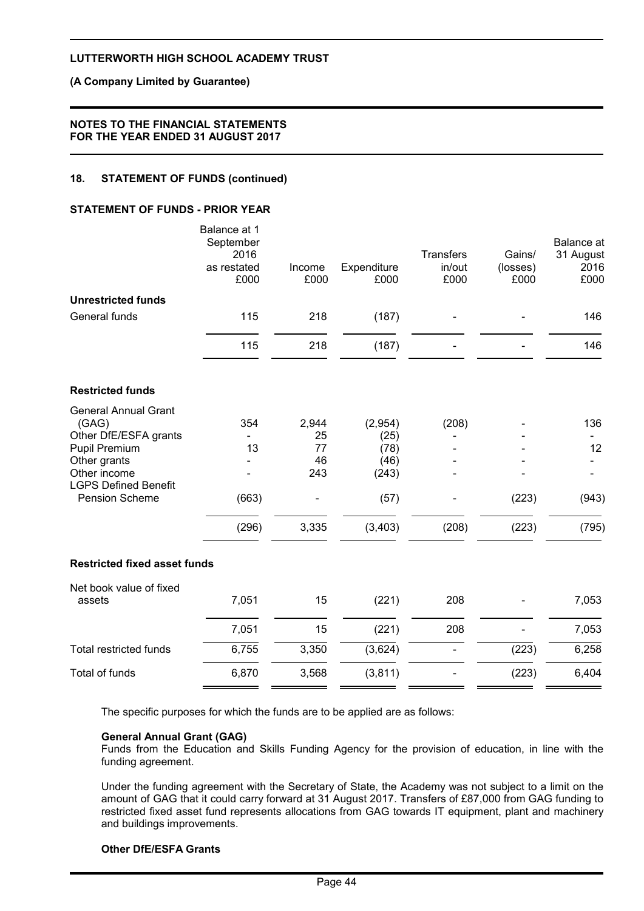**LUTTERWORTH HIGH SCHOOL ACADEMY TRUST**

**(A Company Limited by Guarantee)**

**NOTES TO THE FINANCIAL STATEMENTS FOR THE YEAR ENDED 31 AUGUST 2017**

## 18. STATEMENT OF FUNDS (continued)

### STATEMENT OF FUNDS - PRIOR YEAR

| | Balance at 1 September 2016 as restated £000 | Income £000 | Expenditure £000 | Transfers in/out £000 | Gains/ (losses) £000 | Balance at 31 August 2016 £000 |
|---|---|---|---|---|---|---|
| **Unrestricted funds** | | | | | | |
| General funds | 115 | 218 | (187) | - | - | 146 |
| | 115 | 218 | (187) | - | - | 146 |
| **Restricted funds** | | | | | | |
| General Annual Grant (GAG) | 354 | 2,944 | (2,954) | (208) | - | 136 |
| Other DfE/ESFA grants | - | 25 | (25) | - | - | - |
| Pupil Premium | 13 | 77 | (78) | - | - | 12 |
| Other grants | - | 46 | (46) | - | - | - |
| Other income | - | 243 | (243) | - | - | - |
| LGPS Defined Benefit Pension Scheme | (663) | - | (57) | - | (223) | (943) |
| | (296) | 3,335 | (3,403) | (208) | (223) | (795) |
| **Restricted fixed asset funds** | | | | | | |
| Net book value of fixed assets | 7,051 | 15 | (221) | 208 | - | 7,053 |
| | 7,051 | 15 | (221) | 208 | - | 7,053 |
| Total restricted funds | 6,755 | 3,350 | (3,624) | - | (223) | 6,258 |
| Total of funds | 6,870 | 3,568 | (3,811) | - | (223) | 6,404 |

The specific purposes for which the funds are to be applied are as follows:

**General Annual Grant (GAG)**
Funds from the Education and Skills Funding Agency for the provision of education, in line with the funding agreement.

Under the funding agreement with the Secretary of State, the Academy was not subject to a limit on the amount of GAG that it could carry forward at 31 August 2017. Transfers of £87,000 from GAG funding to restricted fixed asset fund represents allocations from GAG towards IT equipment, plant and machinery and buildings improvements.

**Other DfE/ESFA Grants**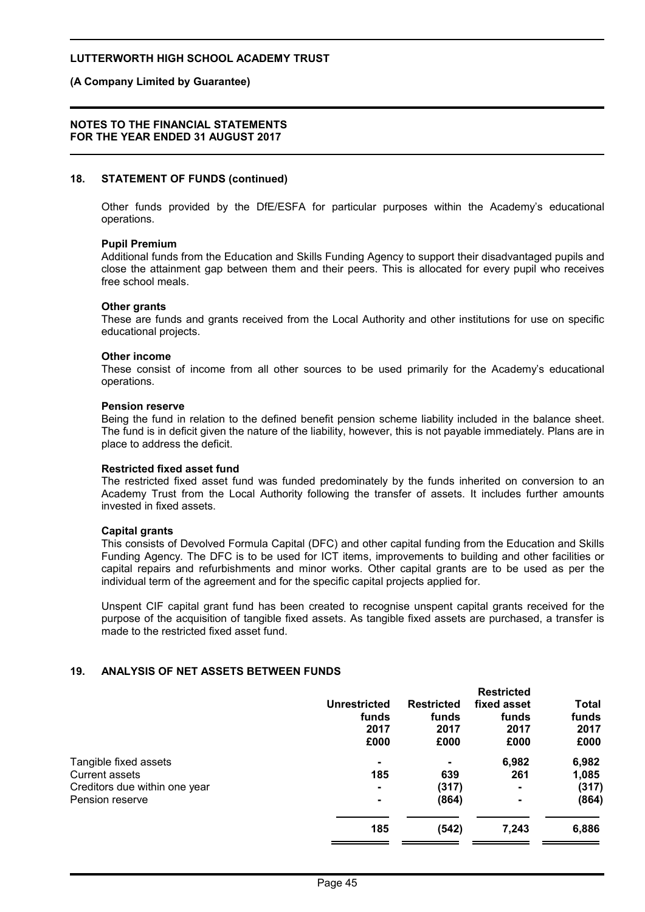## 18. STATEMENT OF FUNDS (continued)

Other funds provided by the DfE/ESFA for particular purposes within the Academy's educational operations.

**Pupil Premium**
Additional funds from the Education and Skills Funding Agency to support their disadvantaged pupils and close the attainment gap between them and their peers. This is allocated for every pupil who receives free school meals.

**Other grants**
These are funds and grants received from the Local Authority and other institutions for use on specific educational projects.

**Other income**
These consist of income from all other sources to be used primarily for the Academy's educational operations.

**Pension reserve**
Being the fund in relation to the defined benefit pension scheme liability included in the balance sheet. The fund is in deficit given the nature of the liability, however, this is not payable immediately. Plans are in place to address the deficit.

**Restricted fixed asset fund**
The restricted fixed asset fund was funded predominately by the funds inherited on conversion to an Academy Trust from the Local Authority following the transfer of assets. It includes further amounts invested in fixed assets.

**Capital grants**
This consists of Devolved Formula Capital (DFC) and other capital funding from the Education and Skills Funding Agency. The DFC is to be used for ICT items, improvements to building and other facilities or capital repairs and refurbishments and minor works. Other capital grants are to be used as per the individual term of the agreement and for the specific capital projects applied for.

Unspent CIF capital grant fund has been created to recognise unspent capital grants received for the purpose of the acquisition of tangible fixed assets. As tangible fixed assets are purchased, a transfer is made to the restricted fixed asset fund.

## 19. ANALYSIS OF NET ASSETS BETWEEN FUNDS

| | Unrestricted funds 2017 £000 | Restricted funds 2017 £000 | Restricted fixed asset funds 2017 £000 | Total funds 2017 £000 |
|---|---|---|---|---|
| Tangible fixed assets | - | - | 6,982 | 6,982 |
| Current assets | 185 | 639 | 261 | 1,085 |
| Creditors due within one year | - | (317) | - | (317) |
| Pension reserve | - | (864) | - | (864) |
| | **185** | **(542)** | **7,243** | **6,886** |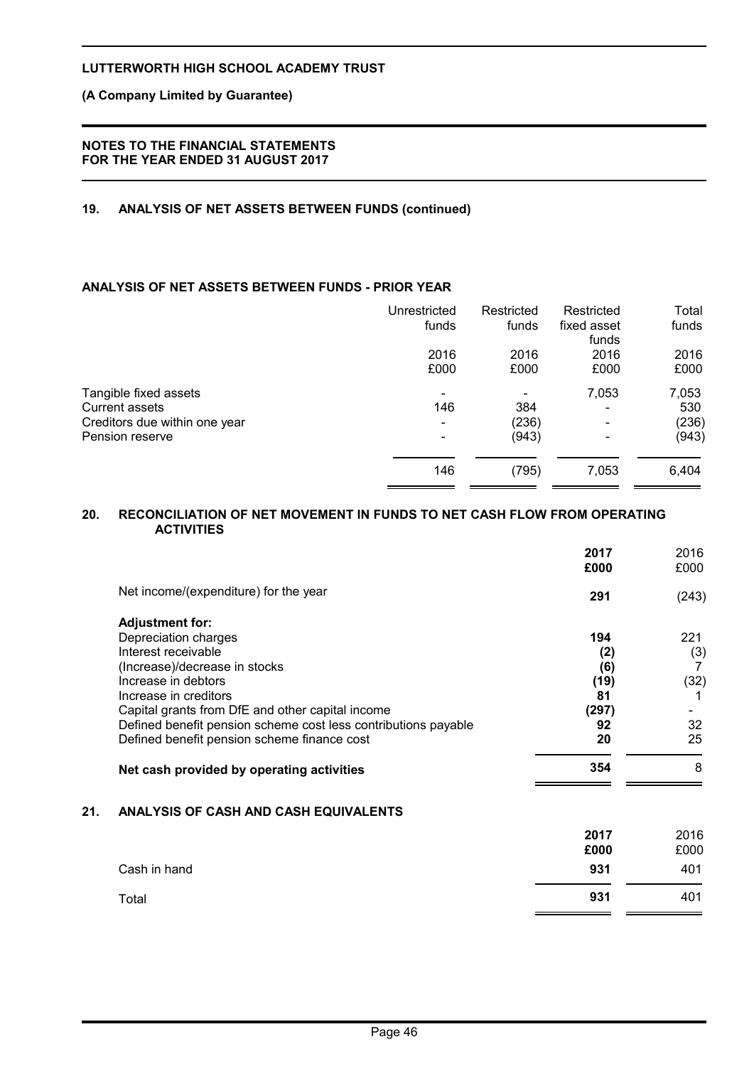## 19. ANALYSIS OF NET ASSETS BETWEEN FUNDS (continued)

### ANALYSIS OF NET ASSETS BETWEEN FUNDS - PRIOR YEAR

| | Unrestricted funds 2016 £000 | Restricted funds 2016 £000 | Restricted fixed asset funds 2016 £000 | Total funds 2016 £000 |
|---|---|---|---|---|
| Tangible fixed assets | - | - | 7,053 | 7,053 |
| Current assets | 146 | 384 | - | 530 |
| Creditors due within one year | - | (236) | - | (236) |
| Pension reserve | - | (943) | - | (943) |
| | 146 | (795) | 7,053 | 6,404 |

## 20. RECONCILIATION OF NET MOVEMENT IN FUNDS TO NET CASH FLOW FROM OPERATING ACTIVITIES

| | 2017 £000 | 2016 £000 |
|---|---|---|
| Net income/(expenditure) for the year | **291** | (243) |
| **Adjustment for:** | | |
| Depreciation charges | **194** | 221 |
| Interest receivable | **(2)** | (3) |
| (Increase)/decrease in stocks | **(6)** | 7 |
| Increase in debtors | **(19)** | (32) |
| Increase in creditors | **81** | 1 |
| Capital grants from DfE and other capital income | **(297)** | - |
| Defined benefit pension scheme cost less contributions payable | **92** | 32 |
| Defined benefit pension scheme finance cost | **20** | 25 |
| **Net cash provided by operating activities** | **354** | 8 |

## 21. ANALYSIS OF CASH AND CASH EQUIVALENTS

| | 2017 £000 | 2016 £000 |
|---|---|---|
| Cash in hand | **931** | 401 |
| Total | **931** | 401 |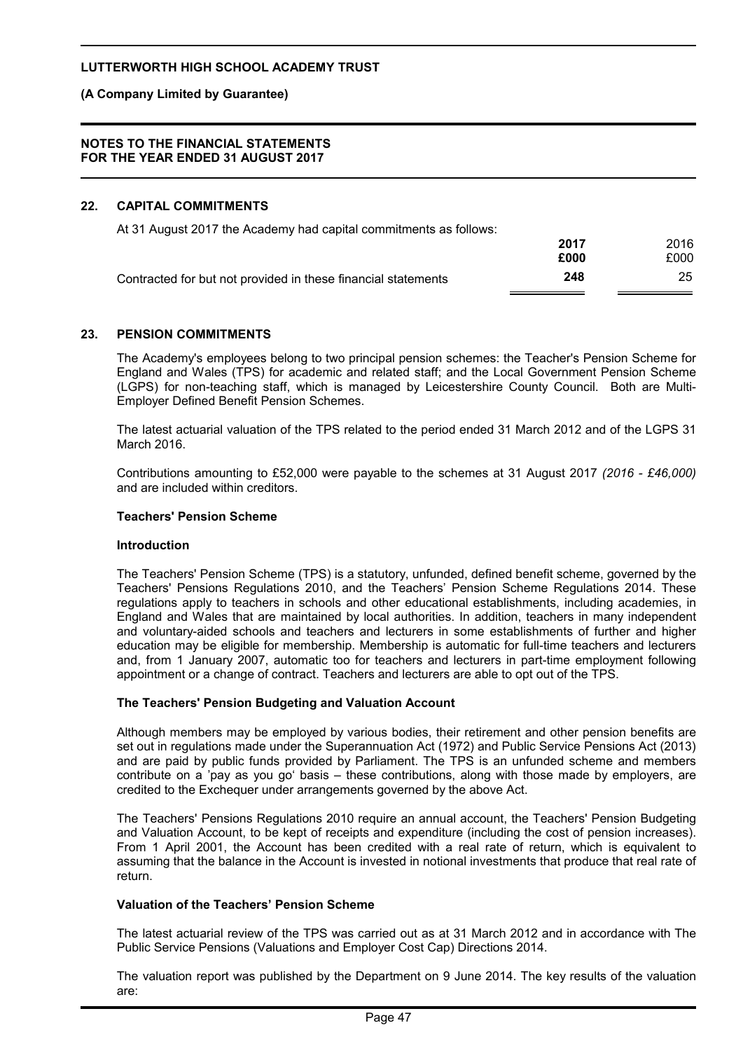## 22. CAPITAL COMMITMENTS

At 31 August 2017 the Academy had capital commitments as follows:

| | **2017** | 2016 |
|---|---|---|
| | **£000** | £000 |
| Contracted for but not provided in these financial statements | **248** | 25 |

## 23. PENSION COMMITMENTS

The Academy's employees belong to two principal pension schemes: the Teacher's Pension Scheme for England and Wales (TPS) for academic and related staff; and the Local Government Pension Scheme (LGPS) for non-teaching staff, which is managed by Leicestershire County Council. Both are Multi-Employer Defined Benefit Pension Schemes.

The latest actuarial valuation of the TPS related to the period ended 31 March 2012 and of the LGPS 31 March 2016.

Contributions amounting to £52,000 were payable to the schemes at 31 August 2017 *(2016 - £46,000)* and are included within creditors.

### Teachers' Pension Scheme

#### Introduction

The Teachers' Pension Scheme (TPS) is a statutory, unfunded, defined benefit scheme, governed by the Teachers' Pensions Regulations 2010, and the Teachers' Pension Scheme Regulations 2014. These regulations apply to teachers in schools and other educational establishments, including academies, in England and Wales that are maintained by local authorities. In addition, teachers in many independent and voluntary-aided schools and teachers and lecturers in some establishments of further and higher education may be eligible for membership. Membership is automatic for full-time teachers and lecturers and, from 1 January 2007, automatic too for teachers and lecturers in part-time employment following appointment or a change of contract. Teachers and lecturers are able to opt out of the TPS.

#### The Teachers' Pension Budgeting and Valuation Account

Although members may be employed by various bodies, their retirement and other pension benefits are set out in regulations made under the Superannuation Act (1972) and Public Service Pensions Act (2013) and are paid by public funds provided by Parliament. The TPS is an unfunded scheme and members contribute on a 'pay as you go' basis – these contributions, along with those made by employers, are credited to the Exchequer under arrangements governed by the above Act.

The Teachers' Pensions Regulations 2010 require an annual account, the Teachers' Pension Budgeting and Valuation Account, to be kept of receipts and expenditure (including the cost of pension increases). From 1 April 2001, the Account has been credited with a real rate of return, which is equivalent to assuming that the balance in the Account is invested in notional investments that produce that real rate of return.

#### Valuation of the Teachers' Pension Scheme

The latest actuarial review of the TPS was carried out as at 31 March 2012 and in accordance with The Public Service Pensions (Valuations and Employer Cost Cap) Directions 2014.

The valuation report was published by the Department on 9 June 2014. The key results of the valuation are: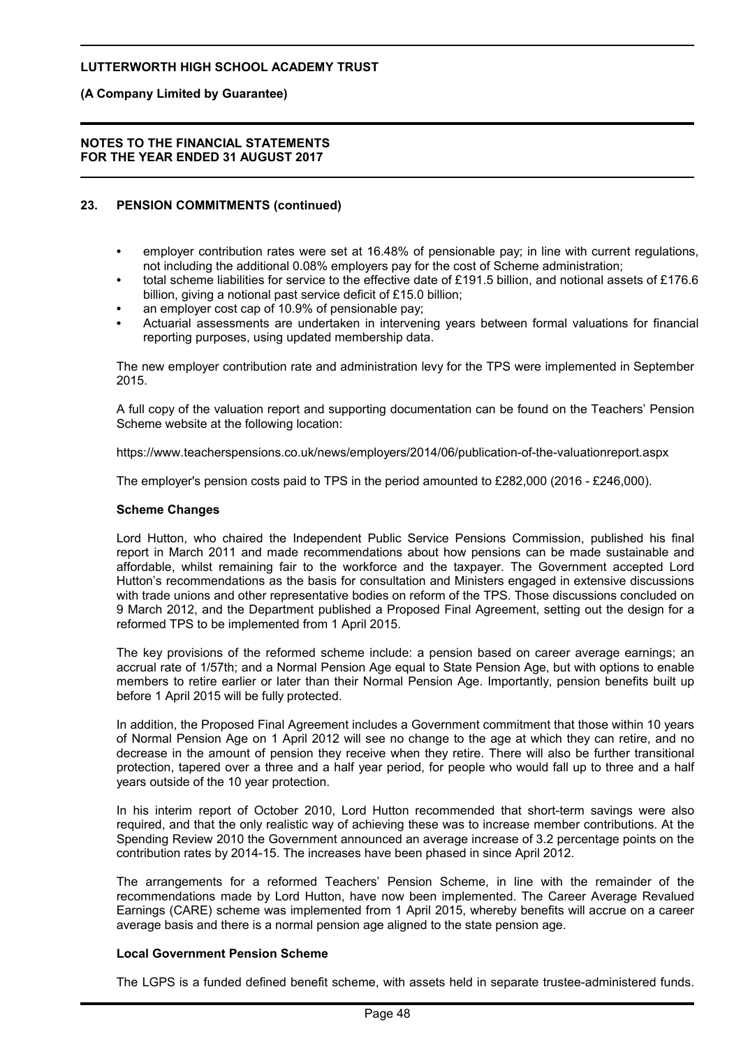## 23. PENSION COMMITMENTS (continued)

- employer contribution rates were set at 16.48% of pensionable pay; in line with current regulations, not including the additional 0.08% employers pay for the cost of Scheme administration;
- total scheme liabilities for service to the effective date of £191.5 billion, and notional assets of £176.6 billion, giving a notional past service deficit of £15.0 billion;
- an employer cost cap of 10.9% of pensionable pay;
- Actuarial assessments are undertaken in intervening years between formal valuations for financial reporting purposes, using updated membership data.

The new employer contribution rate and administration levy for the TPS were implemented in September 2015.

A full copy of the valuation report and supporting documentation can be found on the Teachers' Pension Scheme website at the following location:

https://www.teacherspensions.co.uk/news/employers/2014/06/publication-of-the-valuationreport.aspx

The employer's pension costs paid to TPS in the period amounted to £282,000 (2016 - £246,000).

**Scheme Changes**

Lord Hutton, who chaired the Independent Public Service Pensions Commission, published his final report in March 2011 and made recommendations about how pensions can be made sustainable and affordable, whilst remaining fair to the workforce and the taxpayer. The Government accepted Lord Hutton's recommendations as the basis for consultation and Ministers engaged in extensive discussions with trade unions and other representative bodies on reform of the TPS. Those discussions concluded on 9 March 2012, and the Department published a Proposed Final Agreement, setting out the design for a reformed TPS to be implemented from 1 April 2015.

The key provisions of the reformed scheme include: a pension based on career average earnings; an accrual rate of 1/57th; and a Normal Pension Age equal to State Pension Age, but with options to enable members to retire earlier or later than their Normal Pension Age. Importantly, pension benefits built up before 1 April 2015 will be fully protected.

In addition, the Proposed Final Agreement includes a Government commitment that those within 10 years of Normal Pension Age on 1 April 2012 will see no change to the age at which they can retire, and no decrease in the amount of pension they receive when they retire. There will also be further transitional protection, tapered over a three and a half year period, for people who would fall up to three and a half years outside of the 10 year protection.

In his interim report of October 2010, Lord Hutton recommended that short-term savings were also required, and that the only realistic way of achieving these was to increase member contributions. At the Spending Review 2010 the Government announced an average increase of 3.2 percentage points on the contribution rates by 2014-15. The increases have been phased in since April 2012.

The arrangements for a reformed Teachers' Pension Scheme, in line with the remainder of the recommendations made by Lord Hutton, have now been implemented. The Career Average Revalued Earnings (CARE) scheme was implemented from 1 April 2015, whereby benefits will accrue on a career average basis and there is a normal pension age aligned to the state pension age.

**Local Government Pension Scheme**

The LGPS is a funded defined benefit scheme, with assets held in separate trustee-administered funds.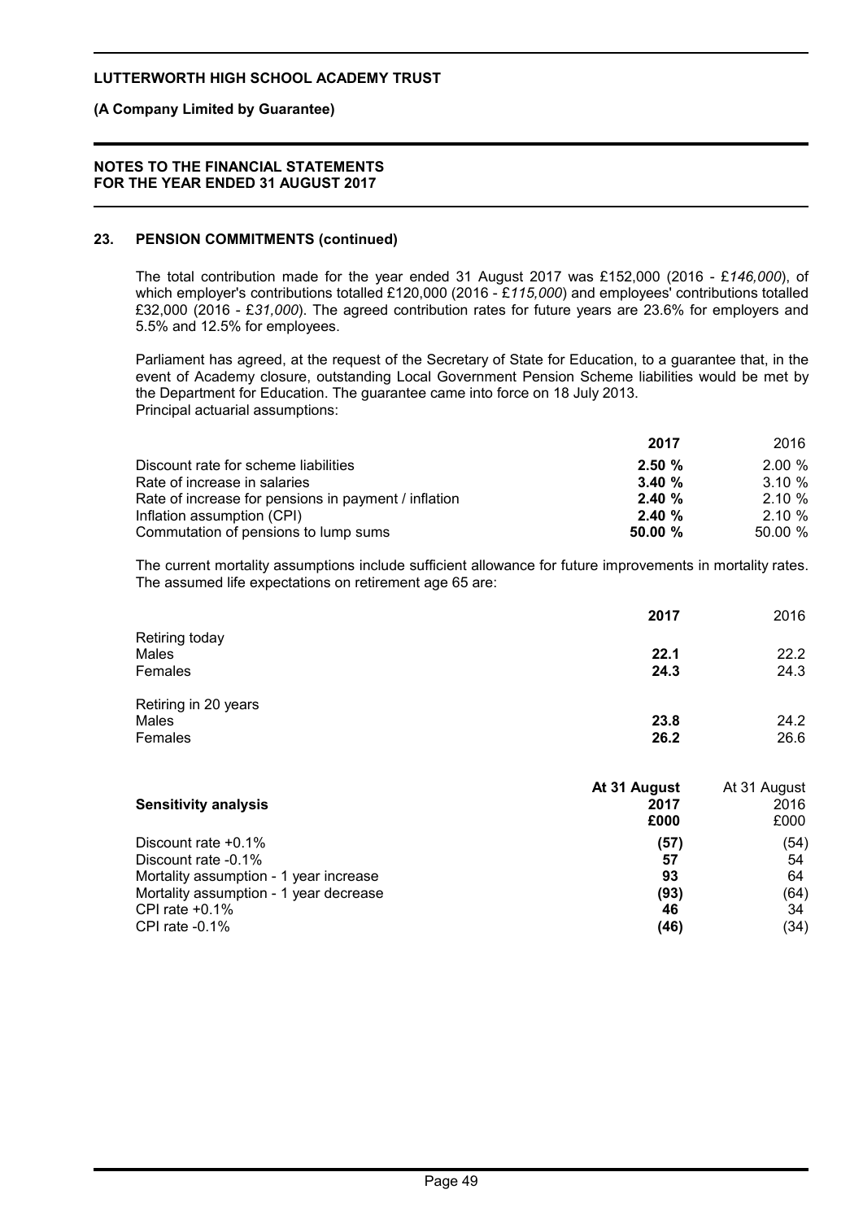## 23. PENSION COMMITMENTS (continued)

The total contribution made for the year ended 31 August 2017 was £152,000 (2016 - £*146,000*), of which employer's contributions totalled £120,000 (2016 - £*115,000*) and employees' contributions totalled £32,000 (2016 - £*31,000*). The agreed contribution rates for future years are 23.6% for employers and 5.5% and 12.5% for employees.

Parliament has agreed, at the request of the Secretary of State for Education, to a guarantee that, in the event of Academy closure, outstanding Local Government Pension Scheme liabilities would be met by the Department for Education. The guarantee came into force on 18 July 2013.

Principal actuarial assumptions:

| | **2017** | 2016 |
|---|---|---|
| Discount rate for scheme liabilities | **2.50 %** | 2.00 % |
| Rate of increase in salaries | **3.40 %** | 3.10 % |
| Rate of increase for pensions in payment / inflation | **2.40 %** | 2.10 % |
| Inflation assumption (CPI) | **2.40 %** | 2.10 % |
| Commutation of pensions to lump sums | **50.00 %** | 50.00 % |

The current mortality assumptions include sufficient allowance for future improvements in mortality rates. The assumed life expectations on retirement age 65 are:

| | **2017** | 2016 |
|---|---|---|
| Retiring today | | |
| Males | **22.1** | 22.2 |
| Females | **24.3** | 24.3 |
| Retiring in 20 years | | |
| Males | **23.8** | 24.2 |
| Females | **26.2** | 26.6 |

| **Sensitivity analysis** | **At 31 August 2017 £000** | At 31 August 2016 £000 |
|---|---|---|
| Discount rate +0.1% | **(57)** | (54) |
| Discount rate -0.1% | **57** | 54 |
| Mortality assumption - 1 year increase | **93** | 64 |
| Mortality assumption - 1 year decrease | **(93)** | (64) |
| CPI rate +0.1% | **46** | 34 |
| CPI rate -0.1% | **(46)** | (34) |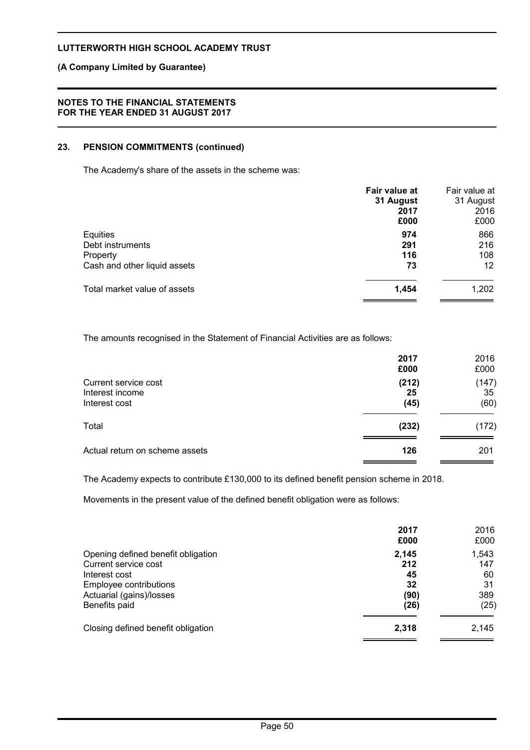## 23. PENSION COMMITMENTS (continued)

The Academy's share of the assets in the scheme was:

| | **Fair value at 31 August 2017 £000** | Fair value at 31 August 2016 £000 |
|---|---|---|
| Equities | **974** | 866 |
| Debt instruments | **291** | 216 |
| Property | **116** | 108 |
| Cash and other liquid assets | **73** | 12 |
| Total market value of assets | **1,454** | 1,202 |

The amounts recognised in the Statement of Financial Activities are as follows:

| | **2017 £000** | 2016 £000 |
|---|---|---|
| Current service cost | **(212)** | (147) |
| Interest income | **25** | 35 |
| Interest cost | **(45)** | (60) |
| Total | **(232)** | (172) |
| Actual return on scheme assets | **126** | 201 |

The Academy expects to contribute £130,000 to its defined benefit pension scheme in 2018.

Movements in the present value of the defined benefit obligation were as follows:

| | **2017 £000** | 2016 £000 |
|---|---|---|
| Opening defined benefit obligation | **2,145** | 1,543 |
| Current service cost | **212** | 147 |
| Interest cost | **45** | 60 |
| Employee contributions | **32** | 31 |
| Actuarial (gains)/losses | **(90)** | 389 |
| Benefits paid | **(26)** | (25) |
| Closing defined benefit obligation | **2,318** | 2,145 |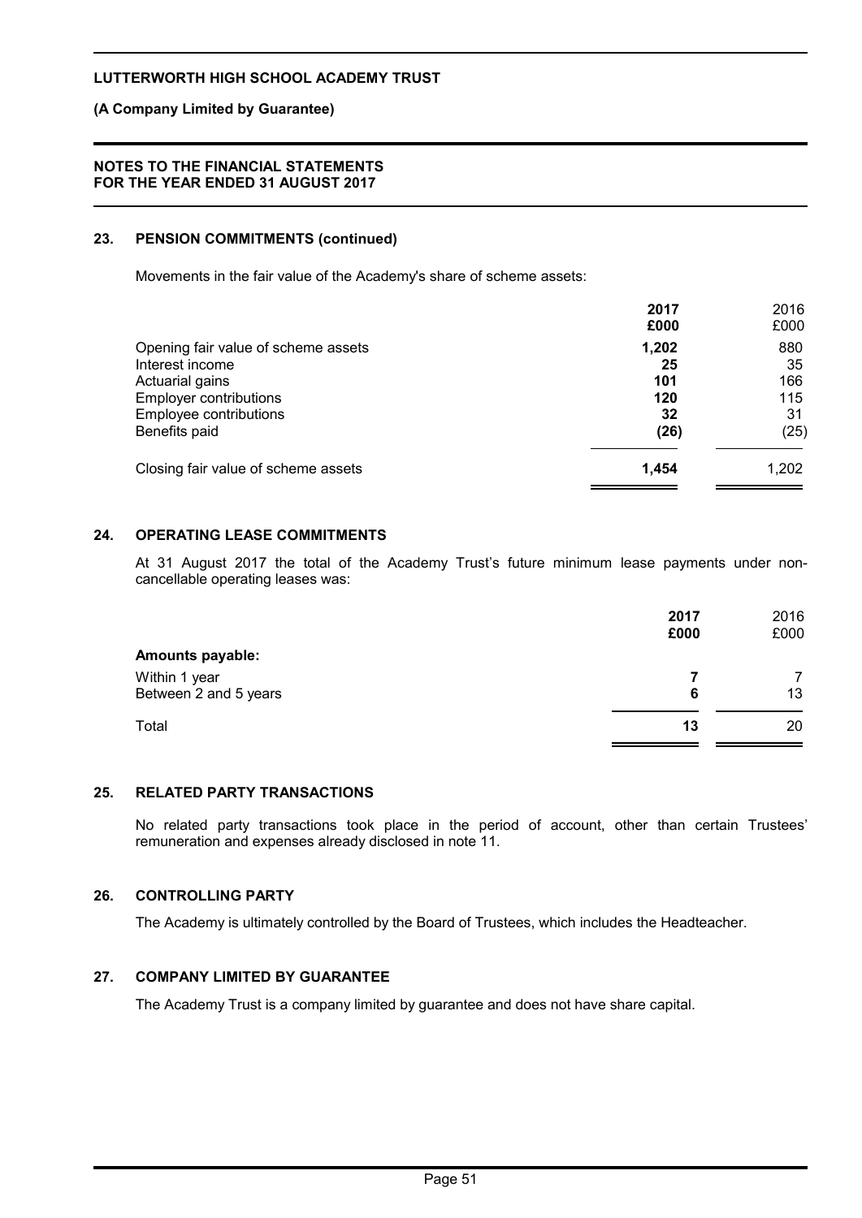## 23. PENSION COMMITMENTS (continued)

Movements in the fair value of the Academy's share of scheme assets:

| | **2017** | 2016 |
|---|---|---|
| | **£000** | £000 |
| Opening fair value of scheme assets | **1,202** | 880 |
| Interest income | **25** | 35 |
| Actuarial gains | **101** | 166 |
| Employer contributions | **120** | 115 |
| Employee contributions | **32** | 31 |
| Benefits paid | **(26)** | (25) |
| Closing fair value of scheme assets | **1,454** | 1,202 |

## 24. OPERATING LEASE COMMITMENTS

At 31 August 2017 the total of the Academy Trust's future minimum lease payments under non-cancellable operating leases was:

| | **2017** | 2016 |
|---|---|---|
| | **£000** | £000 |
| **Amounts payable:** | | |
| Within 1 year | **7** | 7 |
| Between 2 and 5 years | **6** | 13 |
| Total | **13** | 20 |

## 25. RELATED PARTY TRANSACTIONS

No related party transactions took place in the period of account, other than certain Trustees' remuneration and expenses already disclosed in note 11.

## 26. CONTROLLING PARTY

The Academy is ultimately controlled by the Board of Trustees, which includes the Headteacher.

## 27. COMPANY LIMITED BY GUARANTEE

The Academy Trust is a company limited by guarantee and does not have share capital.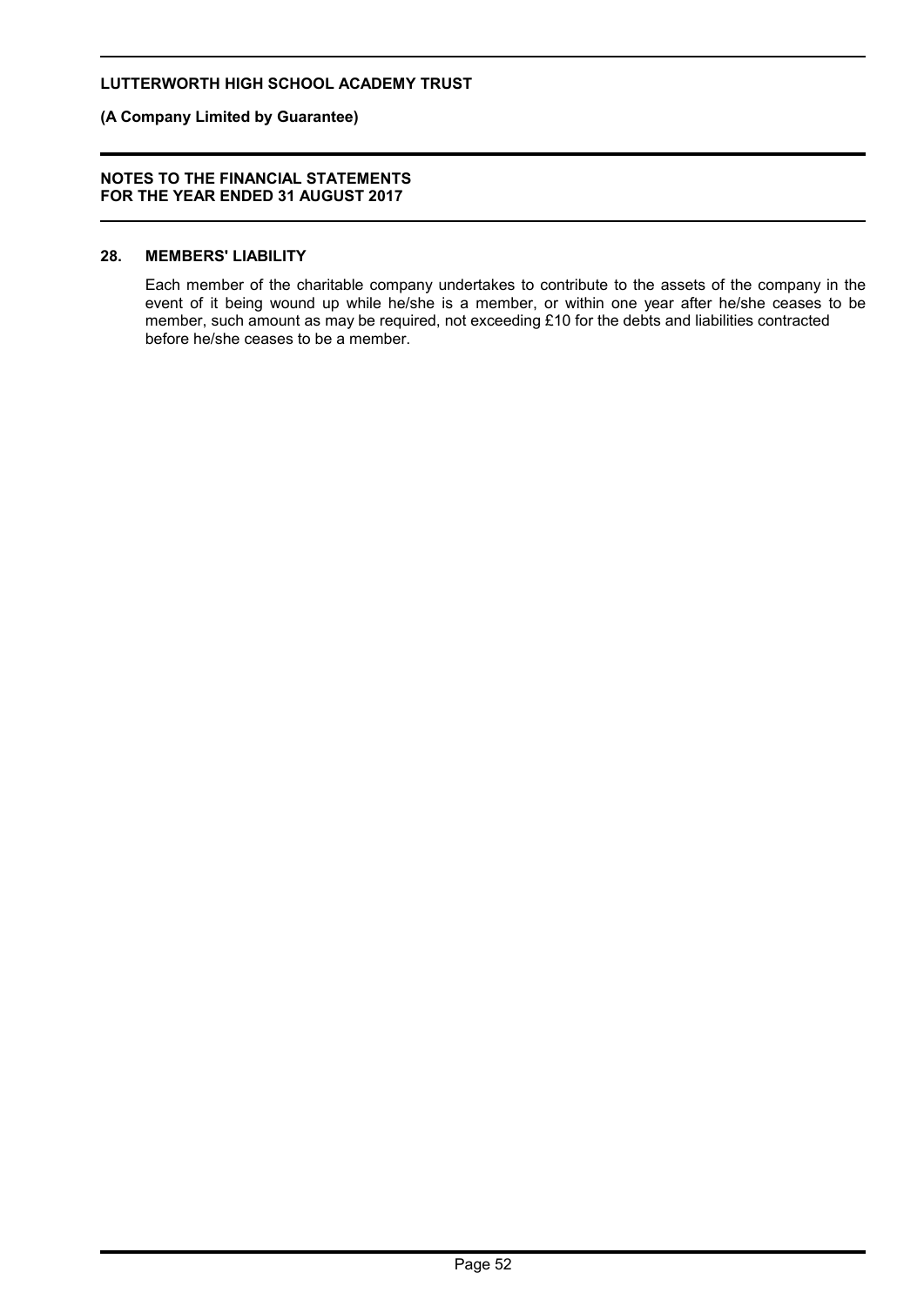## 28. MEMBERS' LIABILITY

Each member of the charitable company undertakes to contribute to the assets of the company in the event of it being wound up while he/she is a member, or within one year after he/she ceases to be member, such amount as may be required, not exceeding £10 for the debts and liabilities contracted before he/she ceases to be a member.